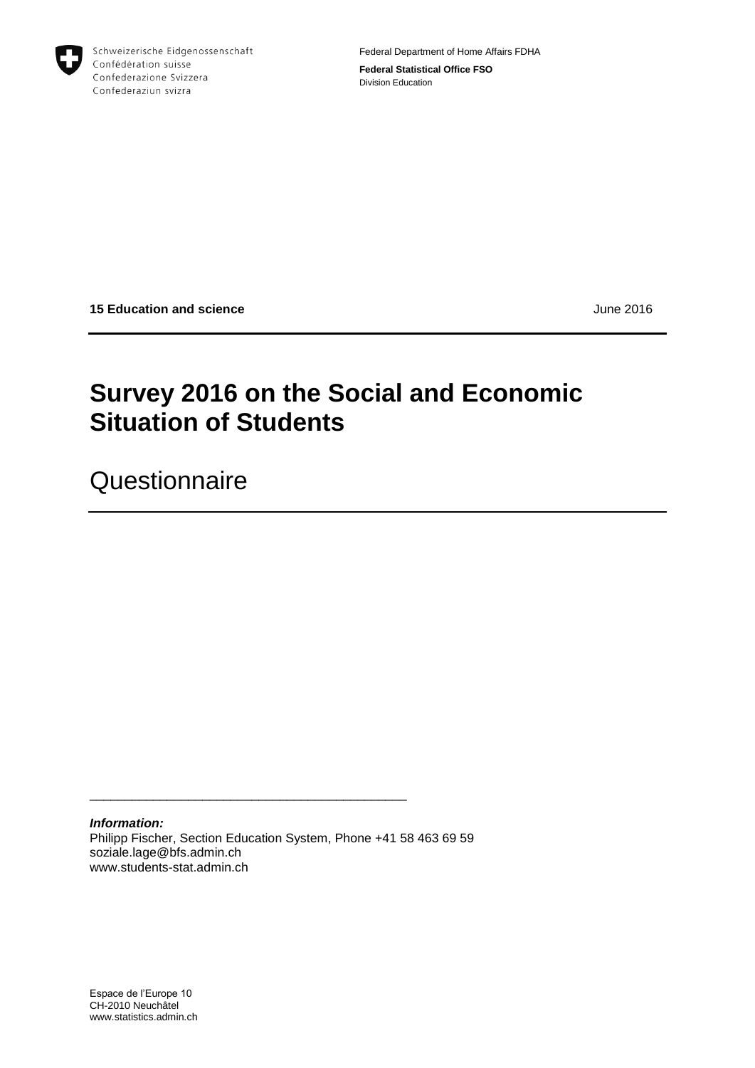Schweizerische Eidgenossenschaft
Confédération suisse
Confederazione Svizzera
Confederaziun svizra

Federal Department of Home Affairs FDHA

**Federal Statistical Office FSO**
Division Education

**15 Education and science** June 2016

# Survey 2016 on the Social and Economic Situation of Students

## Questionnaire

***Information:***
Philipp Fischer, Section Education System, Phone +41 58 463 69 59
soziale.lage@bfs.admin.ch
www.students-stat.admin.ch

Espace de l'Europe 10
CH-2010 Neuchâtel
www.statistics.admin.ch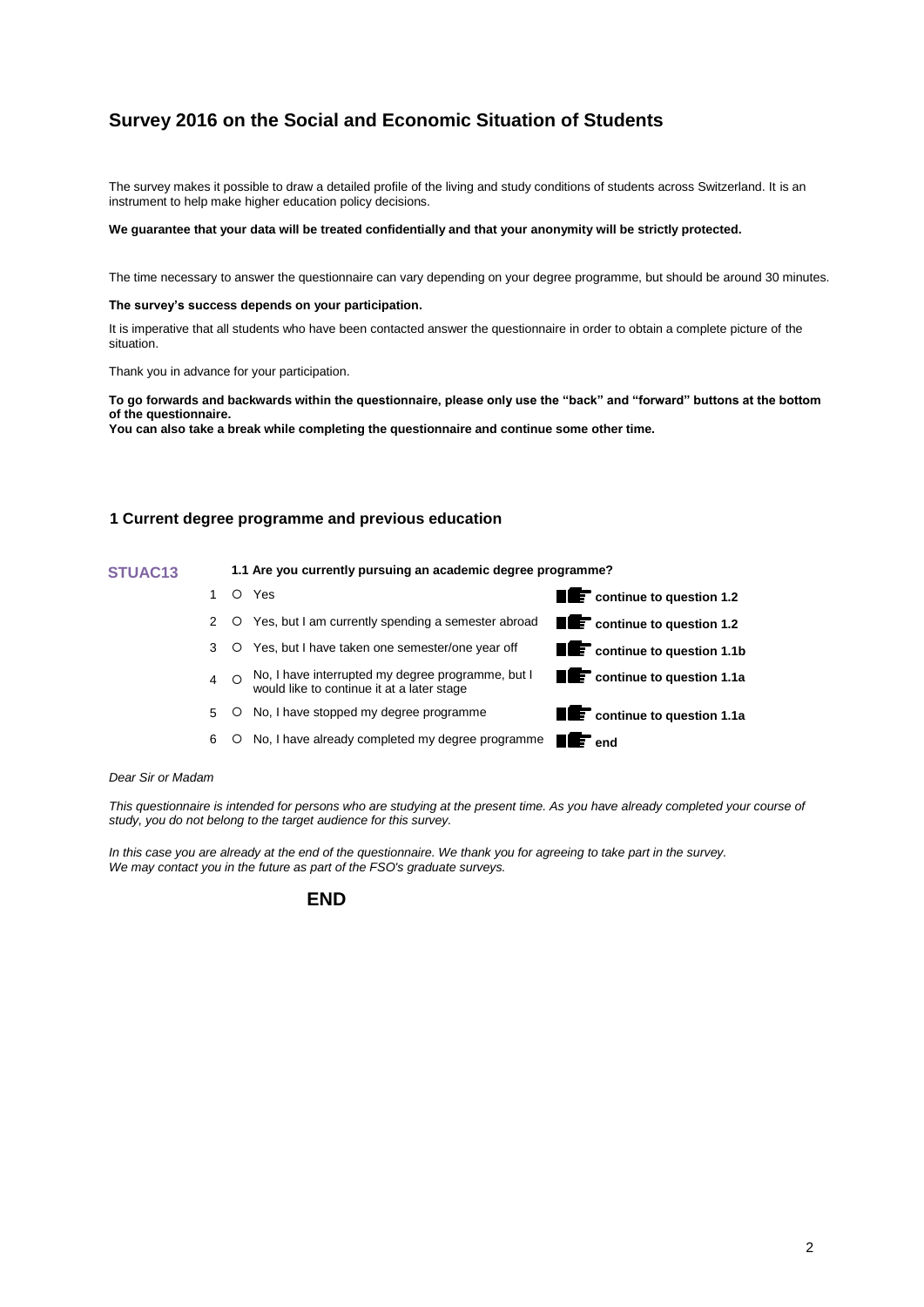## Survey 2016 on the Social and Economic Situation of Students

The survey makes it possible to draw a detailed profile of the living and study conditions of students across Switzerland. It is an instrument to help make higher education policy decisions.

**We guarantee that your data will be treated confidentially and that your anonymity will be strictly protected.**

The time necessary to answer the questionnaire can vary depending on your degree programme, but should be around 30 minutes.

**The survey's success depends on your participation.**

It is imperative that all students who have been contacted answer the questionnaire in order to obtain a complete picture of the situation.

Thank you in advance for your participation.

**To go forwards and backwards within the questionnaire, please only use the "back" and "forward" buttons at the bottom of the questionnaire.**
**You can also take a break while completing the questionnaire and continue some other time.**

### 1 Current degree programme and previous education

**STUAC13** **1.1 Are you currently pursuing an academic degree programme?**

1 ○ Yes — **continue to question 1.2**

2 ○ Yes, but I am currently spending a semester abroad — **continue to question 1.2**

3 ○ Yes, but I have taken one semester/one year off — **continue to question 1.1b**

4 ○ No, I have interrupted my degree programme, but I would like to continue it at a later stage — **continue to question 1.1a**

5 ○ No, I have stopped my degree programme — **continue to question 1.1a**

6 ○ No, I have already completed my degree programme — **end**

*Dear Sir or Madam*

*This questionnaire is intended for persons who are studying at the present time. As you have already completed your course of study, you do not belong to the target audience for this survey.*

*In this case you are already at the end of the questionnaire. We thank you for agreeing to take part in the survey.*
*We may contact you in the future as part of the FSO's graduate surveys.*

**END**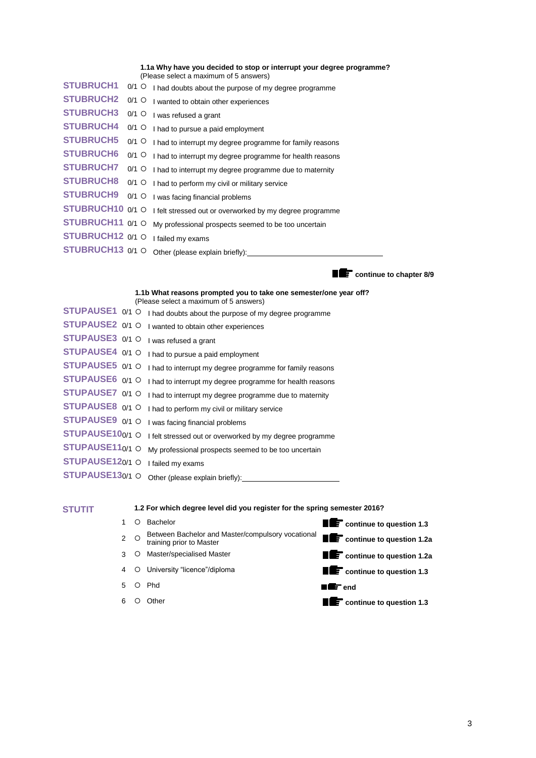**1.1a Why have you decided to stop or interrupt your degree programme?**
(Please select a maximum of 5 answers)

| Variable | Code | Answer |
|---|---|---|
| STUBRUCH1 | 0/1 ○ | I had doubts about the purpose of my degree programme |
| STUBRUCH2 | 0/1 ○ | I wanted to obtain other experiences |
| STUBRUCH3 | 0/1 ○ | I was refused a grant |
| STUBRUCH4 | 0/1 ○ | I had to pursue a paid employment |
| STUBRUCH5 | 0/1 ○ | I had to interrupt my degree programme for family reasons |
| STUBRUCH6 | 0/1 ○ | I had to interrupt my degree programme for health reasons |
| STUBRUCH7 | 0/1 ○ | I had to interrupt my degree programme due to maternity |
| STUBRUCH8 | 0/1 ○ | I had to perform my civil or military service |
| STUBRUCH9 | 0/1 ○ | I was facing financial problems |
| STUBRUCH10 | 0/1 ○ | I felt stressed out or overworked by my degree programme |
| STUBRUCH11 | 0/1 ○ | My professional prospects seemed to be too uncertain |
| STUBRUCH12 | 0/1 ○ | I failed my exams |
| STUBRUCH13 | 0/1 ○ | Other (please explain briefly):______________________ |

☛ **continue to chapter 8/9**

**1.1b What reasons prompted you to take one semester/one year off?**
(Please select a maximum of 5 answers)

| Variable | Code | Answer |
|---|---|---|
| STUPAUSE1 | 0/1 ○ | I had doubts about the purpose of my degree programme |
| STUPAUSE2 | 0/1 ○ | I wanted to obtain other experiences |
| STUPAUSE3 | 0/1 ○ | I was refused a grant |
| STUPAUSE4 | 0/1 ○ | I had to pursue a paid employment |
| STUPAUSE5 | 0/1 ○ | I had to interrupt my degree programme for family reasons |
| STUPAUSE6 | 0/1 ○ | I had to interrupt my degree programme for health reasons |
| STUPAUSE7 | 0/1 ○ | I had to interrupt my degree programme due to maternity |
| STUPAUSE8 | 0/1 ○ | I had to perform my civil or military service |
| STUPAUSE9 | 0/1 ○ | I was facing financial problems |
| STUPAUSE10 | 0/1 ○ | I felt stressed out or overworked by my degree programme |
| STUPAUSE11 | 0/1 ○ | My professional prospects seemed to be too uncertain |
| STUPAUSE12 | 0/1 ○ | I failed my exams |
| STUPAUSE13 | 0/1 ○ | Other (please explain briefly):______________________ |

**STUTIT**

**1.2 For which degree level did you register for the spring semester 2016?**

| Code | | Answer | Filter |
|---|---|---|---|
| 1 | ○ | Bachelor | ☛ continue to question 1.3 |
| 2 | ○ | Between Bachelor and Master/compulsory vocational training prior to Master | ☛ continue to question 1.2a |
| 3 | ○ | Master/specialised Master | ☛ continue to question 1.2a |
| 4 | ○ | University "licence"/diploma | ☛ continue to question 1.3 |
| 5 | ○ | Phd | ☛ end |
| 6 | ○ | Other | ☛ continue to question 1.3 |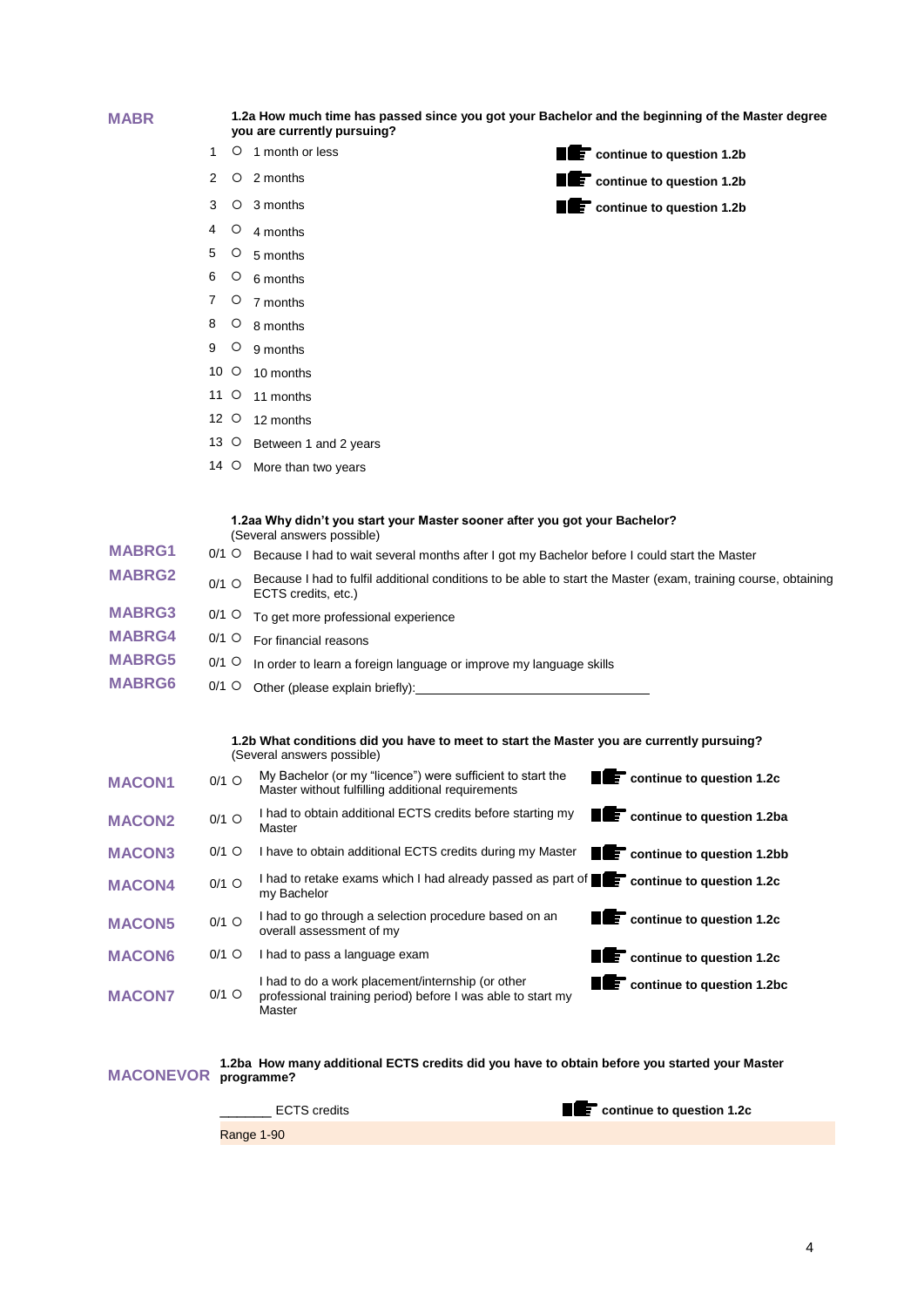**MABR**

**1.2a How much time has passed since you got your Bachelor and the beginning of the Master degree you are currently pursuing?**

| | | | |
|---|---|---|---|
| 1 | O | 1 month or less | continue to question 1.2b |
| 2 | O | 2 months | continue to question 1.2b |
| 3 | O | 3 months | continue to question 1.2b |
| 4 | O | 4 months | |
| 5 | O | 5 months | |
| 6 | O | 6 months | |
| 7 | O | 7 months | |
| 8 | O | 8 months | |
| 9 | O | 9 months | |
| 10 | O | 10 months | |
| 11 | O | 11 months | |
| 12 | O | 12 months | |
| 13 | O | Between 1 and 2 years | |
| 14 | O | More than two years | |

**1.2aa Why didn't you start your Master sooner after you got your Bachelor?**
(Several answers possible)

| | | |
|---|---|---|
| **MABRG1** | 0/1 O | Because I had to wait several months after I got my Bachelor before I could start the Master |
| **MABRG2** | 0/1 O | Because I had to fulfil additional conditions to be able to start the Master (exam, training course, obtaining ECTS credits, etc.) |
| **MABRG3** | 0/1 O | To get more professional experience |
| **MABRG4** | 0/1 O | For financial reasons |
| **MABRG5** | 0/1 O | In order to learn a foreign language or improve my language skills |
| **MABRG6** | 0/1 O | Other (please explain briefly):________________________________ |

**1.2b What conditions did you have to meet to start the Master you are currently pursuing?**
(Several answers possible)

| | | | |
|---|---|---|---|
| **MACON1** | 0/1 O | My Bachelor (or my "licence") were sufficient to start the Master without fulfilling additional requirements | **continue to question 1.2c** |
| **MACON2** | 0/1 O | I had to obtain additional ECTS credits before starting my Master | **continue to question 1.2ba** |
| **MACON3** | 0/1 O | I have to obtain additional ECTS credits during my Master | **continue to question 1.2bb** |
| **MACON4** | 0/1 O | I had to retake exams which I had already passed as part of my Bachelor | **continue to question 1.2c** |
| **MACON5** | 0/1 O | I had to go through a selection procedure based on an overall assessment of my | **continue to question 1.2c** |
| **MACON6** | 0/1 O | I had to pass a language exam | **continue to question 1.2c** |
| **MACON7** | 0/1 O | I had to do a work placement/internship (or other professional training period) before I was able to start my Master | **continue to question 1.2bc** |

**MACONEVOR** **1.2ba How many additional ECTS credits did you have to obtain before you started your Master programme?**

_______ ECTS credits — **continue to question 1.2c**

Range 1-90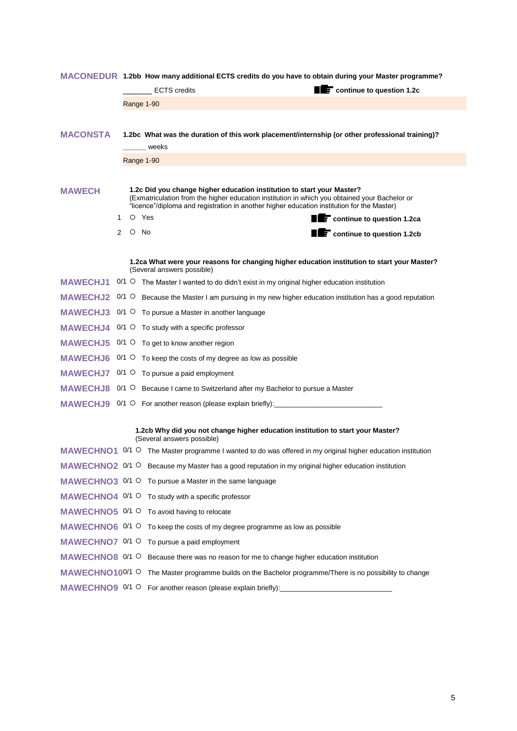**MACONEDUR** **1.2bb How many additional ECTS credits do you have to obtain during your Master programme?**

_______ ECTS credits ☞ **continue to question 1.2c**

Range 1-90

**MACONSTA** **1.2bc What was the duration of this work placement/internship (or other professional training)?**

______ weeks

Range 1-90

**MAWECH** **1.2c Did you change higher education institution to start your Master?**
(Exmatriculation from the higher education institution in which you obtained your Bachelor or "licence"/diploma and registration in another higher education institution for the Master)

1 ○ Yes ☞ **continue to question 1.2ca**

2 ○ No ☞ **continue to question 1.2cb**

**1.2ca What were your reasons for changing higher education institution to start your Master?**
(Several answers possible)

**MAWECHJ1** 0/1 ○ The Master I wanted to do didn't exist in my original higher education institution

**MAWECHJ2** 0/1 ○ Because the Master I am pursuing in my new higher education institution has a good reputation

**MAWECHJ3** 0/1 ○ To pursue a Master in another language

**MAWECHJ4** 0/1 ○ To study with a specific professor

**MAWECHJ5** 0/1 ○ To get to know another region

**MAWECHJ6** 0/1 ○ To keep the costs of my degree as low as possible

**MAWECHJ7** 0/1 ○ To pursue a paid employment

**MAWECHJ8** 0/1 ○ Because I came to Switzerland after my Bachelor to pursue a Master

**MAWECHJ9** 0/1 ○ For another reason (please explain briefly):___________________________

**1.2cb Why did you not change higher education institution to start your Master?**
(Several answers possible)

**MAWECHNO1** 0/1 ○ The Master programme I wanted to do was offered in my original higher education institution

**MAWECHNO2** 0/1 ○ Because my Master has a good reputation in my original higher education institution

**MAWECHNO3** 0/1 ○ To pursue a Master in the same language

**MAWECHNO4** 0/1 ○ To study with a specific professor

**MAWECHNO5** 0/1 ○ To avoid having to relocate

**MAWECHNO6** 0/1 ○ To keep the costs of my degree programme as low as possible

**MAWECHNO7** 0/1 ○ To pursue a paid employment

**MAWECHNO8** 0/1 ○ Because there was no reason for me to change higher education institution

**MAWECHNO10** 0/1 ○ The Master programme builds on the Bachelor programme/There is no possibility to change

**MAWECHNO9** 0/1 ○ For another reason (please explain briefly):____________________________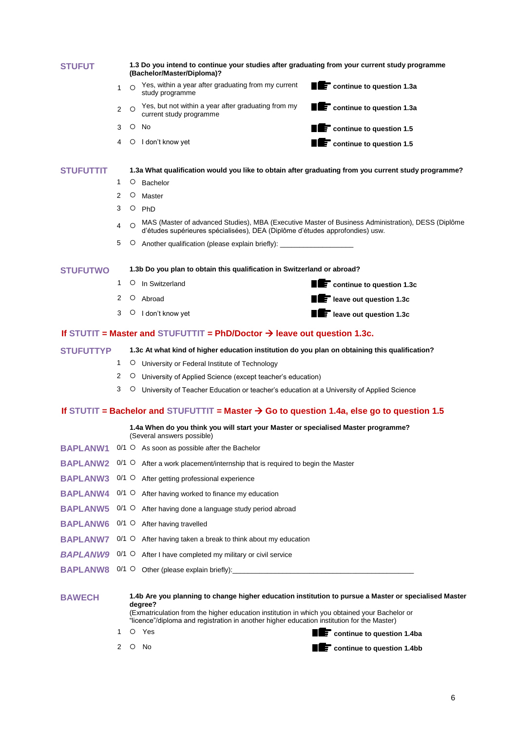**STUFUT** **1.3 Do you intend to continue your studies after graduating from your current study programme (Bachelor/Master/Diploma)?**

1 ○ Yes, within a year after graduating from my current study programme → **continue to question 1.3a**

2 ○ Yes, but not within a year after graduating from my current study programme → **continue to question 1.3a**

3 ○ No → **continue to question 1.5**

4 ○ I don't know yet → **continue to question 1.5**

**STUFUTTIT** **1.3a What qualification would you like to obtain after graduating from you current study programme?**

1 ○ Bachelor

2 ○ Master

3 ○ PhD

4 ○ MAS (Master of advanced Studies), MBA (Executive Master of Business Administration), DESS (Diplôme d'études supérieures spécialisées), DEA (Diplôme d'études approfondies) usw.

5 ○ Another qualification (please explain briefly): __________________

**STUFUTWO** **1.3b Do you plan to obtain this qualification in Switzerland or abroad?**

1 ○ In Switzerland → **continue to question 1.3c**

2 ○ Abroad → **leave out question 1.3c**

3 ○ I don't know yet → **leave out question 1.3c**

**If STUTIT = Master and STUFUTTIT = PhD/Doctor → leave out question 1.3c.**

**STUFUTTYP** **1.3c At what kind of higher education institution do you plan on obtaining this qualification?**

1 ○ University or Federal Institute of Technology

2 ○ University of Applied Science (except teacher's education)

3 ○ University of Teacher Education or teacher's education at a University of Applied Science

**If STUTIT = Bachelor and STUFUTTIT = Master → Go to question 1.4a, else go to question 1.5**

**1.4a When do you think you will start your Master or specialised Master programme?**
(Several answers possible)

**BAPLANW1** 0/1 ○ As soon as possible after the Bachelor

**BAPLANW2** 0/1 ○ After a work placement/internship that is required to begin the Master

**BAPLANW3** 0/1 ○ After getting professional experience

**BAPLANW4** 0/1 ○ After having worked to finance my education

**BAPLANW5** 0/1 ○ After having done a language study period abroad

**BAPLANW6** 0/1 ○ After having travelled

**BAPLANW7** 0/1 ○ After having taken a break to think about my education

***BAPLANW9*** 0/1 ○ After I have completed my military or civil service

**BAPLANW8** 0/1 ○ Other (please explain briefly):_______________________________________________

**BAWECH** **1.4b Are you planning to change higher education institution to pursue a Master or specialised Master degree?**
(Exmatriculation from the higher education institution in which you obtained your Bachelor or "licence"/diploma and registration in another higher education institution for the Master)

1 ○ Yes → **continue to question 1.4ba**

2 ○ No → **continue to question 1.4bb**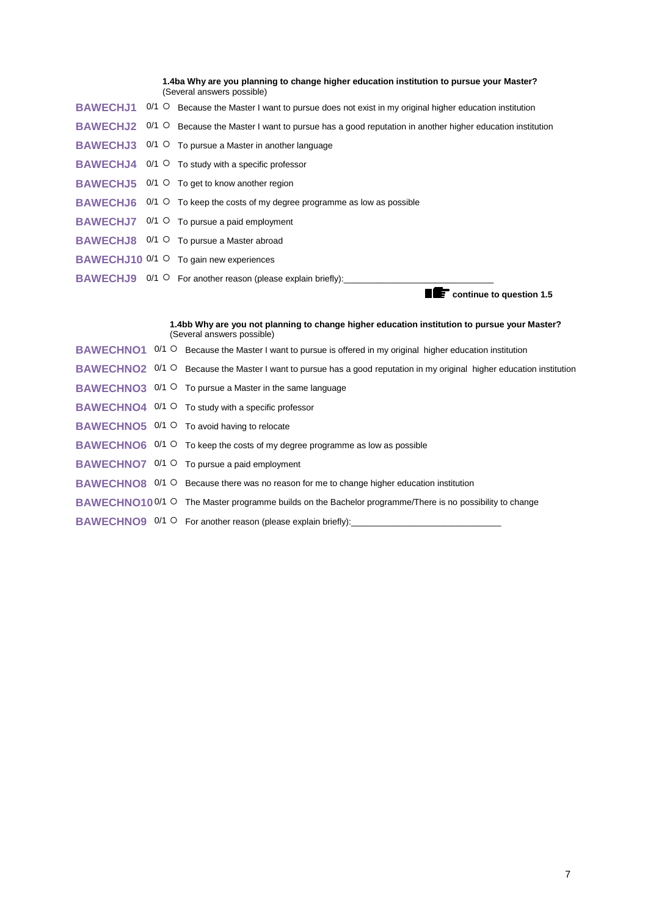**1.4ba Why are you planning to change higher education institution to pursue your Master?**
(Several answers possible)

**BAWECHJ1** 0/1 ○ Because the Master I want to pursue does not exist in my original higher education institution

**BAWECHJ2** 0/1 ○ Because the Master I want to pursue has a good reputation in another higher education institution

**BAWECHJ3** 0/1 ○ To pursue a Master in another language

**BAWECHJ4** 0/1 ○ To study with a specific professor

**BAWECHJ5** 0/1 ○ To get to know another region

**BAWECHJ6** 0/1 ○ To keep the costs of my degree programme as low as possible

**BAWECHJ7** 0/1 ○ To pursue a paid employment

**BAWECHJ8** 0/1 ○ To pursue a Master abroad

**BAWECHJ10** 0/1 ○ To gain new experiences

**BAWECHJ9** 0/1 ○ For another reason (please explain briefly):_______________________________

**continue to question 1.5**

**1.4bb Why are you not planning to change higher education institution to pursue your Master?**
(Several answers possible)

**BAWECHNO1** 0/1 ○ Because the Master I want to pursue is offered in my original higher education institution

**BAWECHNO2** 0/1 ○ Because the Master I want to pursue has a good reputation in my original higher education institution

**BAWECHNO3** 0/1 ○ To pursue a Master in the same language

**BAWECHNO4** 0/1 ○ To study with a specific professor

**BAWECHNO5** 0/1 ○ To avoid having to relocate

**BAWECHNO6** 0/1 ○ To keep the costs of my degree programme as low as possible

**BAWECHNO7** 0/1 ○ To pursue a paid employment

**BAWECHNO8** 0/1 ○ Because there was no reason for me to change higher education institution

**BAWECHNO10** 0/1 ○ The Master programme builds on the Bachelor programme/There is no possibility to change

**BAWECHNO9** 0/1 ○ For another reason (please explain briefly):_______________________________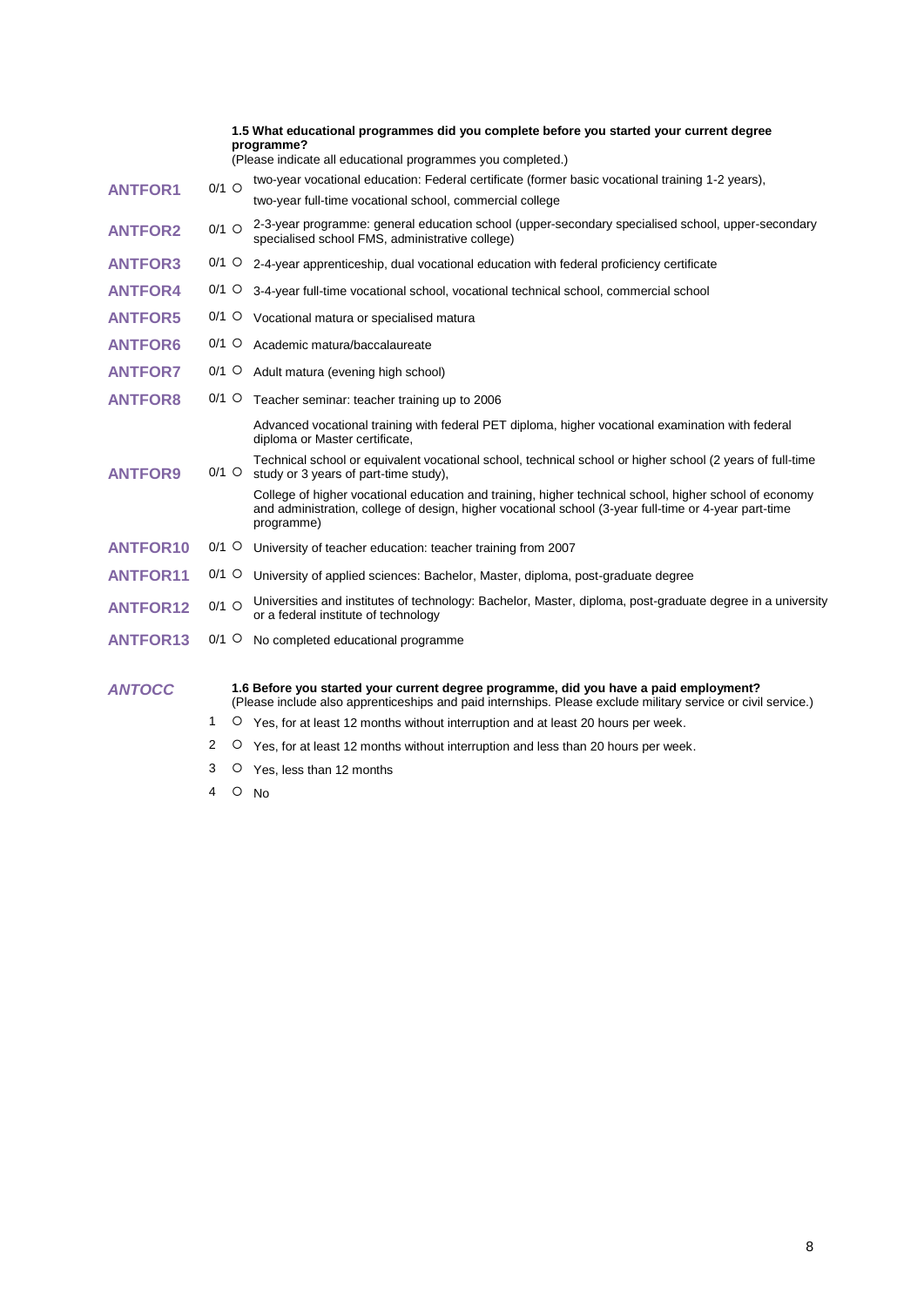**1.5 What educational programmes did you complete before you started your current degree programme?**
(Please indicate all educational programmes you completed.)

| Variable | Code | Answer |
|---|---|---|
| **ANTFOR1** | 0/1 ○ | two-year vocational education: Federal certificate (former basic vocational training 1-2 years), two-year full-time vocational school, commercial college |
| **ANTFOR2** | 0/1 ○ | 2-3-year programme: general education school (upper-secondary specialised school, upper-secondary specialised school FMS, administrative college) |
| **ANTFOR3** | 0/1 ○ | 2-4-year apprenticeship, dual vocational education with federal proficiency certificate |
| **ANTFOR4** | 0/1 ○ | 3-4-year full-time vocational school, vocational technical school, commercial school |
| **ANTFOR5** | 0/1 ○ | Vocational matura or specialised matura |
| **ANTFOR6** | 0/1 ○ | Academic matura/baccalaureate |
| **ANTFOR7** | 0/1 ○ | Adult matura (evening high school) |
| **ANTFOR8** | 0/1 ○ | Teacher seminar: teacher training up to 2006 |
| **ANTFOR9** | 0/1 ○ | Advanced vocational training with federal PET diploma, higher vocational examination with federal diploma or Master certificate, Technical school or equivalent vocational school, technical school or higher school (2 years of full-time study or 3 years of part-time study), College of higher vocational education and training, higher technical school, higher school of economy and administration, college of design, higher vocational school (3-year full-time or 4-year part-time programme) |
| **ANTFOR10** | 0/1 ○ | University of teacher education: teacher training from 2007 |
| **ANTFOR11** | 0/1 ○ | University of applied sciences: Bachelor, Master, diploma, post-graduate degree |
| **ANTFOR12** | 0/1 ○ | Universities and institutes of technology: Bachelor, Master, diploma, post-graduate degree in a university or a federal institute of technology |
| **ANTFOR13** | 0/1 ○ | No completed educational programme |

***ANTOCC***

**1.6 Before you started your current degree programme, did you have a paid employment?**
(Please include also apprenticeships and paid internships. Please exclude military service or civil service.)

1 ○ Yes, for at least 12 months without interruption and at least 20 hours per week.

2 ○ Yes, for at least 12 months without interruption and less than 20 hours per week.

3 ○ Yes, less than 12 months

4 ○ No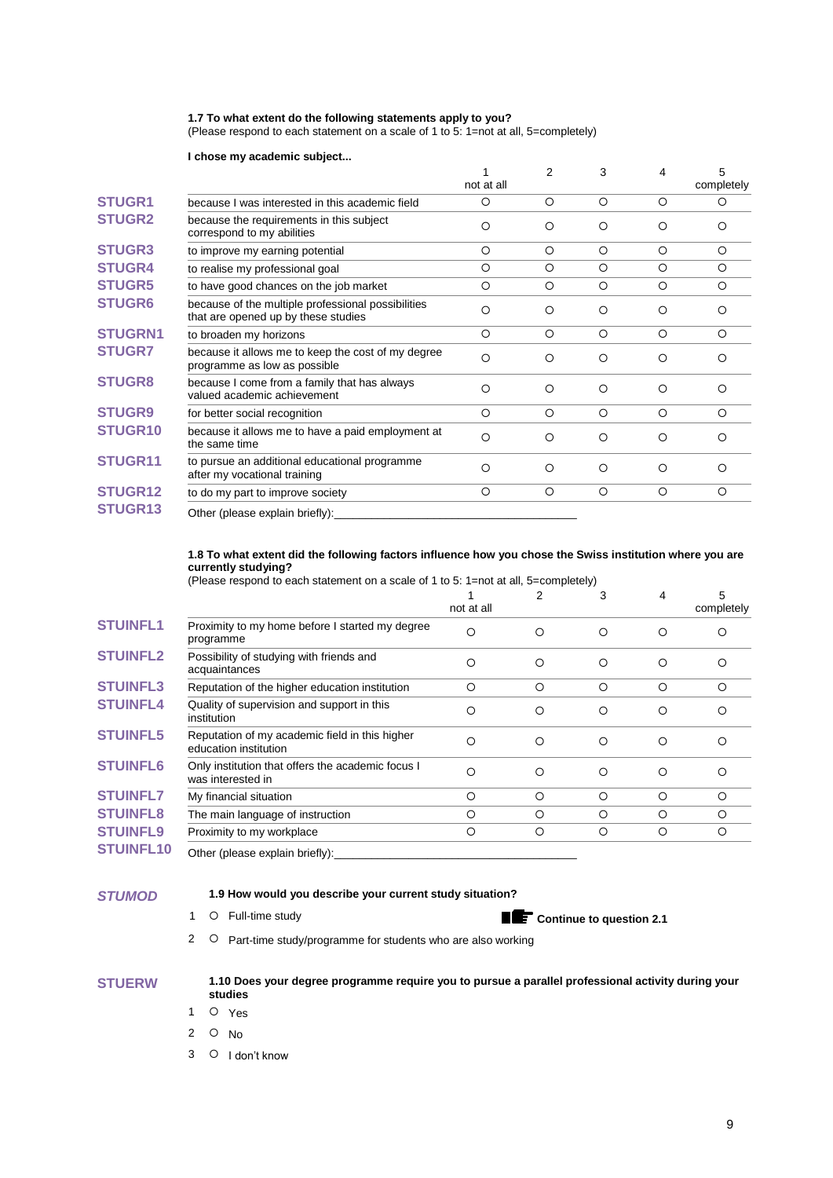**1.7 To what extent do the following statements apply to you?**
(Please respond to each statement on a scale of 1 to 5: 1=not at all, 5=completely)

**I chose my academic subject...**

| | | 1 not at all | 2 | 3 | 4 | 5 completely |
|---|---|---|---|---|---|---|
| **STUGR1** | because I was interested in this academic field | ○ | ○ | ○ | ○ | ○ |
| **STUGR2** | because the requirements in this subject correspond to my abilities | ○ | ○ | ○ | ○ | ○ |
| **STUGR3** | to improve my earning potential | ○ | ○ | ○ | ○ | ○ |
| **STUGR4** | to realise my professional goal | ○ | ○ | ○ | ○ | ○ |
| **STUGR5** | to have good chances on the job market | ○ | ○ | ○ | ○ | ○ |
| **STUGR6** | because of the multiple professional possibilities that are opened up by these studies | ○ | ○ | ○ | ○ | ○ |
| **STUGRN1** | to broaden my horizons | ○ | ○ | ○ | ○ | ○ |
| **STUGR7** | because it allows me to keep the cost of my degree programme as low as possible | ○ | ○ | ○ | ○ | ○ |
| **STUGR8** | because I come from a family that has always valued academic achievement | ○ | ○ | ○ | ○ | ○ |
| **STUGR9** | for better social recognition | ○ | ○ | ○ | ○ | ○ |
| **STUGR10** | because it allows me to have a paid employment at the same time | ○ | ○ | ○ | ○ | ○ |
| **STUGR11** | to pursue an additional educational programme after my vocational training | ○ | ○ | ○ | ○ | ○ |
| **STUGR12** | to do my part to improve society | ○ | ○ | ○ | ○ | ○ |
| **STUGR13** | Other (please explain briefly):______________________ | | | | | |

**1.8 To what extent did the following factors influence how you chose the Swiss institution where you are currently studying?**
(Please respond to each statement on a scale of 1 to 5: 1=not at all, 5=completely)

| | | 1 not at all | 2 | 3 | 4 | 5 completely |
|---|---|---|---|---|---|---|
| **STUINFL1** | Proximity to my home before I started my degree programme | ○ | ○ | ○ | ○ | ○ |
| **STUINFL2** | Possibility of studying with friends and acquaintances | ○ | ○ | ○ | ○ | ○ |
| **STUINFL3** | Reputation of the higher education institution | ○ | ○ | ○ | ○ | ○ |
| **STUINFL4** | Quality of supervision and support in this institution | ○ | ○ | ○ | ○ | ○ |
| **STUINFL5** | Reputation of my academic field in this higher education institution | ○ | ○ | ○ | ○ | ○ |
| **STUINFL6** | Only institution that offers the academic focus I was interested in | ○ | ○ | ○ | ○ | ○ |
| **STUINFL7** | My financial situation | ○ | ○ | ○ | ○ | ○ |
| **STUINFL8** | The main language of instruction | ○ | ○ | ○ | ○ | ○ |
| **STUINFL9** | Proximity to my workplace | ○ | ○ | ○ | ○ | ○ |
| **STUINFL10** | Other (please explain briefly):______________________ | | | | | |

***STUMOD***

**1.9 How would you describe your current study situation?**

1 ○ Full-time study — **Continue to question 2.1**

2 ○ Part-time study/programme for students who are also working

**STUERW**

**1.10 Does your degree programme require you to pursue a parallel professional activity during your studies**

1 ○ Yes

2 ○ No

3 ○ I don't know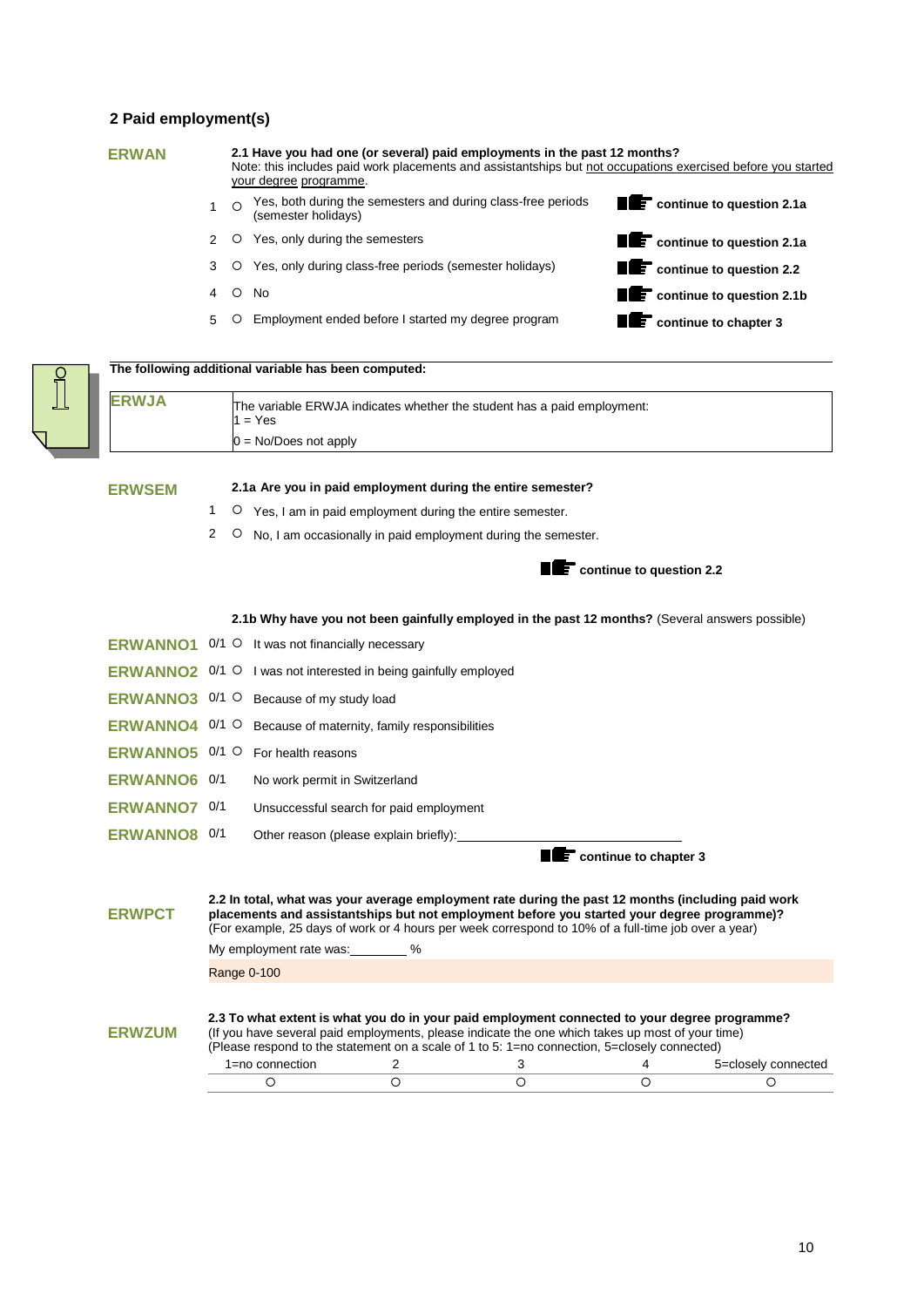## 2 Paid employment(s)

**ERWAN**

**2.1 Have you had one (or several) paid employments in the past 12 months?**
Note: this includes paid work placements and assistantships but not occupations exercised before you started your degree programme.

| | | |
|---|---|---|
| 1 ○ | Yes, both during the semesters and during class-free periods (semester holidays) | continue to question 2.1a |
| 2 ○ | Yes, only during the semesters | continue to question 2.1a |
| 3 ○ | Yes, only during class-free periods (semester holidays) | continue to question 2.2 |
| 4 ○ | No | continue to question 2.1b |
| 5 ○ | Employment ended before I started my degree program | continue to chapter 3 |

**The following additional variable has been computed:**

| | |
|---|---|
| **ERWJA** | The variable ERWJA indicates whether the student has a paid employment:<br>1 = Yes<br>0 = No/Does not apply |

**ERWSEM**

**2.1a Are you in paid employment during the entire semester?**

1 ○ Yes, I am in paid employment during the entire semester.

2 ○ No, I am occasionally in paid employment during the semester.

**continue to question 2.2**

**2.1b Why have you not been gainfully employed in the past 12 months?** (Several answers possible)

| | | |
|---|---|---|
| **ERWANNO1** | 0/1 ○ | It was not financially necessary |
| **ERWANNO2** | 0/1 ○ | I was not interested in being gainfully employed |
| **ERWANNO3** | 0/1 ○ | Because of my study load |
| **ERWANNO4** | 0/1 ○ | Because of maternity, family responsibilities |
| **ERWANNO5** | 0/1 ○ | For health reasons |
| **ERWANNO6** | 0/1 | No work permit in Switzerland |
| **ERWANNO7** | 0/1 | Unsuccessful search for paid employment |
| **ERWANNO8** | 0/1 | Other reason (please explain briefly):________________________ |

**continue to chapter 3**

**ERWPCT**

**2.2 In total, what was your average employment rate during the past 12 months (including paid work placements and assistantships but not employment before you started your degree programme)?**
(For example, 25 days of work or 4 hours per week correspond to 10% of a full-time job over a year)

My employment rate was:________ %

Range 0-100

**ERWZUM**

**2.3 To what extent is what you do in your paid employment connected to your degree programme?**
(If you have several paid employments, please indicate the one which takes up most of your time)
(Please respond to the statement on a scale of 1 to 5: 1=no connection, 5=closely connected)

| 1=no connection | 2 | 3 | 4 | 5=closely connected |
|---|---|---|---|---|
| ○ | ○ | ○ | ○ | ○ |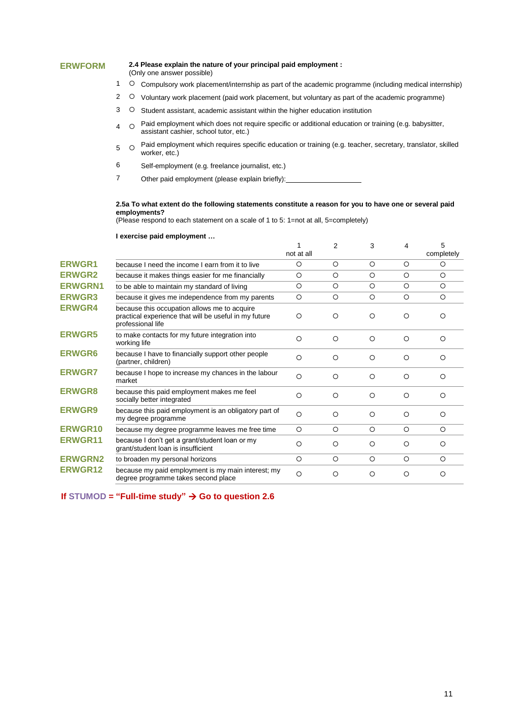**ERWFORM**

**2.4 Please explain the nature of your principal paid employment :**
(Only one answer possible)

1 ○ Compulsory work placement/internship as part of the academic programme (including medical internship)

2 ○ Voluntary work placement (paid work placement, but voluntary as part of the academic programme)

3 ○ Student assistant, academic assistant within the higher education institution

4 ○ Paid employment which does not require specific or additional education or training (e.g. babysitter, assistant cashier, school tutor, etc.)

5 ○ Paid employment which requires specific education or training (e.g. teacher, secretary, translator, skilled worker, etc.)

6 Self-employment (e.g. freelance journalist, etc.)

7 Other paid employment (please explain briefly):____________________

**2.5a To what extent do the following statements constitute a reason for you to have one or several paid employments?**
(Please respond to each statement on a scale of 1 to 5: 1=not at all, 5=completely)

**I exercise paid employment …**

| | | 1 not at all | 2 | 3 | 4 | 5 completely |
|---|---|---|---|---|---|---|
| **ERWGR1** | because I need the income I earn from it to live | ○ | ○ | ○ | ○ | ○ |
| **ERWGR2** | because it makes things easier for me financially | ○ | ○ | ○ | ○ | ○ |
| **ERWGRN1** | to be able to maintain my standard of living | ○ | ○ | ○ | ○ | ○ |
| **ERWGR3** | because it gives me independence from my parents | ○ | ○ | ○ | ○ | ○ |
| **ERWGR4** | because this occupation allows me to acquire practical experience that will be useful in my future professional life | ○ | ○ | ○ | ○ | ○ |
| **ERWGR5** | to make contacts for my future integration into working life | ○ | ○ | ○ | ○ | ○ |
| **ERWGR6** | because I have to financially support other people (partner, children) | ○ | ○ | ○ | ○ | ○ |
| **ERWGR7** | because I hope to increase my chances in the labour market | ○ | ○ | ○ | ○ | ○ |
| **ERWGR8** | because this paid employment makes me feel socially better integrated | ○ | ○ | ○ | ○ | ○ |
| **ERWGR9** | because this paid employment is an obligatory part of my degree programme | ○ | ○ | ○ | ○ | ○ |
| **ERWGR10** | because my degree programme leaves me free time | ○ | ○ | ○ | ○ | ○ |
| **ERWGR11** | because I don't get a grant/student loan or my grant/student loan is insufficient | ○ | ○ | ○ | ○ | ○ |
| **ERWGRN2** | to broaden my personal horizons | ○ | ○ | ○ | ○ | ○ |
| **ERWGR12** | because my paid employment is my main interest; my degree programme takes second place | ○ | ○ | ○ | ○ | ○ |

**If STUMOD = "Full-time study" → Go to question 2.6**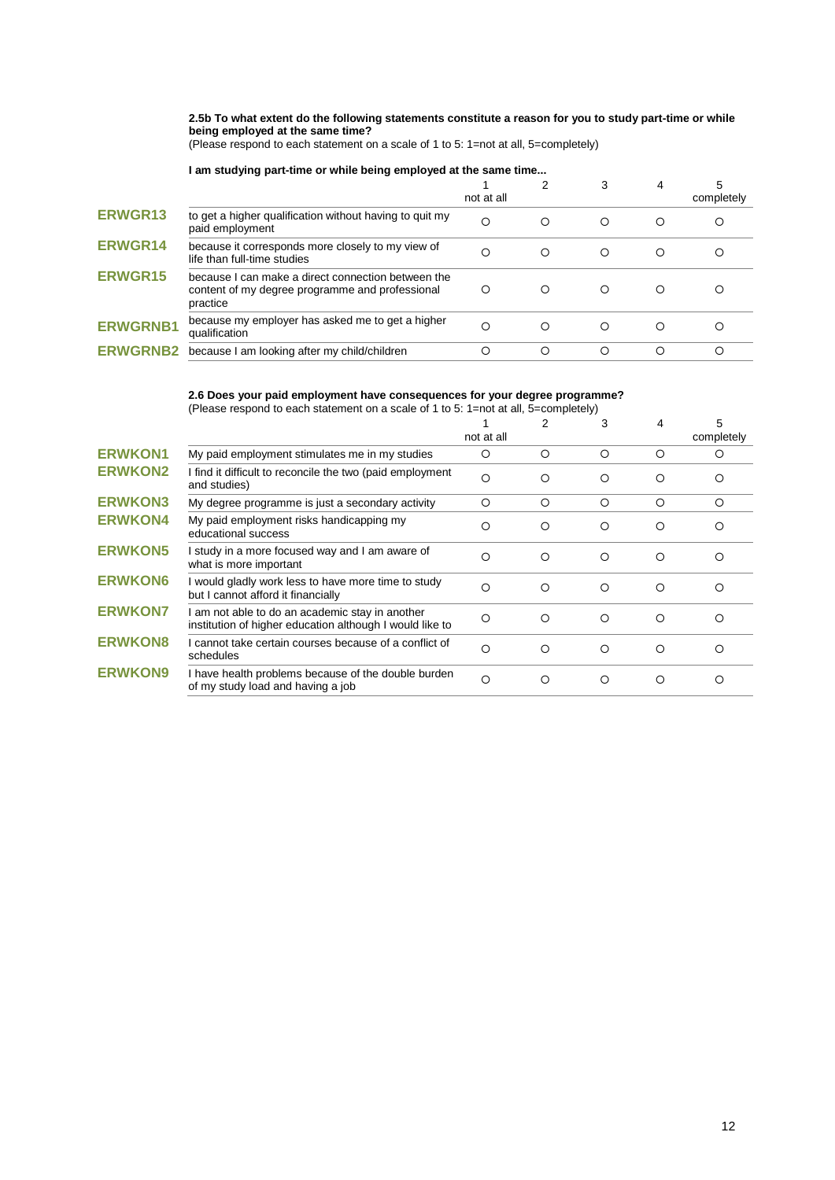**2.5b To what extent do the following statements constitute a reason for you to study part-time or while being employed at the same time?**
(Please respond to each statement on a scale of 1 to 5: 1=not at all, 5=completely)

**I am studying part-time or while being employed at the same time...**

| | | 1 not at all | 2 | 3 | 4 | 5 completely |
|---|---|---|---|---|---|---|
| **ERWGR13** | to get a higher qualification without having to quit my paid employment | ○ | ○ | ○ | ○ | ○ |
| **ERWGR14** | because it corresponds more closely to my view of life than full-time studies | ○ | ○ | ○ | ○ | ○ |
| **ERWGR15** | because I can make a direct connection between the content of my degree programme and professional practice | ○ | ○ | ○ | ○ | ○ |
| **ERWGRNB1** | because my employer has asked me to get a higher qualification | ○ | ○ | ○ | ○ | ○ |
| **ERWGRNB2** | because I am looking after my child/children | ○ | ○ | ○ | ○ | ○ |

**2.6 Does your paid employment have consequences for your degree programme?**
(Please respond to each statement on a scale of 1 to 5: 1=not at all, 5=completely)

| | | 1 not at all | 2 | 3 | 4 | 5 completely |
|---|---|---|---|---|---|---|
| **ERWKON1** | My paid employment stimulates me in my studies | ○ | ○ | ○ | ○ | ○ |
| **ERWKON2** | I find it difficult to reconcile the two (paid employment and studies) | ○ | ○ | ○ | ○ | ○ |
| **ERWKON3** | My degree programme is just a secondary activity | ○ | ○ | ○ | ○ | ○ |
| **ERWKON4** | My paid employment risks handicapping my educational success | ○ | ○ | ○ | ○ | ○ |
| **ERWKON5** | I study in a more focused way and I am aware of what is more important | ○ | ○ | ○ | ○ | ○ |
| **ERWKON6** | I would gladly work less to have more time to study but I cannot afford it financially | ○ | ○ | ○ | ○ | ○ |
| **ERWKON7** | I am not able to do an academic stay in another institution of higher education although I would like to | ○ | ○ | ○ | ○ | ○ |
| **ERWKON8** | I cannot take certain courses because of a conflict of schedules | ○ | ○ | ○ | ○ | ○ |
| **ERWKON9** | I have health problems because of the double burden of my study load and having a job | ○ | ○ | ○ | ○ | ○ |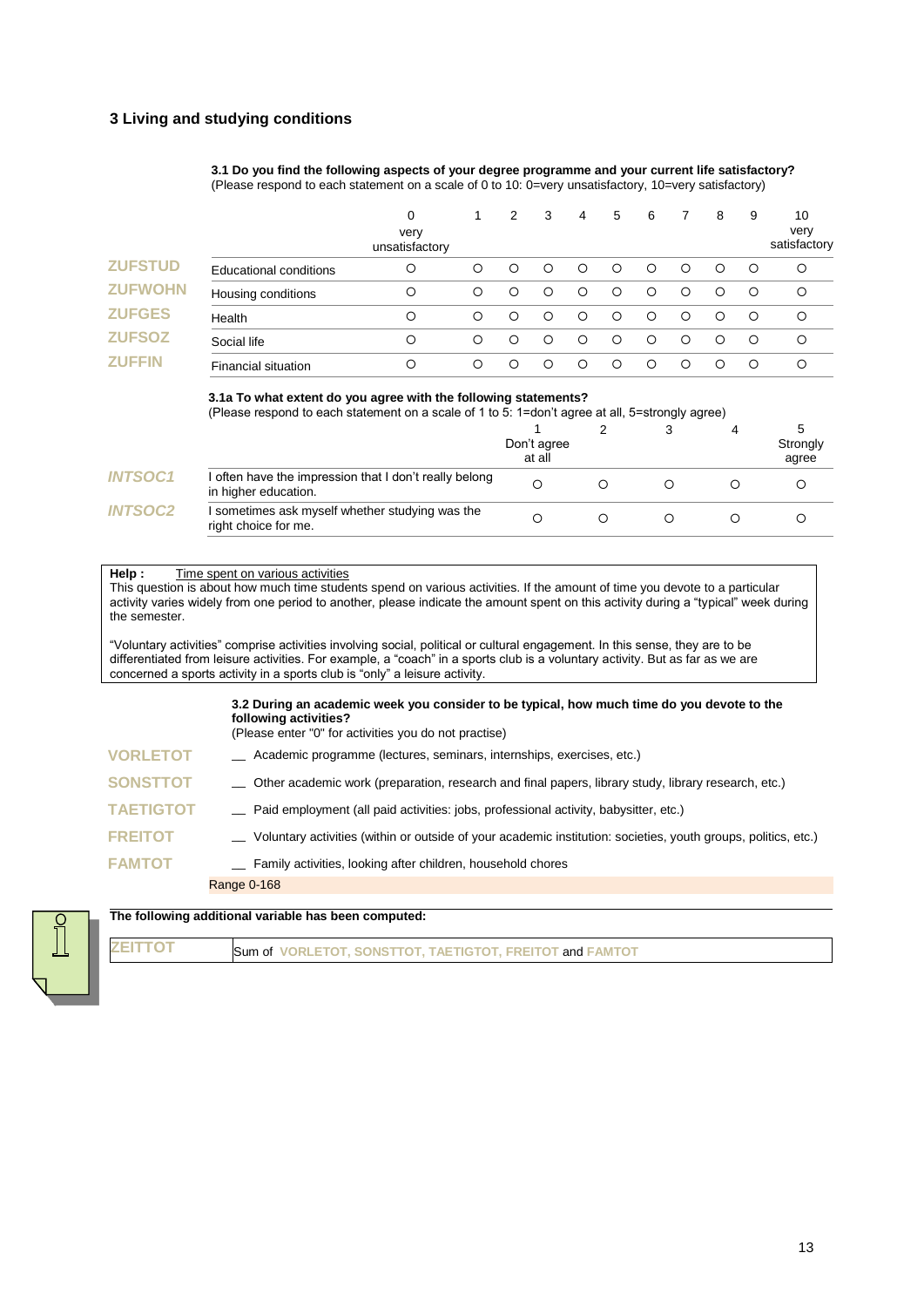## 3 Living and studying conditions

**3.1 Do you find the following aspects of your degree programme and your current life satisfactory?**
(Please respond to each statement on a scale of 0 to 10: 0=very unsatisfactory, 10=very satisfactory)

| | | 0 very unsatisfactory | 1 | 2 | 3 | 4 | 5 | 6 | 7 | 8 | 9 | 10 very satisfactory |
|---|---|---|---|---|---|---|---|---|---|---|---|---|
| ZUFSTUD | Educational conditions | ○ | ○ | ○ | ○ | ○ | ○ | ○ | ○ | ○ | ○ | ○ |
| ZUFWOHN | Housing conditions | ○ | ○ | ○ | ○ | ○ | ○ | ○ | ○ | ○ | ○ | ○ |
| ZUFGES | Health | ○ | ○ | ○ | ○ | ○ | ○ | ○ | ○ | ○ | ○ | ○ |
| ZUFSOZ | Social life | ○ | ○ | ○ | ○ | ○ | ○ | ○ | ○ | ○ | ○ | ○ |
| ZUFFIN | Financial situation | ○ | ○ | ○ | ○ | ○ | ○ | ○ | ○ | ○ | ○ | ○ |

**3.1a To what extent do you agree with the following statements?**
(Please respond to each statement on a scale of 1 to 5: 1=don't agree at all, 5=strongly agree)

| | | 1 Don't agree at all | 2 | 3 | 4 | 5 Strongly agree |
|---|---|---|---|---|---|---|
| *INTSOC1* | I often have the impression that I don't really belong in higher education. | ○ | ○ | ○ | ○ | ○ |
| *INTSOC2* | I sometimes ask myself whether studying was the right choice for me. | ○ | ○ | ○ | ○ | ○ |

**Help :** Time spent on various activities
This question is about how much time students spend on various activities. If the amount of time you devote to a particular activity varies widely from one period to another, please indicate the amount spent on this activity during a "typical" week during the semester.

"Voluntary activities" comprise activities involving social, political or cultural engagement. In this sense, they are to be differentiated from leisure activities. For example, a "coach" in a sports club is a voluntary activity. But as far as we are concerned a sports activity in a sports club is "only" a leisure activity.

**3.2 During an academic week you consider to be typical, how much time do you devote to the following activities?**
(Please enter "0" for activities you do not practise)

| | |
|---|---|
| VORLETOT | __ Academic programme (lectures, seminars, internships, exercises, etc.) |
| SONSTTOT | __ Other academic work (preparation, research and final papers, library study, library research, etc.) |
| TAETIGTOT | __ Paid employment (all paid activities: jobs, professional activity, babysitter, etc.) |
| FREITOT | __ Voluntary activities (within or outside of your academic institution: societies, youth groups, politics, etc.) |
| FAMTOT | __ Family activities, looking after children, household chores |

Range 0-168

**The following additional variable has been computed:**

| | |
|---|---|
| ZEITTOT | Sum of VORLETOT, SONSTTOT, TAETIGTOT, FREITOT and FAMTOT |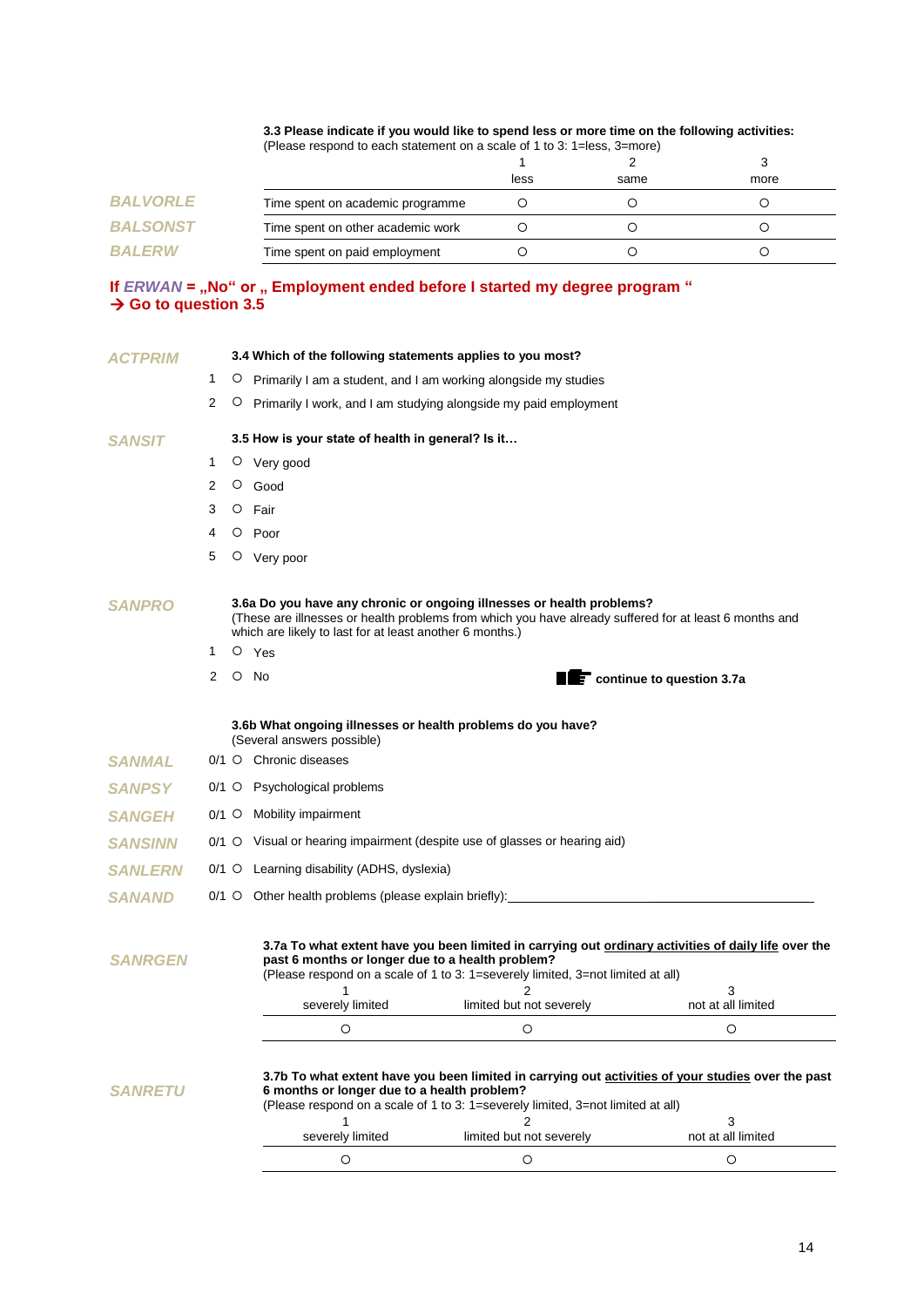**3.3 Please indicate if you would like to spend less or more time on the following activities:**
(Please respond to each statement on a scale of 1 to 3: 1=less, 3=more)

| | | 1<br>less | 2<br>same | 3<br>more |
|---|---|---|---|---|
| *BALVORLE* | Time spent on academic programme | O | O | O |
| *BALSONST* | Time spent on other academic work | O | O | O |
| *BALERW* | Time spent on paid employment | O | O | O |

**If *ERWAN* = „No“ or „ Employment ended before I started my degree program “**
**→ Go to question 3.5**

*ACTPRIM* **3.4 Which of the following statements applies to you most?**

1 O Primarily I am a student, and I am working alongside my studies

2 O Primarily I work, and I am studying alongside my paid employment

*SANSIT* **3.5 How is your state of health in general? Is it…**

1 O Very good

2 O Good

3 O Fair

4 O Poor

5 O Very poor

*SANPRO* **3.6a Do you have any chronic or ongoing illnesses or health problems?**
(These are illnesses or health problems from which you have already suffered for at least 6 months and which are likely to last for at least another 6 months.)

1 O Yes

2 O No → **continue to question 3.7a**

**3.6b What ongoing illnesses or health problems do you have?**
(Several answers possible)

*SANMAL* 0/1 O Chronic diseases

*SANPSY* 0/1 O Psychological problems

*SANGEH* 0/1 O Mobility impairment

*SANSINN* 0/1 O Visual or hearing impairment (despite use of glasses or hearing aid)

*SANLERN* 0/1 O Learning disability (ADHS, dyslexia)

*SANAND* 0/1 O Other health problems (please explain briefly):______________________________

*SANRGEN* **3.7a To what extent have you been limited in carrying out ordinary activities of daily life over the past 6 months or longer due to a health problem?**
(Please respond on a scale of 1 to 3: 1=severely limited, 3=not limited at all)

| 1<br>severely limited | 2<br>limited but not severely | 3<br>not at all limited |
|---|---|---|
| O | O | O |

*SANRETU* **3.7b To what extent have you been limited in carrying out activities of your studies over the past 6 months or longer due to a health problem?**
(Please respond on a scale of 1 to 3: 1=severely limited, 3=not limited at all)

| 1<br>severely limited | 2<br>limited but not severely | 3<br>not at all limited |
|---|---|---|
| O | O | O |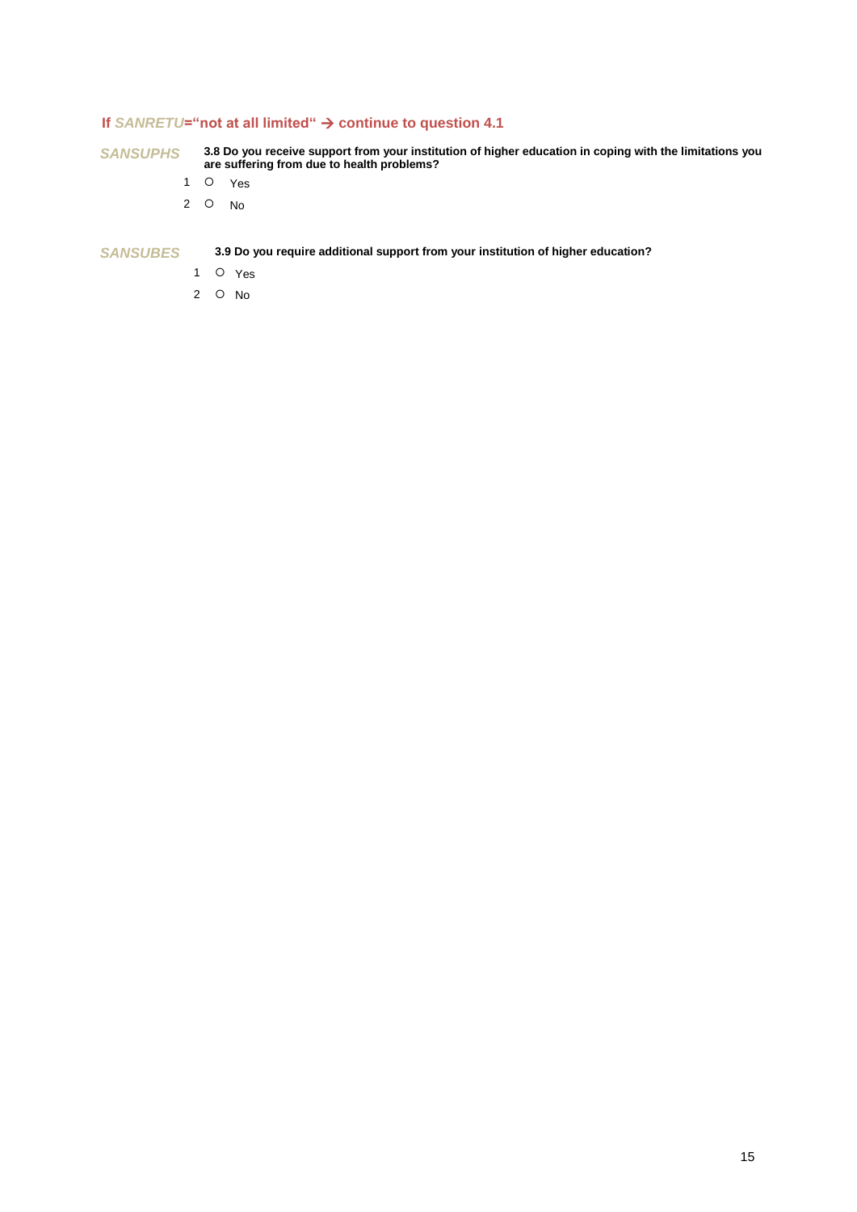**If *SANRETU*="not at all limited" → continue to question 4.1**

*SANSUPHS* **3.8 Do you receive support from your institution of higher education in coping with the limitations you are suffering from due to health problems?**

1 ○ Yes

2 ○ No

*SANSUBES* **3.9 Do you require additional support from your institution of higher education?**

1 ○ Yes

2 ○ No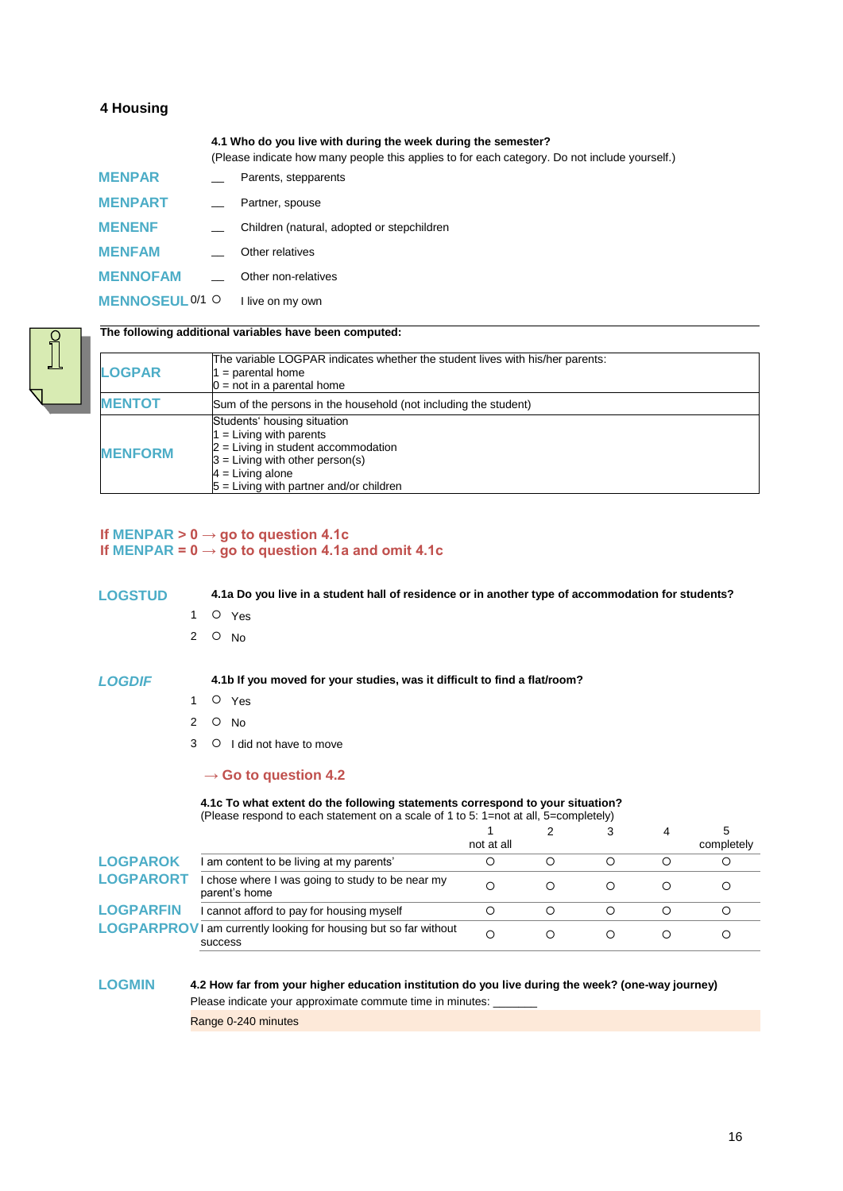## 4 Housing

**4.1 Who do you live with during the week during the semester?**
(Please indicate how many people this applies to for each category. Do not include yourself.)

| | | |
|---|---|---|
| MENPAR | __ | Parents, stepparents |
| MENPART | __ | Partner, spouse |
| MENENF | __ | Children (natural, adopted or stepchildren |
| MENFAM | __ | Other relatives |
| MENNOFAM | __ | Other non-relatives |
| MENNOSEUL 0/1 | ○ | I live on my own |

**The following additional variables have been computed:**

| Variable | Description |
|---|---|
| LOGPAR | The variable LOGPAR indicates whether the student lives with his/her parents:<br>1 = parental home<br>0 = not in a parental home |
| MENTOT | Sum of the persons in the household (not including the student) |
| MENFORM | Students' housing situation<br>1 = Living with parents<br>2 = Living in student accommodation<br>3 = Living with other person(s)<br>4 = Living alone<br>5 = Living with partner and/or children |

**If MENPAR > 0 → go to question 4.1c**
**If MENPAR = 0 → go to question 4.1a and omit 4.1c**

LOGSTUD

**4.1a Do you live in a student hall of residence or in another type of accommodation for students?**

1 ○ Yes
2 ○ No

*LOGDIF*

**4.1b If you moved for your studies, was it difficult to find a flat/room?**

1 ○ Yes
2 ○ No
3 ○ I did not have to move

**→ Go to question 4.2**

**4.1c To what extent do the following statements correspond to your situation?**
(Please respond to each statement on a scale of 1 to 5: 1=not at all, 5=completely)

| | | 1<br>not at all | 2 | 3 | 4 | 5<br>completely |
|---|---|---|---|---|---|---|
| LOGPAROK | I am content to be living at my parents' | ○ | ○ | ○ | ○ | ○ |
| LOGPARORT | I chose where I was going to study to be near my parent's home | ○ | ○ | ○ | ○ | ○ |
| LOGPARFIN | I cannot afford to pay for housing myself | ○ | ○ | ○ | ○ | ○ |
| LOGPARPROV | I am currently looking for housing but so far without success | ○ | ○ | ○ | ○ | ○ |

LOGMIN

**4.2 How far from your higher education institution do you live during the week? (one-way journey)**

Please indicate your approximate commute time in minutes: _______

Range 0-240 minutes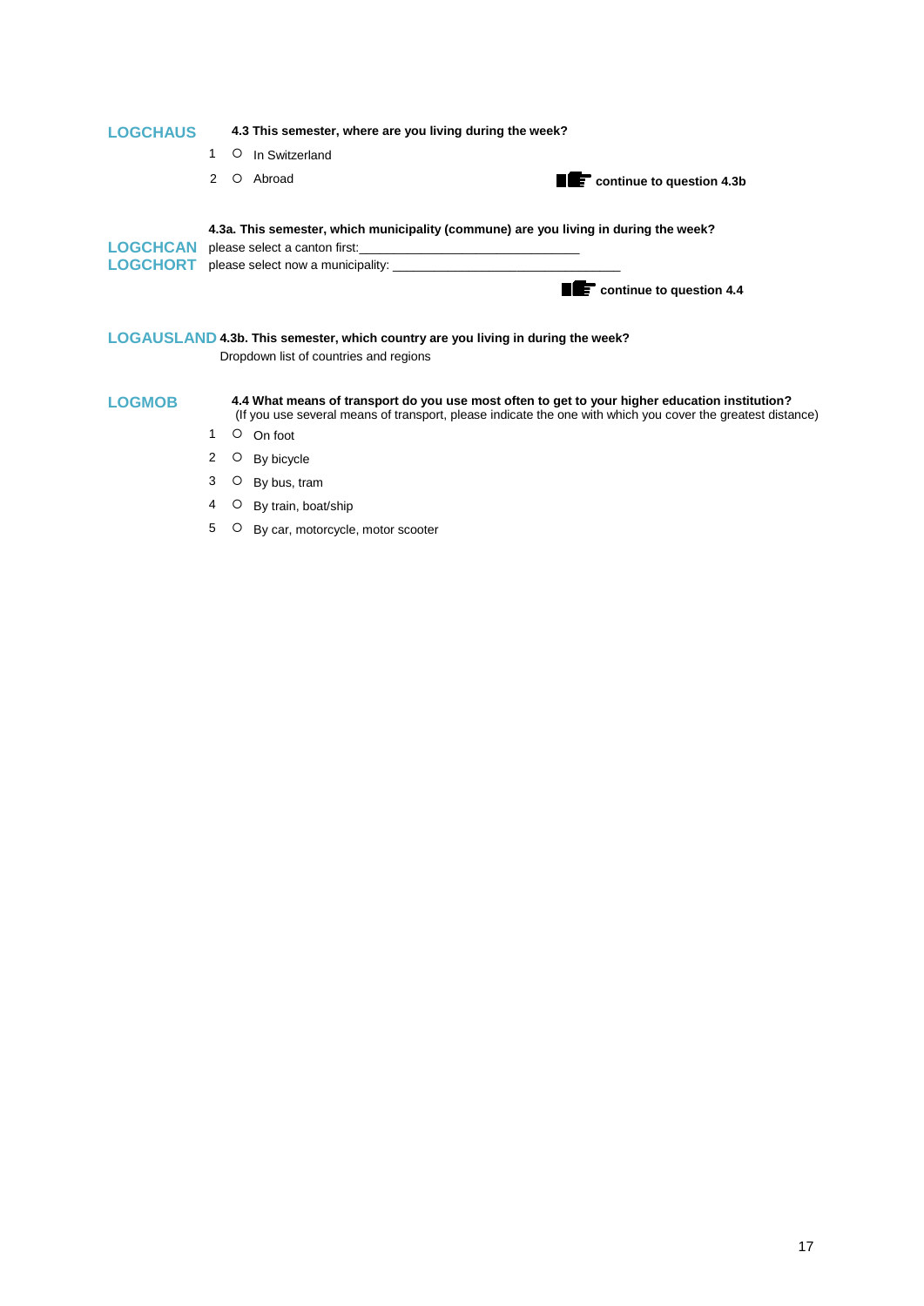**LOGCHAUS** **4.3 This semester, where are you living during the week?**

1 ○ In Switzerland

2 ○ Abroad → **continue to question 4.3b**

**4.3a. This semester, which municipality (commune) are you living in during the week?**

**LOGCHCAN** please select a canton first:_______________________________

**LOGCHORT** please select now a municipality: _______________________________

→ **continue to question 4.4**

**LOGAUSLAND** **4.3b. This semester, which country are you living in during the week?**

Dropdown list of countries and regions

**LOGMOB** **4.4 What means of transport do you use most often to get to your higher education institution?**
(If you use several means of transport, please indicate the one with which you cover the greatest distance)

1 ○ On foot

2 ○ By bicycle

3 ○ By bus, tram

4 ○ By train, boat/ship

5 ○ By car, motorcycle, motor scooter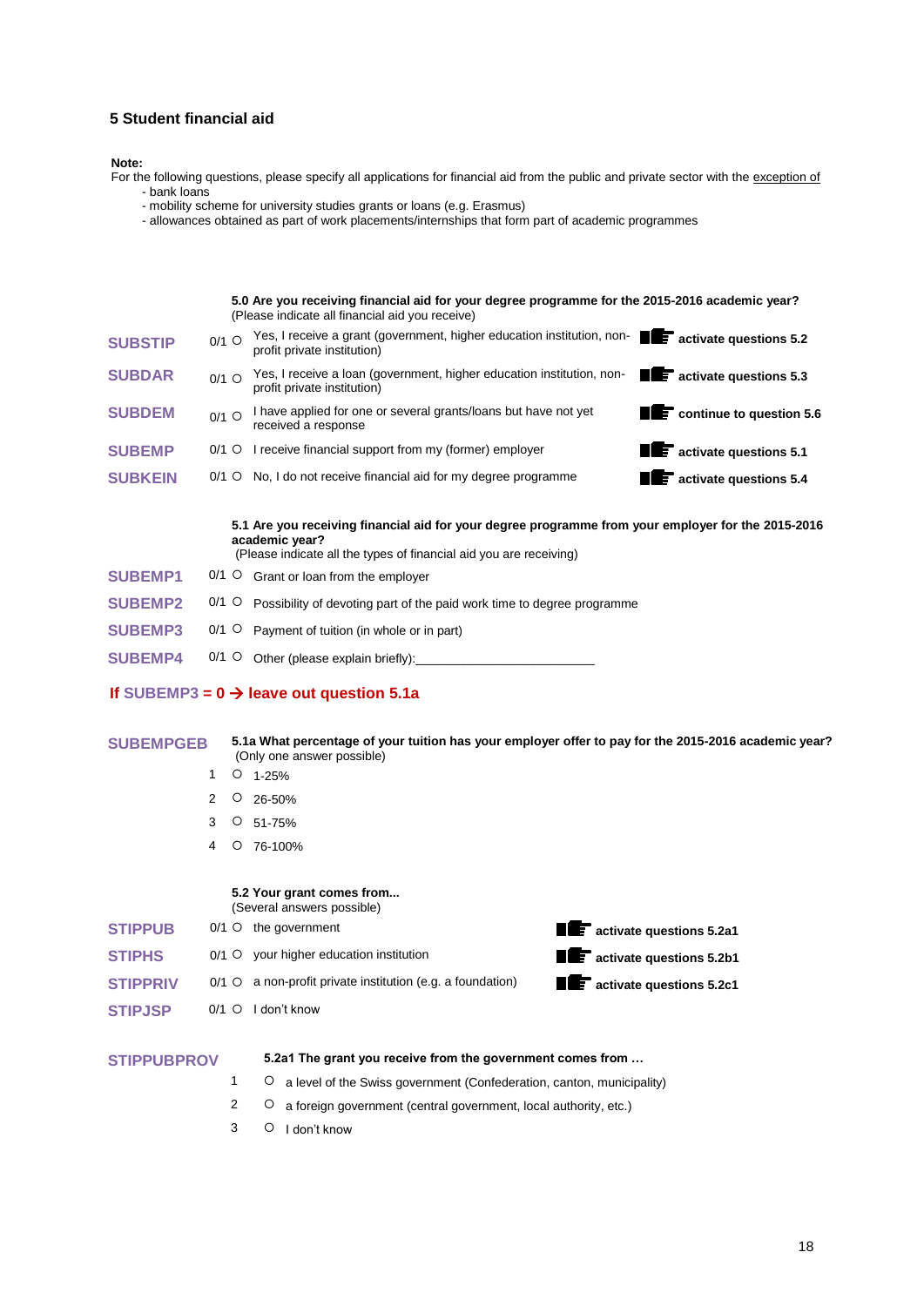## 5 Student financial aid

**Note:**
For the following questions, please specify all applications for financial aid from the public and private sector with the exception of

- bank loans
- mobility scheme for university studies grants or loans (e.g. Erasmus)
- allowances obtained as part of work placements/internships that form part of academic programmes

**5.0 Are you receiving financial aid for your degree programme for the 2015-2016 academic year?**
(Please indicate all financial aid you receive)

| | | | |
|---|---|---|---|
| **SUBSTIP** | 0/1 ○ | Yes, I receive a grant (government, higher education institution, non-profit private institution) | **activate questions 5.2** |
| **SUBDAR** | 0/1 ○ | Yes, I receive a loan (government, higher education institution, non-profit private institution) | **activate questions 5.3** |
| **SUBDEM** | 0/1 ○ | I have applied for one or several grants/loans but have not yet received a response | **continue to question 5.6** |
| **SUBEMP** | 0/1 ○ | I receive financial support from my (former) employer | **activate questions 5.1** |
| **SUBKEIN** | 0/1 ○ | No, I do not receive financial aid for my degree programme | **activate questions 5.4** |

**5.1 Are you receiving financial aid for your degree programme from your employer for the 2015-2016 academic year?**
(Please indicate all the types of financial aid you are receiving)

| | | |
|---|---|---|
| **SUBEMP1** | 0/1 ○ | Grant or loan from the employer |
| **SUBEMP2** | 0/1 ○ | Possibility of devoting part of the paid work time to degree programme |
| **SUBEMP3** | 0/1 ○ | Payment of tuition (in whole or in part) |
| **SUBEMP4** | 0/1 ○ | Other (please explain briefly):________________________ |

**If SUBEMP3 = 0 → leave out question 5.1a**

**SUBEMPGEB** **5.1a What percentage of your tuition has your employer offer to pay for the 2015-2016 academic year?**
(Only one answer possible)

1 ○ 1-25%
2 ○ 26-50%
3 ○ 51-75%
4 ○ 76-100%

**5.2 Your grant comes from...**
(Several answers possible)

| | | | |
|---|---|---|---|
| **STIPPUB** | 0/1 ○ | the government | **activate questions 5.2a1** |
| **STIPHS** | 0/1 ○ | your higher education institution | **activate questions 5.2b1** |
| **STIPPRIV** | 0/1 ○ | a non-profit private institution (e.g. a foundation) | **activate questions 5.2c1** |
| **STIPJSP** | 0/1 ○ | I don't know | |

**STIPPUBPROV** **5.2a1 The grant you receive from the government comes from …**

1 ○ a level of the Swiss government (Confederation, canton, municipality)
2 ○ a foreign government (central government, local authority, etc.)
3 ○ I don't know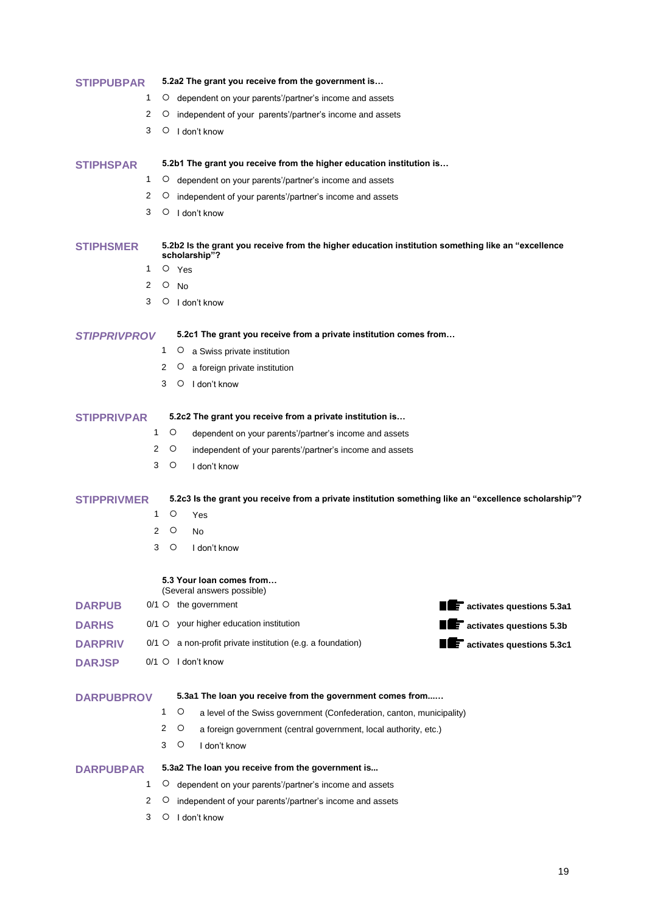**STIPPUBPAR** **5.2a2 The grant you receive from the government is…**

1 ○ dependent on your parents'/partner's income and assets
2 ○ independent of your parents'/partner's income and assets
3 ○ I don't know

**STIPHSPAR** **5.2b1 The grant you receive from the higher education institution is…**

1 ○ dependent on your parents'/partner's income and assets
2 ○ independent of your parents'/partner's income and assets
3 ○ I don't know

**STIPHSMER** **5.2b2 Is the grant you receive from the higher education institution something like an "excellence scholarship"?**

1 ○ Yes
2 ○ No
3 ○ I don't know

***STIPPRIVPROV*** **5.2c1 The grant you receive from a private institution comes from…**

1 ○ a Swiss private institution
2 ○ a foreign private institution
3 ○ I don't know

**STIPPRIVPAR** **5.2c2 The grant you receive from a private institution is…**

1 ○ dependent on your parents'/partner's income and assets
2 ○ independent of your parents'/partner's income and assets
3 ○ I don't know

**STIPPRIVMER** **5.2c3 Is the grant you receive from a private institution something like an "excellence scholarship"?**

1 ○ Yes
2 ○ No
3 ○ I don't know

**5.3 Your loan comes from…**
(Several answers possible)

| | | | |
|---|---|---|---|
| **DARPUB** | 0/1 ○ | the government | **activates questions 5.3a1** |
| **DARHS** | 0/1 ○ | your higher education institution | **activates questions 5.3b** |
| **DARPRIV** | 0/1 ○ | a non-profit private institution (e.g. a foundation) | **activates questions 5.3c1** |
| **DARJSP** | 0/1 ○ | I don't know | |

**DARPUBPROV** **5.3a1 The loan you receive from the government comes from……**

1 ○ a level of the Swiss government (Confederation, canton, municipality)
2 ○ a foreign government (central government, local authority, etc.)
3 ○ I don't know

**DARPUBPAR** **5.3a2 The loan you receive from the government is...**

1 ○ dependent on your parents'/partner's income and assets
2 ○ independent of your parents'/partner's income and assets
3 ○ I don't know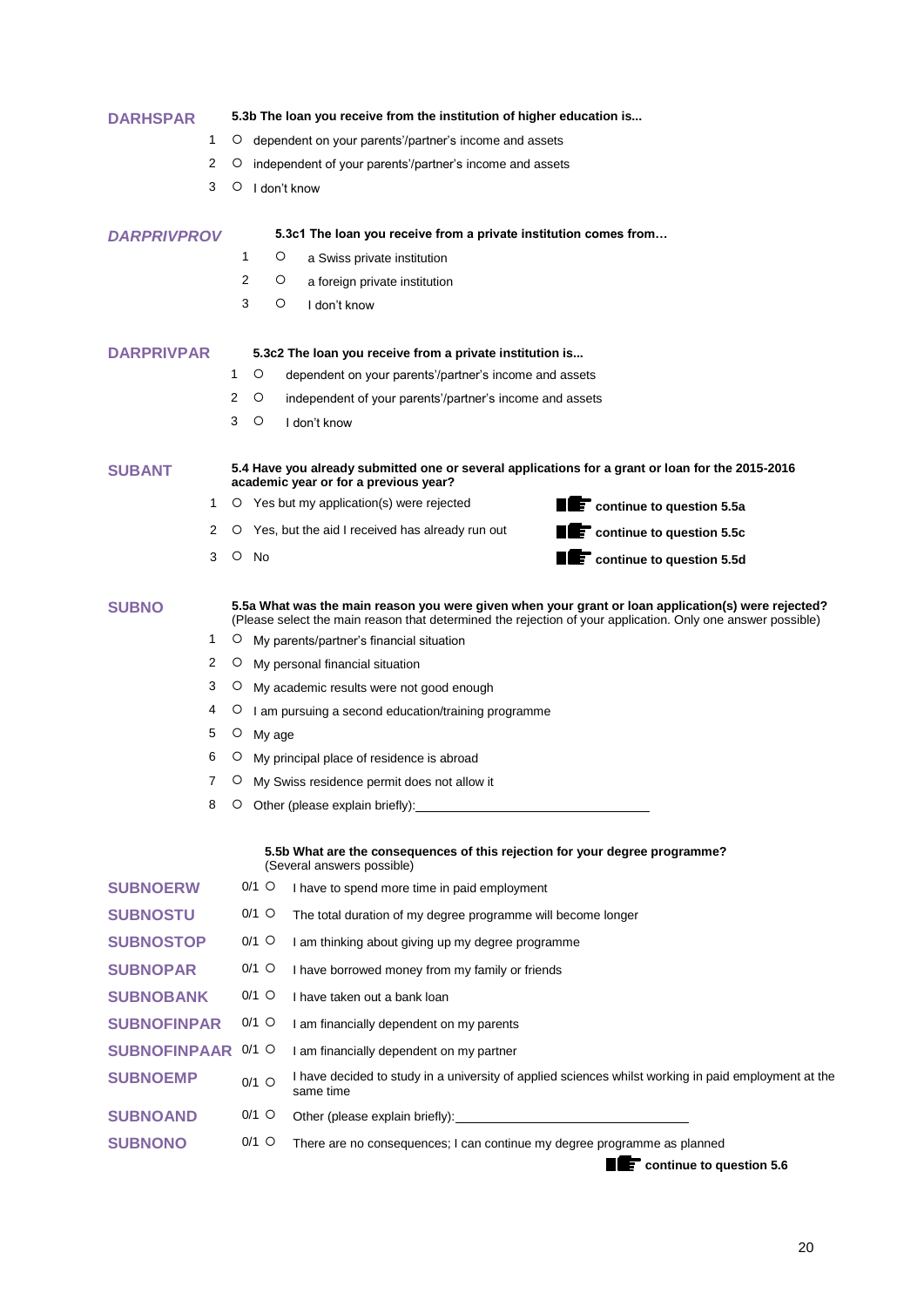**DARHSPAR** **5.3b The loan you receive from the institution of higher education is...**

1 ○ dependent on your parents'/partner's income and assets
2 ○ independent of your parents'/partner's income and assets
3 ○ I don't know

***DARPRIVPROV*** **5.3c1 The loan you receive from a private institution comes from…**

1 ○ a Swiss private institution
2 ○ a foreign private institution
3 ○ I don't know

**DARPRIVPAR** **5.3c2 The loan you receive from a private institution is...**

1 ○ dependent on your parents'/partner's income and assets
2 ○ independent of your parents'/partner's income and assets
3 ○ I don't know

**SUBANT** **5.4 Have you already submitted one or several applications for a grant or loan for the 2015-2016 academic year or for a previous year?**

1 ○ Yes but my application(s) were rejected — **continue to question 5.5a**
2 ○ Yes, but the aid I received has already run out — **continue to question 5.5c**
3 ○ No — **continue to question 5.5d**

**SUBNO** **5.5a What was the main reason you were given when your grant or loan application(s) were rejected?**
(Please select the main reason that determined the rejection of your application. Only one answer possible)

1 ○ My parents/partner's financial situation
2 ○ My personal financial situation
3 ○ My academic results were not good enough
4 ○ I am pursuing a second education/training programme
5 ○ My age
6 ○ My principal place of residence is abroad
7 ○ My Swiss residence permit does not allow it
8 ○ Other (please explain briefly):\_\_\_\_\_\_\_\_\_\_\_\_\_\_\_\_\_\_\_\_\_\_\_\_\_\_\_\_\_\_

**5.5b What are the consequences of this rejection for your degree programme?**
(Several answers possible)

**SUBNOERW** 0/1 ○ I have to spend more time in paid employment
**SUBNOSTU** 0/1 ○ The total duration of my degree programme will become longer
**SUBNOSTOP** 0/1 ○ I am thinking about giving up my degree programme
**SUBNOPAR** 0/1 ○ I have borrowed money from my family or friends
**SUBNOBANK** 0/1 ○ I have taken out a bank loan
**SUBNOFINPAR** 0/1 ○ I am financially dependent on my parents
**SUBNOFINPAAR** 0/1 ○ I am financially dependent on my partner
**SUBNOEMP** 0/1 ○ I have decided to study in a university of applied sciences whilst working in paid employment at the same time
**SUBNOAND** 0/1 ○ Other (please explain briefly):\_\_\_\_\_\_\_\_\_\_\_\_\_\_\_\_\_\_\_\_\_\_\_\_\_\_\_\_\_\_
**SUBNONO** 0/1 ○ There are no consequences; I can continue my degree programme as planned

**continue to question 5.6**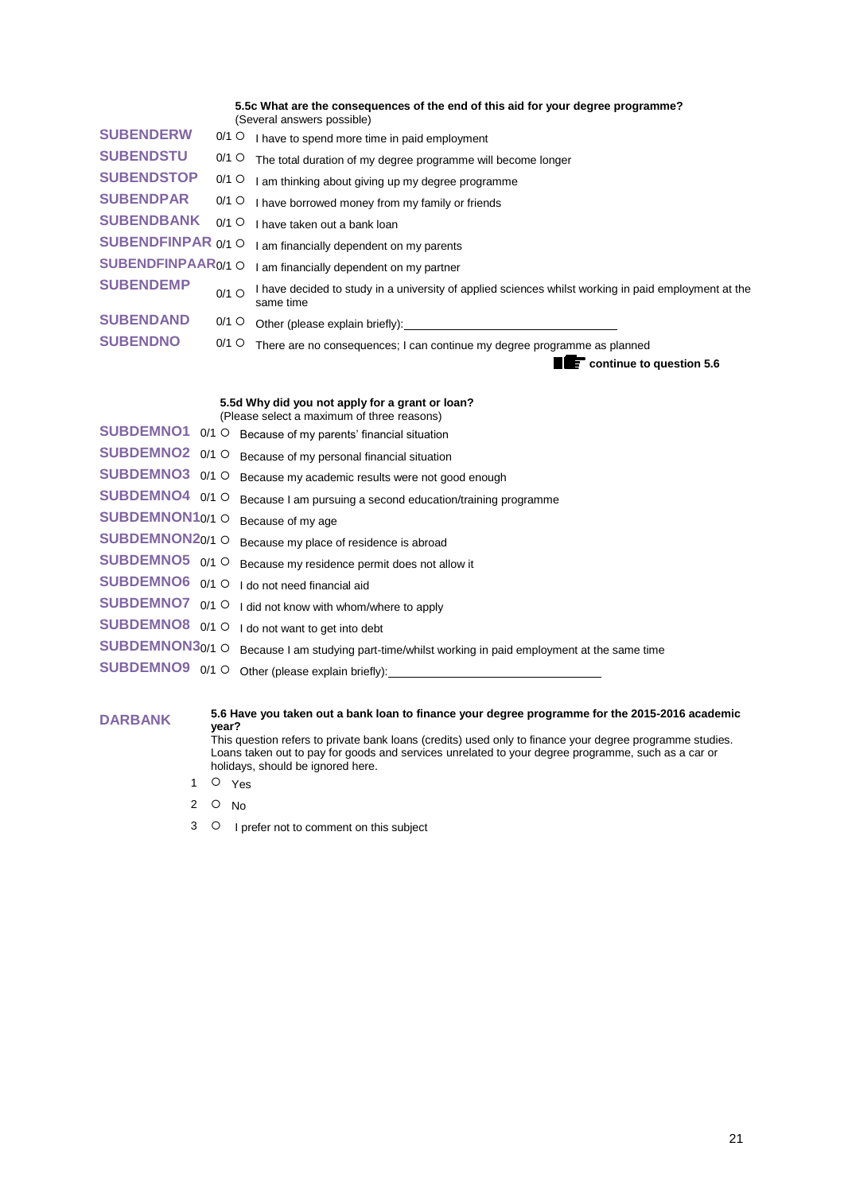**5.5c What are the consequences of the end of this aid for your degree programme?**
(Several answers possible)

| Variable | Code | Answer |
|---|---|---|
| SUBENDERW | 0/1 ○ | I have to spend more time in paid employment |
| SUBENDSTU | 0/1 ○ | The total duration of my degree programme will become longer |
| SUBENDSTOP | 0/1 ○ | I am thinking about giving up my degree programme |
| SUBENDPAR | 0/1 ○ | I have borrowed money from my family or friends |
| SUBENDBANK | 0/1 ○ | I have taken out a bank loan |
| SUBENDFINPAR | 0/1 ○ | I am financially dependent on my parents |
| SUBENDFINPAAR | 0/1 ○ | I am financially dependent on my partner |
| SUBENDEMP | 0/1 ○ | I have decided to study in a university of applied sciences whilst working in paid employment at the same time |
| SUBENDAND | 0/1 ○ | Other (please explain briefly): ______________________________ |
| SUBENDNO | 0/1 ○ | There are no consequences; I can continue my degree programme as planned |

**continue to question 5.6**

**5.5d Why did you not apply for a grant or loan?**
(Please select a maximum of three reasons)

| Variable | Code | Answer |
|---|---|---|
| SUBDEMNO1 | 0/1 ○ | Because of my parents' financial situation |
| SUBDEMNO2 | 0/1 ○ | Because of my personal financial situation |
| SUBDEMNO3 | 0/1 ○ | Because my academic results were not good enough |
| SUBDEMNO4 | 0/1 ○ | Because I am pursuing a second education/training programme |
| SUBDEMNON1 | 0/1 ○ | Because of my age |
| SUBDEMNON2 | 0/1 ○ | Because my place of residence is abroad |
| SUBDEMNO5 | 0/1 ○ | Because my residence permit does not allow it |
| SUBDEMNO6 | 0/1 ○ | I do not need financial aid |
| SUBDEMNO7 | 0/1 ○ | I did not know with whom/where to apply |
| SUBDEMNO8 | 0/1 ○ | I do not want to get into debt |
| SUBDEMNON3 | 0/1 ○ | Because I am studying part-time/whilst working in paid employment at the same time |
| SUBDEMNO9 | 0/1 ○ | Other (please explain briefly): ______________________________ |

**DARBANK**

**5.6 Have you taken out a bank loan to finance your degree programme for the 2015-2016 academic year?**

This question refers to private bank loans (credits) used only to finance your degree programme studies. Loans taken out to pay for goods and services unrelated to your degree programme, such as a car or holidays, should be ignored here.

1 ○ Yes

2 ○ No

3 ○ I prefer not to comment on this subject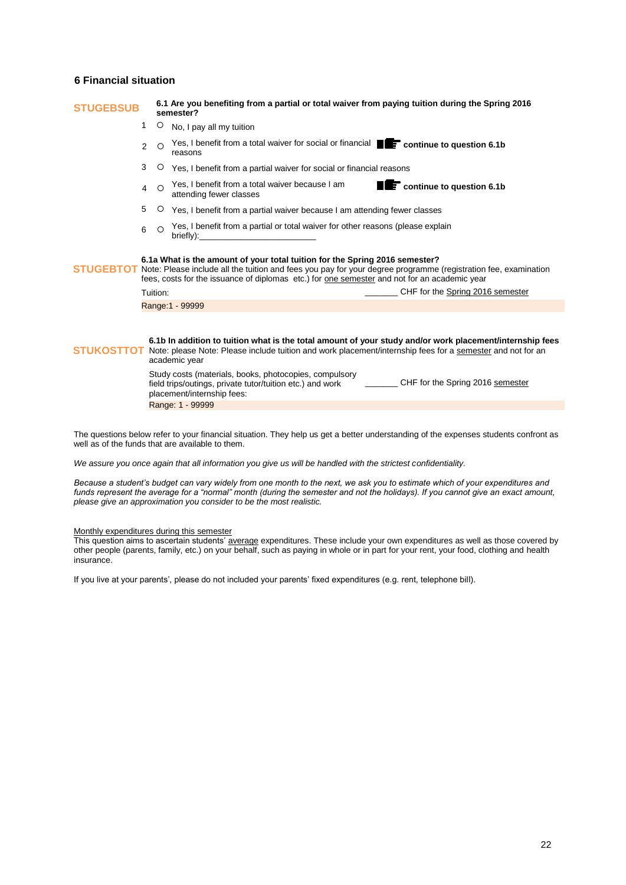## 6 Financial situation

**STUGEBSUB**

**6.1 Are you benefiting from a partial or total waiver from paying tuition during the Spring 2016 semester?**

1 ○ No, I pay all my tuition

2 ○ Yes, I benefit from a total waiver for social or financial reasons ☛ **continue to question 6.1b**

3 ○ Yes, I benefit from a partial waiver for social or financial reasons

4 ○ Yes, I benefit from a total waiver because I am attending fewer classes ☛ **continue to question 6.1b**

5 ○ Yes, I benefit from a partial waiver because I am attending fewer classes

6 ○ Yes, I benefit from a partial or total waiver for other reasons (please explain briefly):________________________

**STUGEBTOT**

**6.1a What is the amount of your total tuition for the Spring 2016 semester?**
Note: Please include all the tuition and fees you pay for your degree programme (registration fee, examination fees, costs for the issuance of diplomas etc.) for one semester and not for an academic year

Tuition: _______ CHF for the Spring 2016 semester

Range:1 - 99999

**STUKOSTTOT**

**6.1b In addition to tuition what is the total amount of your study and/or work placement/internship fees**
Note: please Note: Please include tuition and work placement/internship fees for a semester and not for an academic year

Study costs (materials, books, photocopies, compulsory field trips/outings, private tutor/tuition etc.) and work placement/internship fees: _______ CHF for the Spring 2016 semester

Range: 1 - 99999

The questions below refer to your financial situation. They help us get a better understanding of the expenses students confront as well as of the funds that are available to them.

*We assure you once again that all information you give us will be handled with the strictest confidentiality.*

*Because a student's budget can vary widely from one month to the next, we ask you to estimate which of your expenditures and funds represent the average for a "normal" month (during the semester and not the holidays). If you cannot give an exact amount, please give an approximation you consider to be the most realistic.*

Monthly expenditures during this semester
This question aims to ascertain students' average expenditures. These include your own expenditures as well as those covered by other people (parents, family, etc.) on your behalf, such as paying in whole or in part for your rent, your food, clothing and health insurance.

If you live at your parents', please do not included your parents' fixed expenditures (e.g. rent, telephone bill).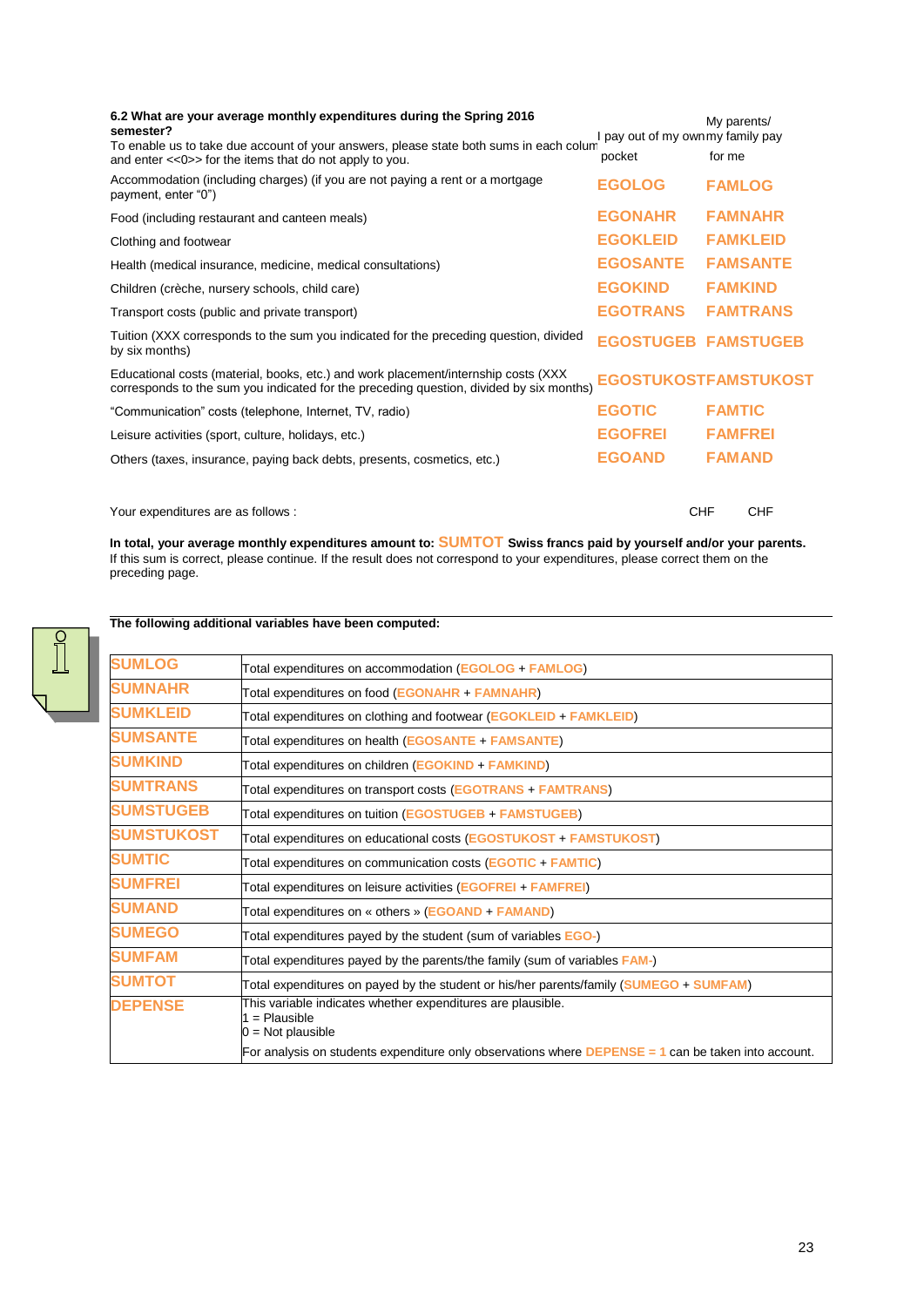**6.2 What are your average monthly expenditures during the Spring 2016 semester?**
To enable us to take due account of your answers, please state both sums in each column and enter <<0>> for the items that do not apply to you.

| | I pay out of my own pocket | My parents/ my family pay for me |
|---|---|---|
| Accommodation (including charges) (if you are not paying a rent or a mortgage payment, enter "0") | EGOLOG | FAMLOG |
| Food (including restaurant and canteen meals) | EGONAHR | FAMNAHR |
| Clothing and footwear | EGOKLEID | FAMKLEID |
| Health (medical insurance, medicine, medical consultations) | EGOSANTE | FAMSANTE |
| Children (crèche, nursery schools, child care) | EGOKIND | FAMKIND |
| Transport costs (public and private transport) | EGOTRANS | FAMTRANS |
| Tuition (XXX corresponds to the sum you indicated for the preceding question, divided by six months) | EGOSTUGEB | FAMSTUGEB |
| Educational costs (material, books, etc.) and work placement/internship costs (XXX corresponds to the sum you indicated for the preceding question, divided by six months) | EGOSTUKOST | FAMSTUKOST |
| "Communication" costs (telephone, Internet, TV, radio) | EGOTIC | FAMTIC |
| Leisure activities (sport, culture, holidays, etc.) | EGOFREI | FAMFREI |
| Others (taxes, insurance, paying back debts, presents, cosmetics, etc.) | EGOAND | FAMAND |
| Your expenditures are as follows : | CHF | CHF |

**In total, your average monthly expenditures amount to:** SUMTOT **Swiss francs paid by yourself and/or your parents.**
If this sum is correct, please continue. If the result does not correspond to your expenditures, please correct them on the preceding page.

**The following additional variables have been computed:**

| Variable | Description |
|---|---|
| SUMLOG | Total expenditures on accommodation (EGOLOG + FAMLOG) |
| SUMNAHR | Total expenditures on food (EGONAHR + FAMNAHR) |
| SUMKLEID | Total expenditures on clothing and footwear (EGOKLEID + FAMKLEID) |
| SUMSANTE | Total expenditures on health (EGOSANTE + FAMSANTE) |
| SUMKIND | Total expenditures on children (EGOKIND + FAMKIND) |
| SUMTRANS | Total expenditures on transport costs (EGOTRANS + FAMTRANS) |
| SUMSTUGEB | Total expenditures on tuition (EGOSTUGEB + FAMSTUGEB) |
| SUMSTUKOST | Total expenditures on educational costs (EGOSTUKOST + FAMSTUKOST) |
| SUMTIC | Total expenditures on communication costs (EGOTIC + FAMTIC) |
| SUMFREI | Total expenditures on leisure activities (EGOFREI + FAMFREI) |
| SUMAND | Total expenditures on « others » (EGOAND + FAMAND) |
| SUMEGO | Total expenditures payed by the student (sum of variables EGO-) |
| SUMFAM | Total expenditures payed by the parents/the family (sum of variables FAM-) |
| SUMTOT | Total expenditures on payed by the student or his/her parents/family (SUMEGO + SUMFAM) |
| DEPENSE | This variable indicates whether expenditures are plausible.<br>1 = Plausible<br>0 = Not plausible<br>For analysis on students expenditure only observations where DEPENSE = 1 can be taken into account. |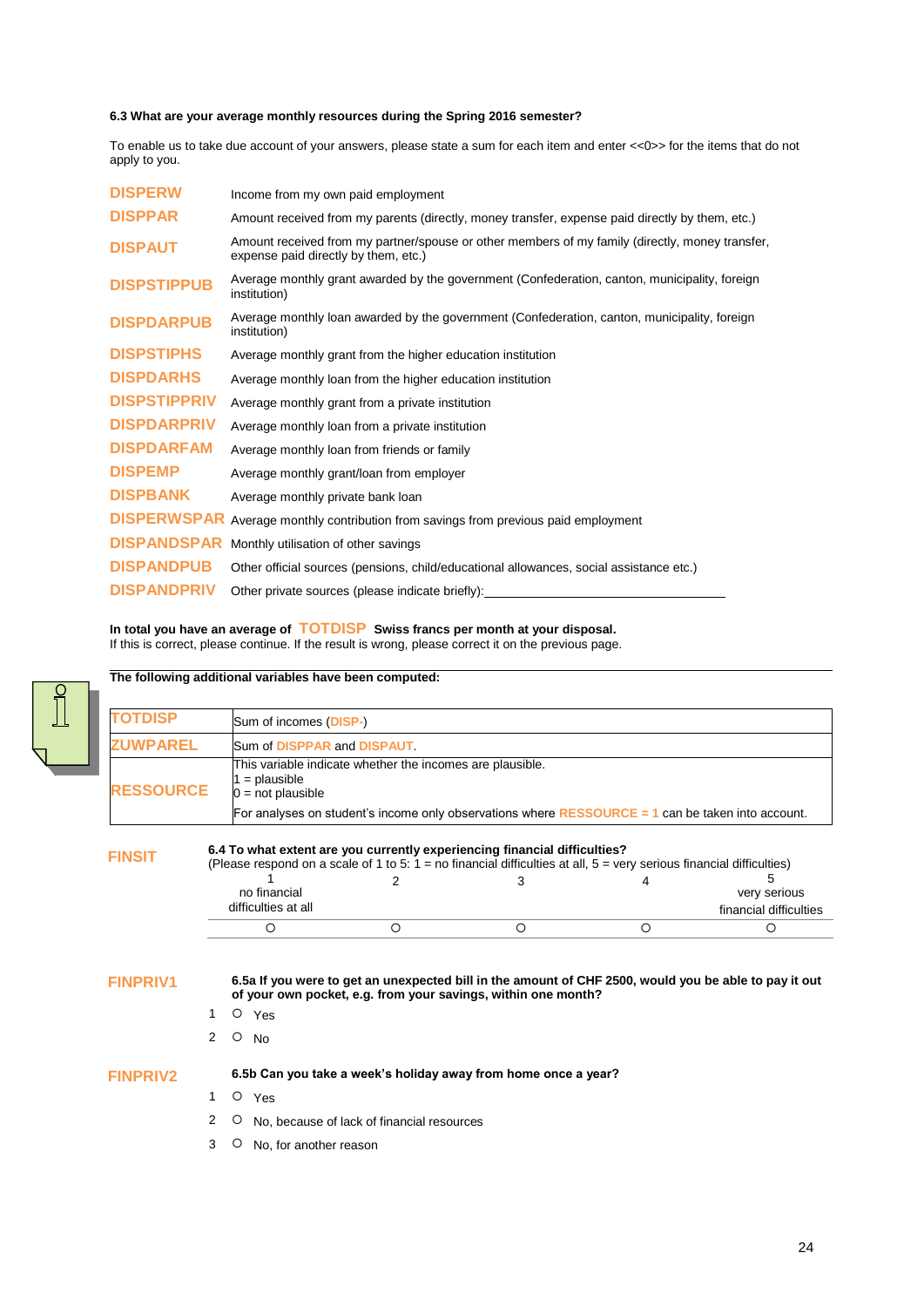**6.3 What are your average monthly resources during the Spring 2016 semester?**

To enable us to take due account of your answers, please state a sum for each item and enter <<0>> for the items that do not apply to you.

| | |
|---|---|
| DISPERW | Income from my own paid employment |
| DISPPAR | Amount received from my parents (directly, money transfer, expense paid directly by them, etc.) |
| DISPAUT | Amount received from my partner/spouse or other members of my family (directly, money transfer, expense paid directly by them, etc.) |
| DISPSTIPPUB | Average monthly grant awarded by the government (Confederation, canton, municipality, foreign institution) |
| DISPDARPUB | Average monthly loan awarded by the government (Confederation, canton, municipality, foreign institution) |
| DISPSTIPHS | Average monthly grant from the higher education institution |
| DISPDARHS | Average monthly loan from the higher education institution |
| DISPSTIPPRIV | Average monthly grant from a private institution |
| DISPDARPRIV | Average monthly loan from a private institution |
| DISPDARFAM | Average monthly loan from friends or family |
| DISPEMP | Average monthly grant/loan from employer |
| DISPBANK | Average monthly private bank loan |
| DISPERWSPAR | Average monthly contribution from savings from previous paid employment |
| DISPANDSPAR | Monthly utilisation of other savings |
| DISPANDPUB | Other official sources (pensions, child/educational allowances, social assistance etc.) |
| DISPANDPRIV | Other private sources (please indicate briefly):______________________________ |

**In total you have an average of** TOTDISP **Swiss francs per month at your disposal.**
If this is correct, please continue. If the result is wrong, please correct it on the previous page.

**The following additional variables have been computed:**

| | |
|---|---|
| TOTDISP | Sum of incomes (DISP-) |
| ZUWPAREL | Sum of DISPPAR and DISPAUT. |
| RESSOURCE | This variable indicate whether the incomes are plausible.<br>1 = plausible<br>0 = not plausible<br>For analyses on student's income only observations where RESSOURCE = 1 can be taken into account. |

FINSIT

**6.4 To what extent are you currently experiencing financial difficulties?**
(Please respond on a scale of 1 to 5: 1 = no financial difficulties at all, 5 = very serious financial difficulties)

| 1<br>no financial difficulties at all | 2 | 3 | 4 | 5<br>very serious financial difficulties |
|---|---|---|---|---|
| ○ | ○ | ○ | ○ | ○ |

FINPRIV1

**6.5a If you were to get an unexpected bill in the amount of CHF 2500, would you be able to pay it out of your own pocket, e.g. from your savings, within one month?**

1 ○ Yes

2 ○ No

FINPRIV2

**6.5b Can you take a week's holiday away from home once a year?**

1 ○ Yes

2 ○ No, because of lack of financial resources

3 ○ No, for another reason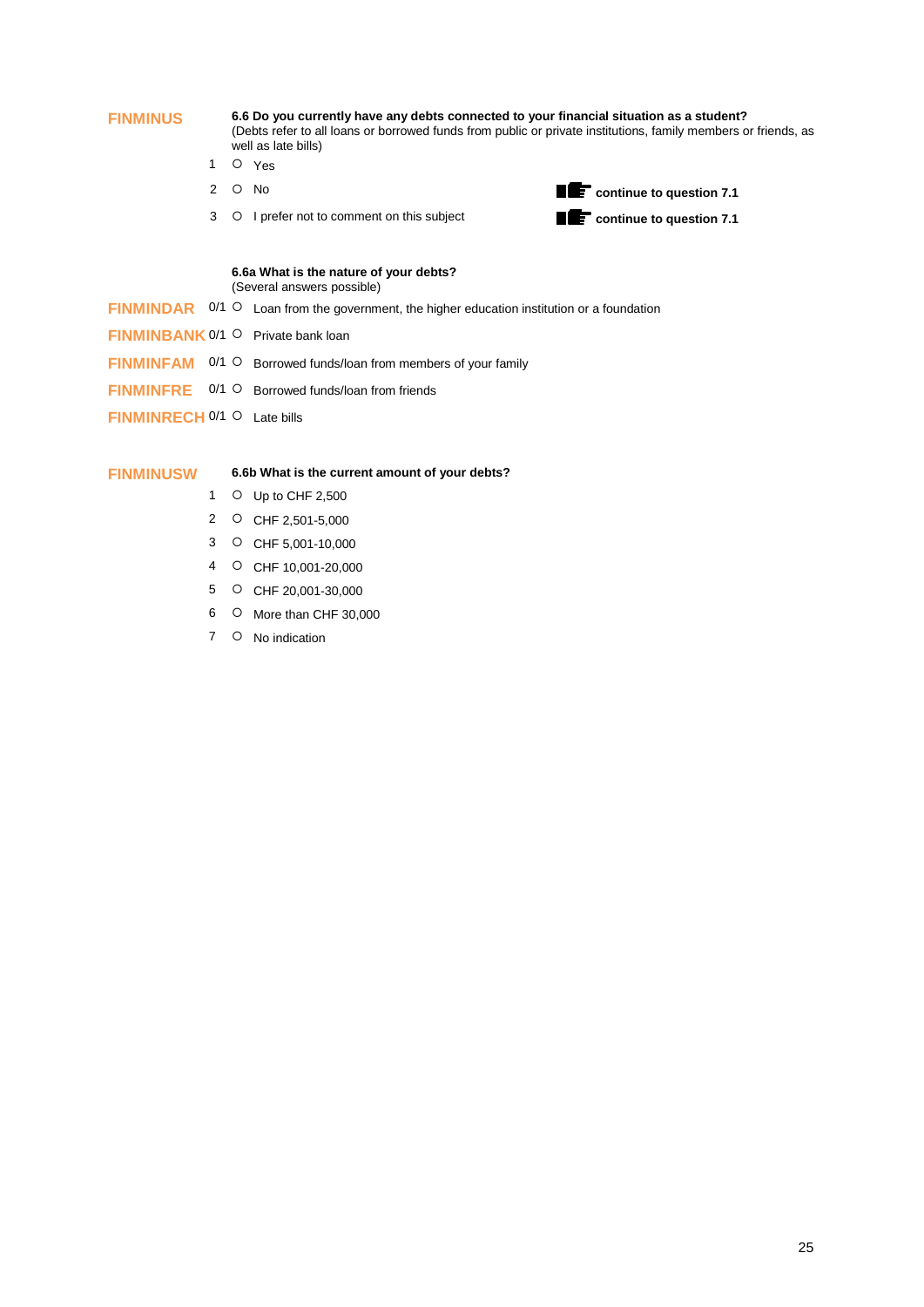**FINMINUS**

**6.6 Do you currently have any debts connected to your financial situation as a student?**
(Debts refer to all loans or borrowed funds from public or private institutions, family members or friends, as well as late bills)

1 O Yes

2 O No — **continue to question 7.1**

3 O I prefer not to comment on this subject — **continue to question 7.1**

**6.6a What is the nature of your debts?**
(Several answers possible)

**FINMINDAR** 0/1 O Loan from the government, the higher education institution or a foundation

**FINMINBANK** 0/1 O Private bank loan

**FINMINFAM** 0/1 O Borrowed funds/loan from members of your family

**FINMINFRE** 0/1 O Borrowed funds/loan from friends

**FINMINRECH** 0/1 O Late bills

**FINMINUSW**

**6.6b What is the current amount of your debts?**

1 O Up to CHF 2,500

2 O CHF 2,501-5,000

3 O CHF 5,001-10,000

4 O CHF 10,001-20,000

5 O CHF 20,001-30,000

6 O More than CHF 30,000

7 O No indication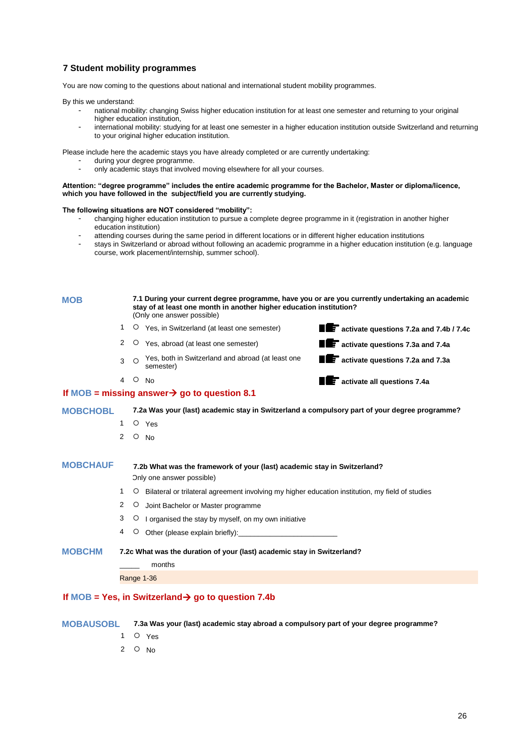## 7 Student mobility programmes

You are now coming to the questions about national and international student mobility programmes.

By this we understand:

- national mobility: changing Swiss higher education institution for at least one semester and returning to your original higher education institution,
- international mobility: studying for at least one semester in a higher education institution outside Switzerland and returning to your original higher education institution.

Please include here the academic stays you have already completed or are currently undertaking:

- during your degree programme.
- only academic stays that involved moving elsewhere for all your courses.

**Attention: "degree programme" includes the entire academic programme for the Bachelor, Master or diploma/licence, which you have followed in the subject/field you are currently studying.**

**The following situations are NOT considered "mobility":**

- changing higher education institution to pursue a complete degree programme in it (registration in another higher education institution)
- attending courses during the same period in different locations or in different higher education institutions
- stays in Switzerland or abroad without following an academic programme in a higher education institution (e.g. language course, work placement/internship, summer school).

**MOB**

**7.1 During your current degree programme, have you or are you currently undertaking an academic stay of at least one month in another higher education institution?**
(Only one answer possible)

1 ○ Yes, in Switzerland (at least one semester) — **activate questions 7.2a and 7.4b / 7.4c**

2 ○ Yes, abroad (at least one semester) — **activate questions 7.3a and 7.4a**

3 ○ Yes, both in Switzerland and abroad (at least one semester) — **activate questions 7.2a and 7.3a**

4 ○ No — **activate all questions 7.4a**

**If MOB = missing answer→ go to question 8.1**

**MOBCHOBL**

**7.2a Was your (last) academic stay in Switzerland a compulsory part of your degree programme?**

1 ○ Yes

2 ○ No

**MOBCHAUF**

**7.2b What was the framework of your (last) academic stay in Switzerland?**
Only one answer possible)

1 ○ Bilateral or trilateral agreement involving my higher education institution, my field of studies

2 ○ Joint Bachelor or Master programme

3 ○ I organised the stay by myself, on my own initiative

4 ○ Other (please explain briefly):________________________

**MOBCHM**

**7.2c What was the duration of your (last) academic stay in Switzerland?**

_____ months

Range 1-36

**If MOB = Yes, in Switzerland→ go to question 7.4b**

**MOBAUSOBL**

**7.3a Was your (last) academic stay abroad a compulsory part of your degree programme?**

1 ○ Yes

2 ○ No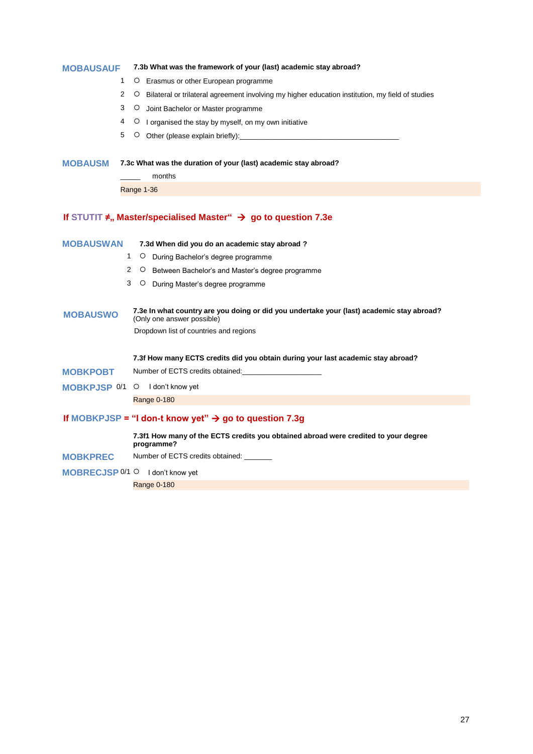**MOBAUSAUF** **7.3b What was the framework of your (last) academic stay abroad?**

1 ○ Erasmus or other European programme

2 ○ Bilateral or trilateral agreement involving my higher education institution, my field of studies

3 ○ Joint Bachelor or Master programme

4 ○ I organised the stay by myself, on my own initiative

5 ○ Other (please explain briefly):_______________________________________

**MOBAUSM** **7.3c What was the duration of your (last) academic stay abroad?**

_____ months

Range 1-36

**If STUTIT ≠„ Master/specialised Master“ → go to question 7.3e**

**MOBAUSWAN** **7.3d When did you do an academic stay abroad ?**

1 ○ During Bachelor's degree programme

2 ○ Between Bachelor's and Master's degree programme

3 ○ During Master's degree programme

**MOBAUSWO** **7.3e In what country are you doing or did you undertake your (last) academic stay abroad?** (Only one answer possible)

Dropdown list of countries and regions

**7.3f How many ECTS credits did you obtain during your last academic stay abroad?**

**MOBKPOBT** Number of ECTS credits obtained:____________________

**MOBKPJSP** 0/1 ○ I don't know yet

Range 0-180

**If MOBKPJSP = "I don-t know yet" → go to question 7.3g**

**7.3f1 How many of the ECTS credits you obtained abroad were credited to your degree programme?**

**MOBKPREC** Number of ECTS credits obtained: _______

**MOBRECJSP** 0/1 ○ I don't know yet

Range 0-180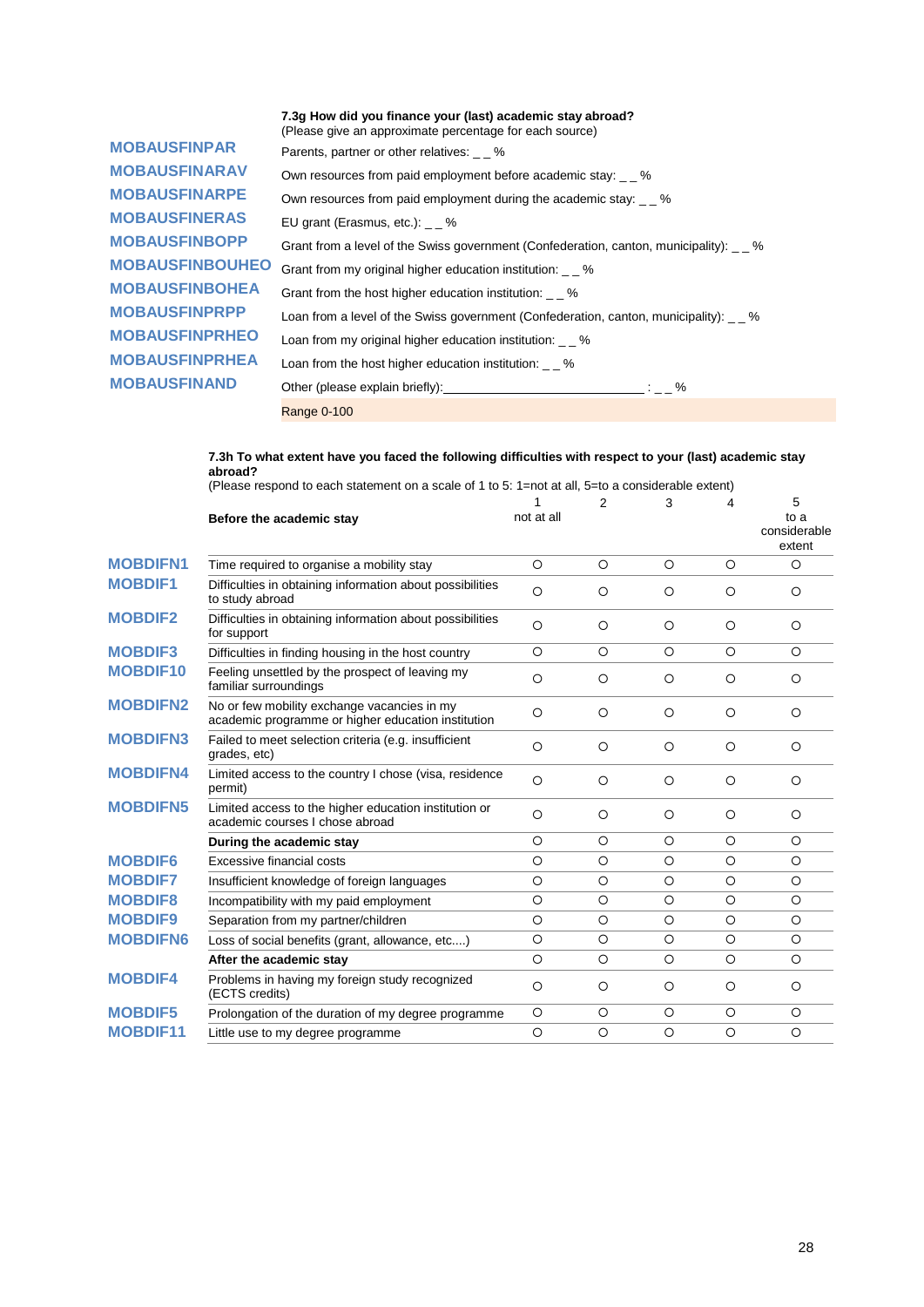**7.3g How did you finance your (last) academic stay abroad?**
(Please give an approximate percentage for each source)

| | |
|---|---|
| **MOBAUSFINPAR** | Parents, partner or other relatives: _ _ % |
| **MOBAUSFINARAV** | Own resources from paid employment before academic stay: _ _ % |
| **MOBAUSFINARPE** | Own resources from paid employment during the academic stay: _ _ % |
| **MOBAUSFINERAS** | EU grant (Erasmus, etc.): _ _ % |
| **MOBAUSFINBOPP** | Grant from a level of the Swiss government (Confederation, canton, municipality): _ _ % |
| **MOBAUSFINBOUHEO** | Grant from my original higher education institution: _ _ % |
| **MOBAUSFINBOHEA** | Grant from the host higher education institution: _ _ % |
| **MOBAUSFINPRPP** | Loan from a level of the Swiss government (Confederation, canton, municipality): _ _ % |
| **MOBAUSFINPRHEO** | Loan from my original higher education institution: _ _ % |
| **MOBAUSFINPRHEA** | Loan from the host higher education institution: _ _ % |
| **MOBAUSFINAND** | Other (please explain briefly):______________________________ : _ _ % |
| | Range 0-100 |

**7.3h To what extent have you faced the following difficulties with respect to your (last) academic stay abroad?**
(Please respond to each statement on a scale of 1 to 5: 1=not at all, 5=to a considerable extent)

| | **Before the academic stay** | 1 not at all | 2 | 3 | 4 | 5 to a considerable extent |
|---|---|---|---|---|---|---|
| **MOBDIFN1** | Time required to organise a mobility stay | ○ | ○ | ○ | ○ | ○ |
| **MOBDIF1** | Difficulties in obtaining information about possibilities to study abroad | ○ | ○ | ○ | ○ | ○ |
| **MOBDIF2** | Difficulties in obtaining information about possibilities for support | ○ | ○ | ○ | ○ | ○ |
| **MOBDIF3** | Difficulties in finding housing in the host country | ○ | ○ | ○ | ○ | ○ |
| **MOBDIF10** | Feeling unsettled by the prospect of leaving my familiar surroundings | ○ | ○ | ○ | ○ | ○ |
| **MOBDIFN2** | No or few mobility exchange vacancies in my academic programme or higher education institution | ○ | ○ | ○ | ○ | ○ |
| **MOBDIFN3** | Failed to meet selection criteria (e.g. insufficient grades, etc) | ○ | ○ | ○ | ○ | ○ |
| **MOBDIFN4** | Limited access to the country I chose (visa, residence permit) | ○ | ○ | ○ | ○ | ○ |
| **MOBDIFN5** | Limited access to the higher education institution or academic courses I chose abroad | ○ | ○ | ○ | ○ | ○ |
| | **During the academic stay** | ○ | ○ | ○ | ○ | ○ |
| **MOBDIF6** | Excessive financial costs | ○ | ○ | ○ | ○ | ○ |
| **MOBDIF7** | Insufficient knowledge of foreign languages | ○ | ○ | ○ | ○ | ○ |
| **MOBDIF8** | Incompatibility with my paid employment | ○ | ○ | ○ | ○ | ○ |
| **MOBDIF9** | Separation from my partner/children | ○ | ○ | ○ | ○ | ○ |
| **MOBDIFN6** | Loss of social benefits (grant, allowance, etc....) | ○ | ○ | ○ | ○ | ○ |
| | **After the academic stay** | ○ | ○ | ○ | ○ | ○ |
| **MOBDIF4** | Problems in having my foreign study recognized (ECTS credits) | ○ | ○ | ○ | ○ | ○ |
| **MOBDIF5** | Prolongation of the duration of my degree programme | ○ | ○ | ○ | ○ | ○ |
| **MOBDIF11** | Little use to my degree programme | ○ | ○ | ○ | ○ | ○ |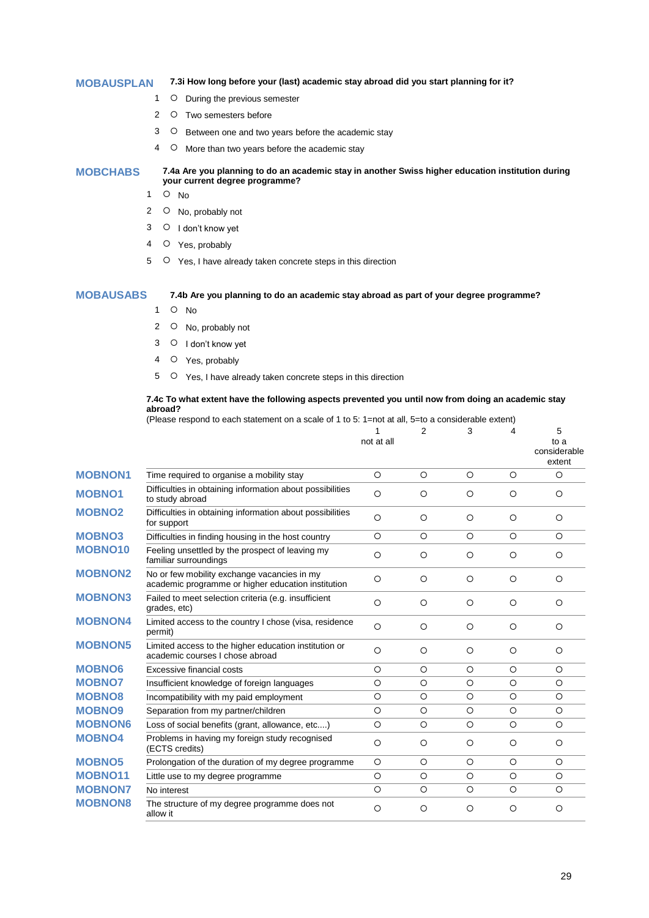**MOBAUSPLAN** **7.3i How long before your (last) academic stay abroad did you start planning for it?**

1 ○ During the previous semester
2 ○ Two semesters before
3 ○ Between one and two years before the academic stay
4 ○ More than two years before the academic stay

**MOBCHABS** **7.4a Are you planning to do an academic stay in another Swiss higher education institution during your current degree programme?**

1 ○ No
2 ○ No, probably not
3 ○ I don't know yet
4 ○ Yes, probably
5 ○ Yes, I have already taken concrete steps in this direction

**MOBAUSABS** **7.4b Are you planning to do an academic stay abroad as part of your degree programme?**

1 ○ No
2 ○ No, probably not
3 ○ I don't know yet
4 ○ Yes, probably
5 ○ Yes, I have already taken concrete steps in this direction

**7.4c To what extent have the following aspects prevented you until now from doing an academic stay abroad?**
(Please respond to each statement on a scale of 1 to 5: 1=not at all, 5=to a considerable extent)

| | | 1 not at all | 2 | 3 | 4 | 5 to a considerable extent |
|---|---|---|---|---|---|---|
| **MOBNON1** | Time required to organise a mobility stay | ○ | ○ | ○ | ○ | ○ |
| **MOBNO1** | Difficulties in obtaining information about possibilities to study abroad | ○ | ○ | ○ | ○ | ○ |
| **MOBNO2** | Difficulties in obtaining information about possibilities for support | ○ | ○ | ○ | ○ | ○ |
| **MOBNO3** | Difficulties in finding housing in the host country | ○ | ○ | ○ | ○ | ○ |
| **MOBNO10** | Feeling unsettled by the prospect of leaving my familiar surroundings | ○ | ○ | ○ | ○ | ○ |
| **MOBNON2** | No or few mobility exchange vacancies in my academic programme or higher education institution | ○ | ○ | ○ | ○ | ○ |
| **MOBNON3** | Failed to meet selection criteria (e.g. insufficient grades, etc) | ○ | ○ | ○ | ○ | ○ |
| **MOBNON4** | Limited access to the country I chose (visa, residence permit) | ○ | ○ | ○ | ○ | ○ |
| **MOBNON5** | Limited access to the higher education institution or academic courses I chose abroad | ○ | ○ | ○ | ○ | ○ |
| **MOBNO6** | Excessive financial costs | ○ | ○ | ○ | ○ | ○ |
| **MOBNO7** | Insufficient knowledge of foreign languages | ○ | ○ | ○ | ○ | ○ |
| **MOBNO8** | Incompatibility with my paid employment | ○ | ○ | ○ | ○ | ○ |
| **MOBNO9** | Separation from my partner/children | ○ | ○ | ○ | ○ | ○ |
| **MOBNON6** | Loss of social benefits (grant, allowance, etc....) | ○ | ○ | ○ | ○ | ○ |
| **MOBNO4** | Problems in having my foreign study recognised (ECTS credits) | ○ | ○ | ○ | ○ | ○ |
| **MOBNO5** | Prolongation of the duration of my degree programme | ○ | ○ | ○ | ○ | ○ |
| **MOBNO11** | Little use to my degree programme | ○ | ○ | ○ | ○ | ○ |
| **MOBNON7** | No interest | ○ | ○ | ○ | ○ | ○ |
| **MOBNON8** | The structure of my degree programme does not allow it | ○ | ○ | ○ | ○ | ○ |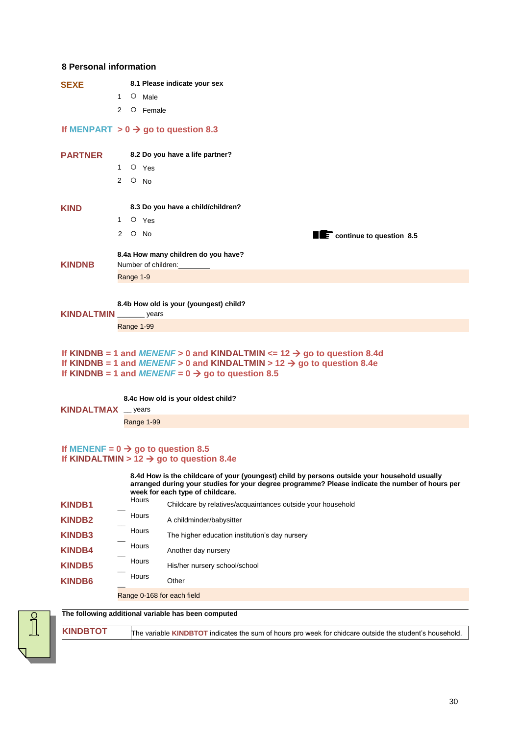## 8 Personal information

**SEXE** **8.1 Please indicate your sex**

1 ○ Male
2 ○ Female

**If MENPART > 0 → go to question 8.3**

**PARTNER** **8.2 Do you have a life partner?**

1 ○ Yes
2 ○ No

**KIND** **8.3 Do you have a child/children?**

1 ○ Yes
2 ○ No — continue to question 8.5

**KINDNB** **8.4a How many children do you have?**

Number of children:________

Range 1-9

**KINDALTMIN** **8.4b How old is your (youngest) child?**

_______ years

Range 1-99

**If KINDNB = 1 and *MENENF* > 0 and KINDALTMIN <= 12 → go to question 8.4d**
**If KINDNB = 1 and *MENENF* > 0 and KINDALTMIN > 12 → go to question 8.4e**
**If KINDNB = 1 and *MENENF* = 0 → go to question 8.5**

**KINDALTMAX** **8.4c How old is your oldest child?**

__ years

Range 1-99

**If MENENF = 0 → go to question 8.5**
**If KINDALTMIN > 12 → go to question 8.4e**

**8.4d How is the childcare of your (youngest) child by persons outside your household usually arranged during your studies for your degree programme? Please indicate the number of hours per week for each type of childcare.**

| Variable | | | |
|---|---|---|---|
| **KINDB1** | __ | Hours | Childcare by relatives/acquaintances outside your household |
| **KINDB2** | __ | Hours | A childminder/babysitter |
| **KINDB3** | __ | Hours | The higher education institution's day nursery |
| **KINDB4** | __ | Hours | Another day nursery |
| **KINDB5** | __ | Hours | His/her nursery school/school |
| **KINDB6** | __ | Hours | Other |

Range 0-168 for each field

**The following additional variable has been computed**

| | |
|---|---|
| **KINDBTOT** | The variable **KINDBTOT** indicates the sum of hours pro week for chidcare outside the student's household. |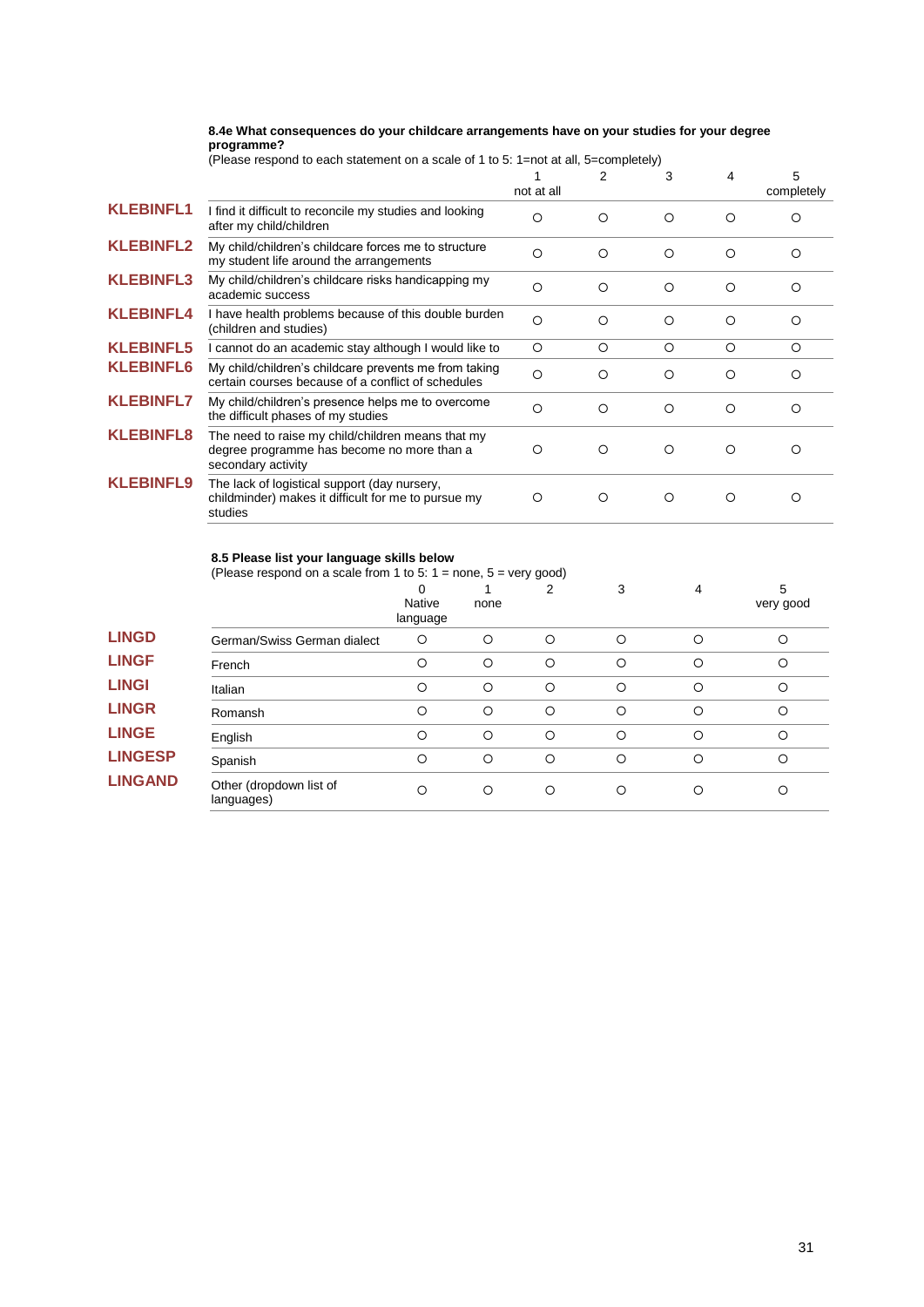**8.4e What consequences do your childcare arrangements have on your studies for your degree programme?**

(Please respond to each statement on a scale of 1 to 5: 1=not at all, 5=completely)

| | | 1 not at all | 2 | 3 | 4 | 5 completely |
|---|---|---|---|---|---|---|
| **KLEBINFL1** | I find it difficult to reconcile my studies and looking after my child/children | ○ | ○ | ○ | ○ | ○ |
| **KLEBINFL2** | My child/children's childcare forces me to structure my student life around the arrangements | ○ | ○ | ○ | ○ | ○ |
| **KLEBINFL3** | My child/children's childcare risks handicapping my academic success | ○ | ○ | ○ | ○ | ○ |
| **KLEBINFL4** | I have health problems because of this double burden (children and studies) | ○ | ○ | ○ | ○ | ○ |
| **KLEBINFL5** | I cannot do an academic stay although I would like to | ○ | ○ | ○ | ○ | ○ |
| **KLEBINFL6** | My child/children's childcare prevents me from taking certain courses because of a conflict of schedules | ○ | ○ | ○ | ○ | ○ |
| **KLEBINFL7** | My child/children's presence helps me to overcome the difficult phases of my studies | ○ | ○ | ○ | ○ | ○ |
| **KLEBINFL8** | The need to raise my child/children means that my degree programme has become no more than a secondary activity | ○ | ○ | ○ | ○ | ○ |
| **KLEBINFL9** | The lack of logistical support (day nursery, childminder) makes it difficult for me to pursue my studies | ○ | ○ | ○ | ○ | ○ |

**8.5 Please list your language skills below**

(Please respond on a scale from 1 to 5: 1 = none, 5 = very good)

| | | 0 Native language | 1 none | 2 | 3 | 4 | 5 very good |
|---|---|---|---|---|---|---|---|
| **LINGD** | German/Swiss German dialect | ○ | ○ | ○ | ○ | ○ | ○ |
| **LINGF** | French | ○ | ○ | ○ | ○ | ○ | ○ |
| **LINGI** | Italian | ○ | ○ | ○ | ○ | ○ | ○ |
| **LINGR** | Romansh | ○ | ○ | ○ | ○ | ○ | ○ |
| **LINGE** | English | ○ | ○ | ○ | ○ | ○ | ○ |
| **LINGESP** | Spanish | ○ | ○ | ○ | ○ | ○ | ○ |
| **LINGAND** | Other (dropdown list of languages) | ○ | ○ | ○ | ○ | ○ | ○ |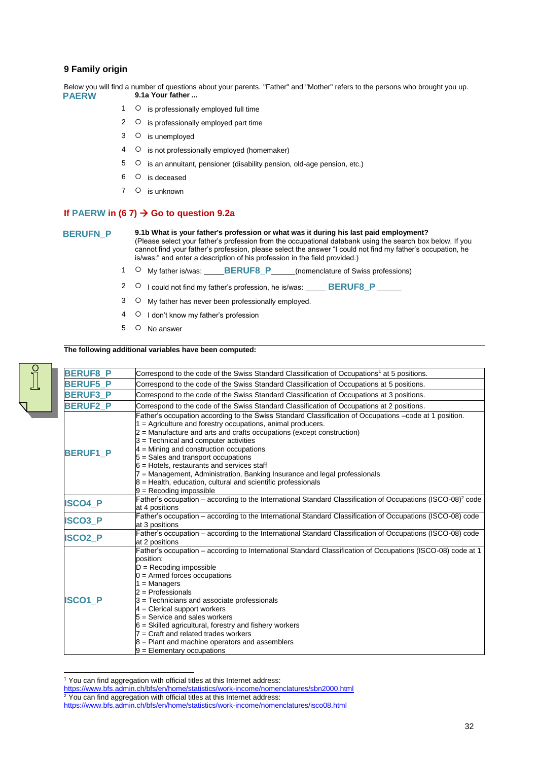## 9 Family origin

Below you will find a number of questions about your parents. "Father" and "Mother" refers to the persons who brought you up.

**PAERW** **9.1a Your father ...**

1 ○ is professionally employed full time

2 ○ is professionally employed part time

3 ○ is unemployed

4 ○ is not professionally employed (homemaker)

5 ○ is an annuitant, pensioner (disability pension, old-age pension, etc.)

6 ○ is deceased

7 ○ is unknown

**If PAERW in (6 7) → Go to question 9.2a**

**BERUFN_P** **9.1b What is your father's profession or what was it during his last paid employment?**
(Please select your father's profession from the occupational databank using the search box below. If you cannot find your father's profession, please select the answer "I could not find my father's occupation, he is/was:" and enter a description of his profession in the field provided.)

1 ○ My father is/was: ____**BERUF8_P**_____(nomenclature of Swiss professions)

2 ○ I could not find my father's profession, he is/was: ____ **BERUF8_P** _____

3 ○ My father has never been professionally employed.

4 ○ I don't know my father's profession

5 ○ No answer

**The following additional variables have been computed:**

| Variable | Description |
|---|---|
| **BERUF8_P** | Correspond to the code of the Swiss Standard Classification of Occupations[1] at 5 positions. |
| **BERUF5_P** | Correspond to the code of the Swiss Standard Classification of Occupations at 5 positions. |
| **BERUF3_P** | Correspond to the code of the Swiss Standard Classification of Occupations at 3 positions. |
| **BERUF2_P** | Correspond to the code of the Swiss Standard Classification of Occupations at 2 positions. |
| **BERUF1_P** | Father's occupation according to the Swiss Standard Classification of Occupations –code at 1 position.<br>1 = Agriculture and forestry occupations, animal producers.<br>2 = Manufacture and arts and crafts occupations (except construction)<br>3 = Technical and computer activities<br>4 = Mining and construction occupations<br>5 = Sales and transport occupations<br>6 = Hotels, restaurants and services staff<br>7 = Management, Administration, Banking Insurance and legal professionals<br>8 = Health, education, cultural and scientific professionals<br>9 = Recoding impossible |
| **ISCO4_P** | Father's occupation – according to the International Standard Classification of Occupations (ISCO-08)[2] code at 4 positions |
| **ISCO3_P** | Father's occupation – according to the International Standard Classification of Occupations (ISCO-08) code at 3 positions |
| **ISCO2_P** | Father's occupation – according to the International Standard Classification of Occupations (ISCO-08) code at 2 positions |
| **ISCO1_P** | Father's occupation – according to International Standard Classification of Occupations (ISCO-08) code at 1 position:<br>D = Recoding impossible<br>0 = Armed forces occupations<br>1 = Managers<br>2 = Professionals<br>3 = Technicians and associate professionals<br>4 = Clerical support workers<br>5 = Service and sales workers<br>6 = Skilled agricultural, forestry and fishery workers<br>7 = Craft and related trades workers<br>8 = Plant and machine operators and assemblers<br>9 = Elementary occupations |

[1] You can find aggregation with official titles at this Internet address:
https://www.bfs.admin.ch/bfs/en/home/statistics/work-income/nomenclatures/sbn2000.html

[2] You can find aggregation with official titles at this Internet address:
https://www.bfs.admin.ch/bfs/en/home/statistics/work-income/nomenclatures/isco08.html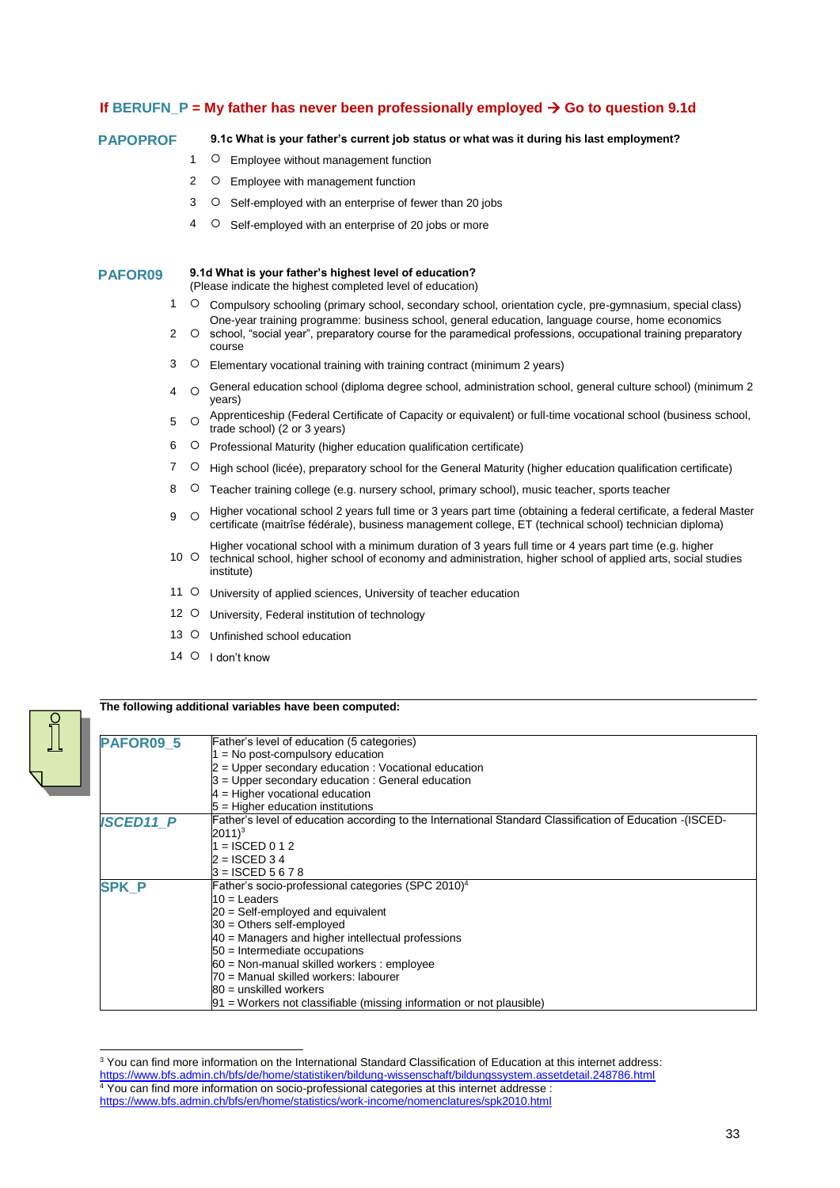**If BERUFN_P = My father has never been professionally employed → Go to question 9.1d**

**PAPOPROF**

**9.1c What is your father's current job status or what was it during his last employment?**

1 ○ Employee without management function

2 ○ Employee with management function

3 ○ Self-employed with an enterprise of fewer than 20 jobs

4 ○ Self-employed with an enterprise of 20 jobs or more

**PAFOR09**

**9.1d What is your father's highest level of education?**
(Please indicate the highest completed level of education)

1 ○ Compulsory schooling (primary school, secondary school, orientation cycle, pre-gymnasium, special class)

2 ○ One-year training programme: business school, general education, language course, home economics school, "social year", preparatory course for the paramedical professions, occupational training preparatory course

3 ○ Elementary vocational training with training contract (minimum 2 years)

4 ○ General education school (diploma degree school, administration school, general culture school) (minimum 2 years)

5 ○ Apprenticeship (Federal Certificate of Capacity or equivalent) or full-time vocational school (business school, trade school) (2 or 3 years)

6 ○ Professional Maturity (higher education qualification certificate)

7 ○ High school (licée), preparatory school for the General Maturity (higher education qualification certificate)

8 ○ Teacher training college (e.g. nursery school, primary school), music teacher, sports teacher

9 ○ Higher vocational school 2 years full time or 3 years part time (obtaining a federal certificate, a federal Master certificate (maitrîse fédérale), business management college, ET (technical school) technician diploma)

10 ○ Higher vocational school with a minimum duration of 3 years full time or 4 years part time (e.g. higher technical school, higher school of economy and administration, higher school of applied arts, social studies institute)

11 ○ University of applied sciences, University of teacher education

12 ○ University, Federal institution of technology

13 ○ Unfinished school education

14 ○ I don't know

**The following additional variables have been computed:**

| | |
|---|---|
| **PAFOR09_5** | Father's level of education (5 categories)<br>1 = No post-compulsory education<br>2 = Upper secondary education : Vocational education<br>3 = Upper secondary education : General education<br>4 = Higher vocational education<br>5 = Higher education institutions |
| ***ISCED11_P*** | Father's level of education according to the International Standard Classification of Education -(ISCED-2011)[3]<br>1 = ISCED 0 1 2<br>2 = ISCED 3 4<br>3 = ISCED 5 6 7 8 |
| **SPK_P** | Father's socio-professional categories (SPC 2010)[4]<br>10 = Leaders<br>20 = Self-employed and equivalent<br>30 = Others self-employed<br>40 = Managers and higher intellectual professions<br>50 = Intermediate occupations<br>60 = Non-manual skilled workers : employee<br>70 = Manual skilled workers: labourer<br>80 = unskilled workers<br>91 = Workers not classifiable (missing information or not plausible) |

[3] You can find more information on the International Standard Classification of Education at this internet address: https://www.bfs.admin.ch/bfs/de/home/statistiken/bildung-wissenschaft/bildungssystem.assetdetail.248786.html

[4] You can find more information on socio-professional categories at this internet addresse : https://www.bfs.admin.ch/bfs/en/home/statistics/work-income/nomenclatures/spk2010.html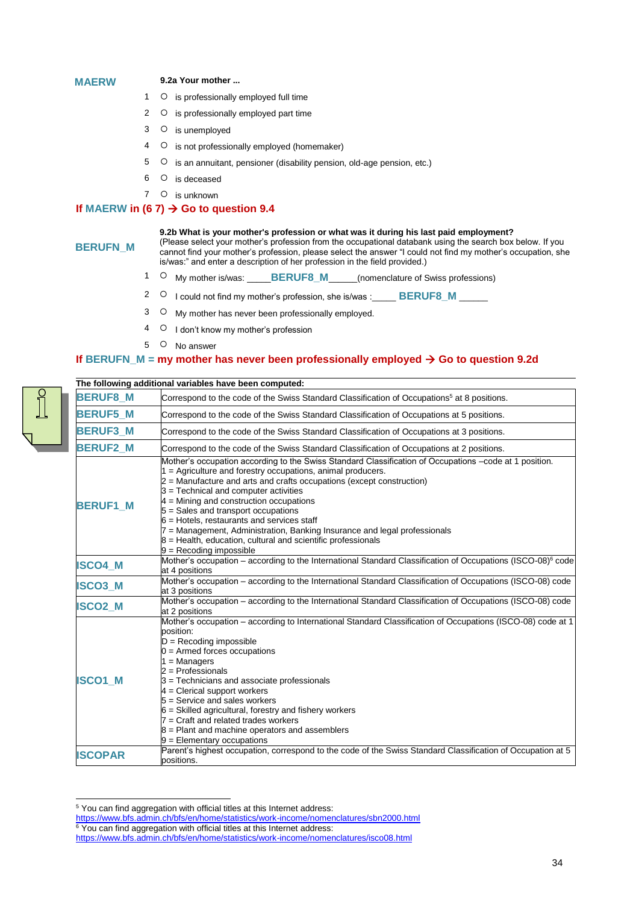**MAERW**

**9.2a Your mother ...**

1 ○ is professionally employed full time

2 ○ is professionally employed part time

3 ○ is unemployed

4 ○ is not professionally employed (homemaker)

5 ○ is an annuitant, pensioner (disability pension, old-age pension, etc.)

6 ○ is deceased

7 ○ is unknown

**If MAERW in (6 7) → Go to question 9.4**

**BERUFN_M**

**9.2b What is your mother's profession or what was it during his last paid employment?**
(Please select your mother's profession from the occupational databank using the search box below. If you cannot find your mother's profession, please select the answer "I could not find my mother's occupation, she is/was:" and enter a description of her profession in the field provided.)

1 ○ My mother is/was: _____**BERUF8_M**_____(nomenclature of Swiss professions)

2 ○ I could not find my mother's profession, she is/was :_____ **BERUF8_M** _____

3 ○ My mother has never been professionally employed.

4 ○ I don't know my mother's profession

5 ○ No answer

**If BERUFN_M = my mother has never been professionally employed → Go to question 9.2d**

**The following additional variables have been computed:**

| Variable | Description |
|---|---|
| **BERUF8_M** | Correspond to the code of the Swiss Standard Classification of Occupations[5] at 8 positions. |
| **BERUF5_M** | Correspond to the code of the Swiss Standard Classification of Occupations at 5 positions. |
| **BERUF3_M** | Correspond to the code of the Swiss Standard Classification of Occupations at 3 positions. |
| **BERUF2_M** | Correspond to the code of the Swiss Standard Classification of Occupations at 2 positions. |
| **BERUF1_M** | Mother's occupation according to the Swiss Standard Classification of Occupations –code at 1 position.<br>1 = Agriculture and forestry occupations, animal producers.<br>2 = Manufacture and arts and crafts occupations (except construction)<br>3 = Technical and computer activities<br>4 = Mining and construction occupations<br>5 = Sales and transport occupations<br>6 = Hotels, restaurants and services staff<br>7 = Management, Administration, Banking Insurance and legal professionals<br>8 = Health, education, cultural and scientific professionals<br>9 = Recoding impossible |
| **ISCO4_M** | Mother's occupation – according to the International Standard Classification of Occupations (ISCO-08)[6] code at 4 positions |
| **ISCO3_M** | Mother's occupation – according to the International Standard Classification of Occupations (ISCO-08) code at 3 positions |
| **ISCO2_M** | Mother's occupation – according to the International Standard Classification of Occupations (ISCO-08) code at 2 positions |
| **ISCO1_M** | Mother's occupation – according to International Standard Classification of Occupations (ISCO-08) code at 1 position:<br>D = Recoding impossible<br>0 = Armed forces occupations<br>1 = Managers<br>2 = Professionals<br>3 = Technicians and associate professionals<br>4 = Clerical support workers<br>5 = Service and sales workers<br>6 = Skilled agricultural, forestry and fishery workers<br>7 = Craft and related trades workers<br>8 = Plant and machine operators and assemblers<br>9 = Elementary occupations |
| **ISCOPAR** | Parent's highest occupation, correspond to the code of the Swiss Standard Classification of Occupation at 5 positions. |

[5] You can find aggregation with official titles at this Internet address:
https://www.bfs.admin.ch/bfs/en/home/statistics/work-income/nomenclatures/sbn2000.html

[6] You can find aggregation with official titles at this Internet address:
https://www.bfs.admin.ch/bfs/en/home/statistics/work-income/nomenclatures/isco08.html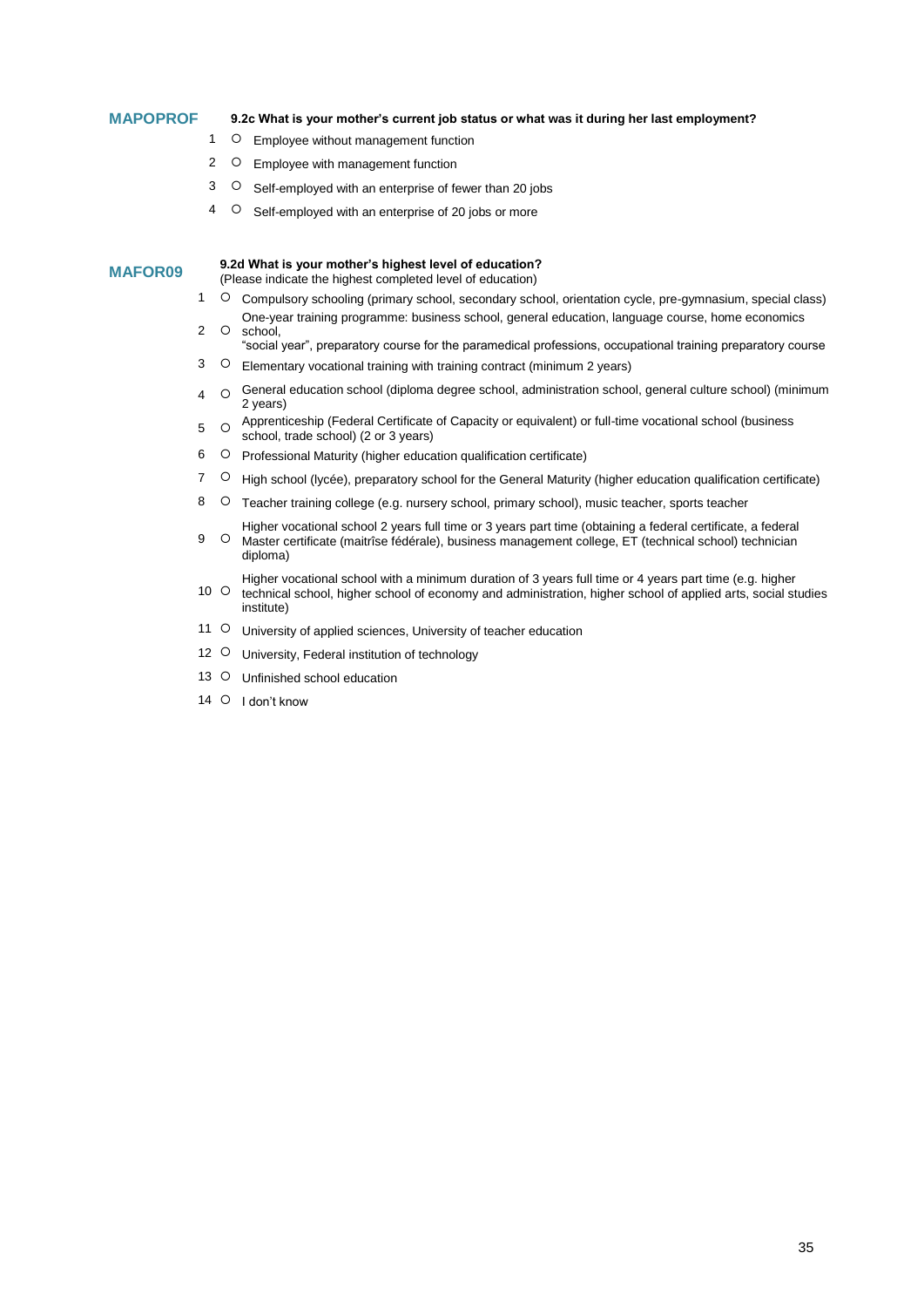**MAPOPROF** **9.2c What is your mother's current job status or what was it during her last employment?**

1 ○ Employee without management function

2 ○ Employee with management function

3 ○ Self-employed with an enterprise of fewer than 20 jobs

4 ○ Self-employed with an enterprise of 20 jobs or more

**MAFOR09** **9.2d What is your mother's highest level of education?**
(Please indicate the highest completed level of education)

1 ○ Compulsory schooling (primary school, secondary school, orientation cycle, pre-gymnasium, special class)

2 ○ One-year training programme: business school, general education, language course, home economics school,
"social year", preparatory course for the paramedical professions, occupational training preparatory course

3 ○ Elementary vocational training with training contract (minimum 2 years)

4 ○ General education school (diploma degree school, administration school, general culture school) (minimum 2 years)

5 ○ Apprenticeship (Federal Certificate of Capacity or equivalent) or full-time vocational school (business school, trade school) (2 or 3 years)

6 ○ Professional Maturity (higher education qualification certificate)

7 ○ High school (lycée), preparatory school for the General Maturity (higher education qualification certificate)

8 ○ Teacher training college (e.g. nursery school, primary school), music teacher, sports teacher

9 ○ Higher vocational school 2 years full time or 3 years part time (obtaining a federal certificate, a federal Master certificate (maitrîse fédérale), business management college, ET (technical school) technician diploma)

10 ○ Higher vocational school with a minimum duration of 3 years full time or 4 years part time (e.g. higher technical school, higher school of economy and administration, higher school of applied arts, social studies institute)

11 ○ University of applied sciences, University of teacher education

12 ○ University, Federal institution of technology

13 ○ Unfinished school education

14 ○ I don't know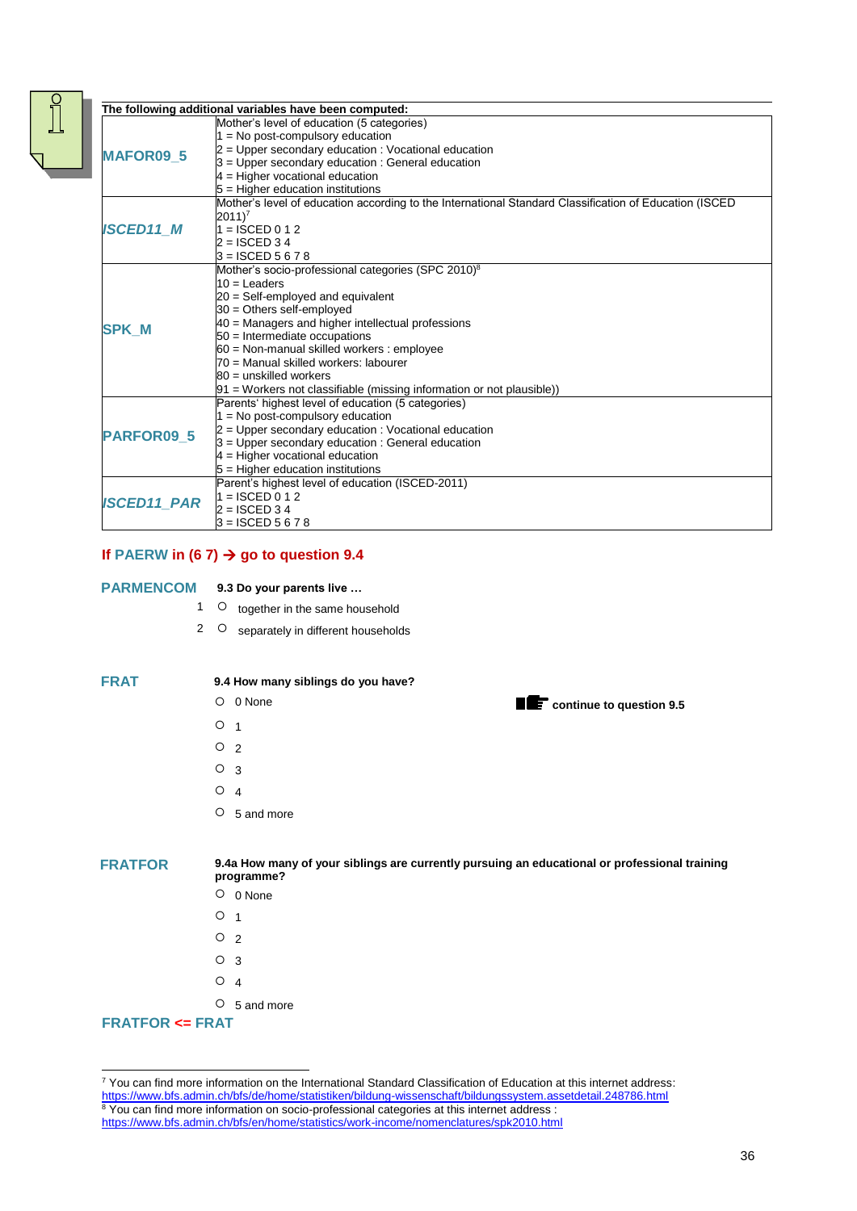**The following additional variables have been computed:**

| | |
|---|---|
| **MAFOR09_5** | Mother's level of education (5 categories)<br>1 = No post-compulsory education<br>2 = Upper secondary education : Vocational education<br>3 = Upper secondary education : General education<br>4 = Higher vocational education<br>5 = Higher education institutions |
| ***ISCED11_M*** | Mother's level of education according to the International Standard Classification of Education (ISCED 2011)[7]<br>1 = ISCED 0 1 2<br>2 = ISCED 3 4<br>3 = ISCED 5 6 7 8 |
| **SPK_M** | Mother's socio-professional categories (SPC 2010)[8]<br>10 = Leaders<br>20 = Self-employed and equivalent<br>30 = Others self-employed<br>40 = Managers and higher intellectual professions<br>50 = Intermediate occupations<br>60 = Non-manual skilled workers : employee<br>70 = Manual skilled workers: labourer<br>80 = unskilled workers<br>91 = Workers not classifiable (missing information or not plausible)) |
| **PARFOR09_5** | Parents' highest level of education (5 categories)<br>1 = No post-compulsory education<br>2 = Upper secondary education : Vocational education<br>3 = Upper secondary education : General education<br>4 = Higher vocational education<br>5 = Higher education institutions |
| ***ISCED11_PAR*** | Parent's highest level of education (ISCED-2011)<br>1 = ISCED 0 1 2<br>2 = ISCED 3 4<br>3 = ISCED 5 6 7 8 |

**If PAERW in (6 7) → go to question 9.4**

**PARMENCOM** **9.3 Do your parents live …**

1 ○ together in the same household

2 ○ separately in different households

**FRAT** **9.4 How many siblings do you have?**

○ 0 None → **continue to question 9.5**

○ 1

○ 2

○ 3

○ 4

○ 5 and more

**FRATFOR** **9.4a How many of your siblings are currently pursuing an educational or professional training programme?**

○ 0 None

○ 1

○ 2

○ 3

○ 4

○ 5 and more

**FRATFOR <= FRAT**

---

[7] You can find more information on the International Standard Classification of Education at this internet address: https://www.bfs.admin.ch/bfs/de/home/statistiken/bildung-wissenschaft/bildungssystem.assetdetail.248786.html

[8] You can find more information on socio-professional categories at this internet address : https://www.bfs.admin.ch/bfs/en/home/statistics/work-income/nomenclatures/spk2010.html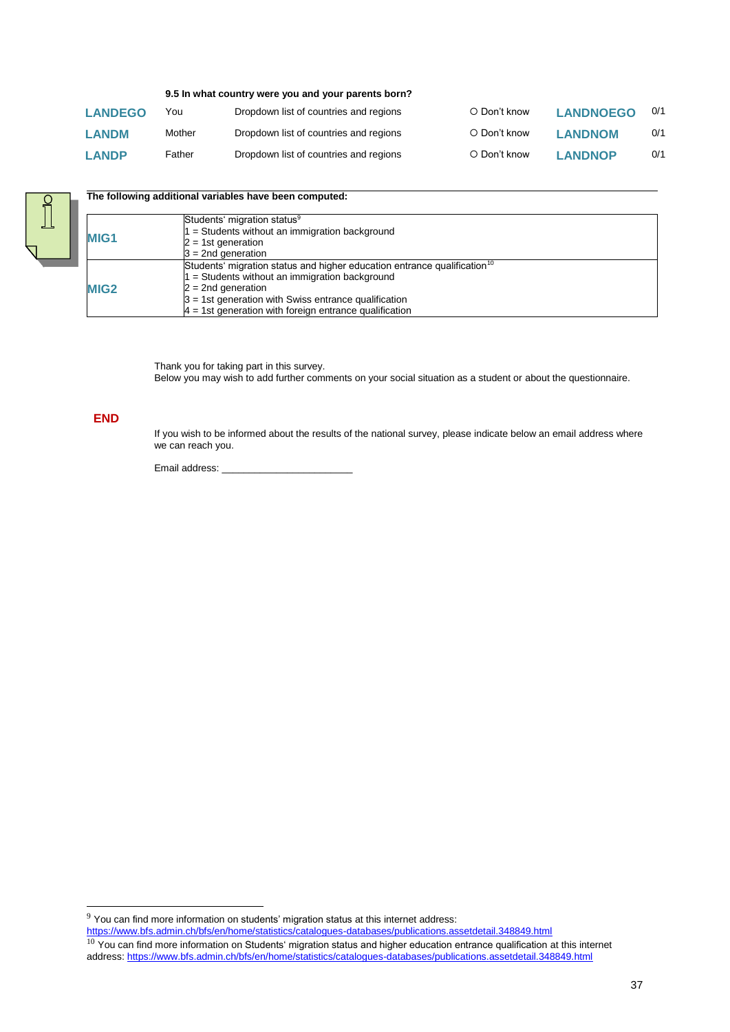**9.5 In what country were you and your parents born?**

| | | | | | |
|---|---|---|---|---|---|
| **LANDEGO** | You | Dropdown list of countries and regions | ○ Don't know | **LANDNOEGO** | 0/1 |
| **LANDM** | Mother | Dropdown list of countries and regions | ○ Don't know | **LANDNOM** | 0/1 |
| **LANDP** | Father | Dropdown list of countries and regions | ○ Don't know | **LANDNOP** | 0/1 |

**The following additional variables have been computed:**

| | |
|---|---|
| **MIG1** | Students' migration status[9]<br>1 = Students without an immigration background<br>2 = 1st generation<br>3 = 2nd generation |
| **MIG2** | Students' migration status and higher education entrance qualification[10]<br>1 = Students without an immigration background<br>2 = 2nd generation<br>3 = 1st generation with Swiss entrance qualification<br>4 = 1st generation with foreign entrance qualification |

Thank you for taking part in this survey.
Below you may wish to add further comments on your social situation as a student or about the questionnaire.

**END**

If you wish to be informed about the results of the national survey, please indicate below an email address where we can reach you.

Email address: ________________________

[9] You can find more information on students' migration status at this internet address: https://www.bfs.admin.ch/bfs/en/home/statistics/catalogues-databases/publications.assetdetail.348849.html

[10] You can find more information on Students' migration status and higher education entrance qualification at this internet address: https://www.bfs.admin.ch/bfs/en/home/statistics/catalogues-databases/publications.assetdetail.348849.html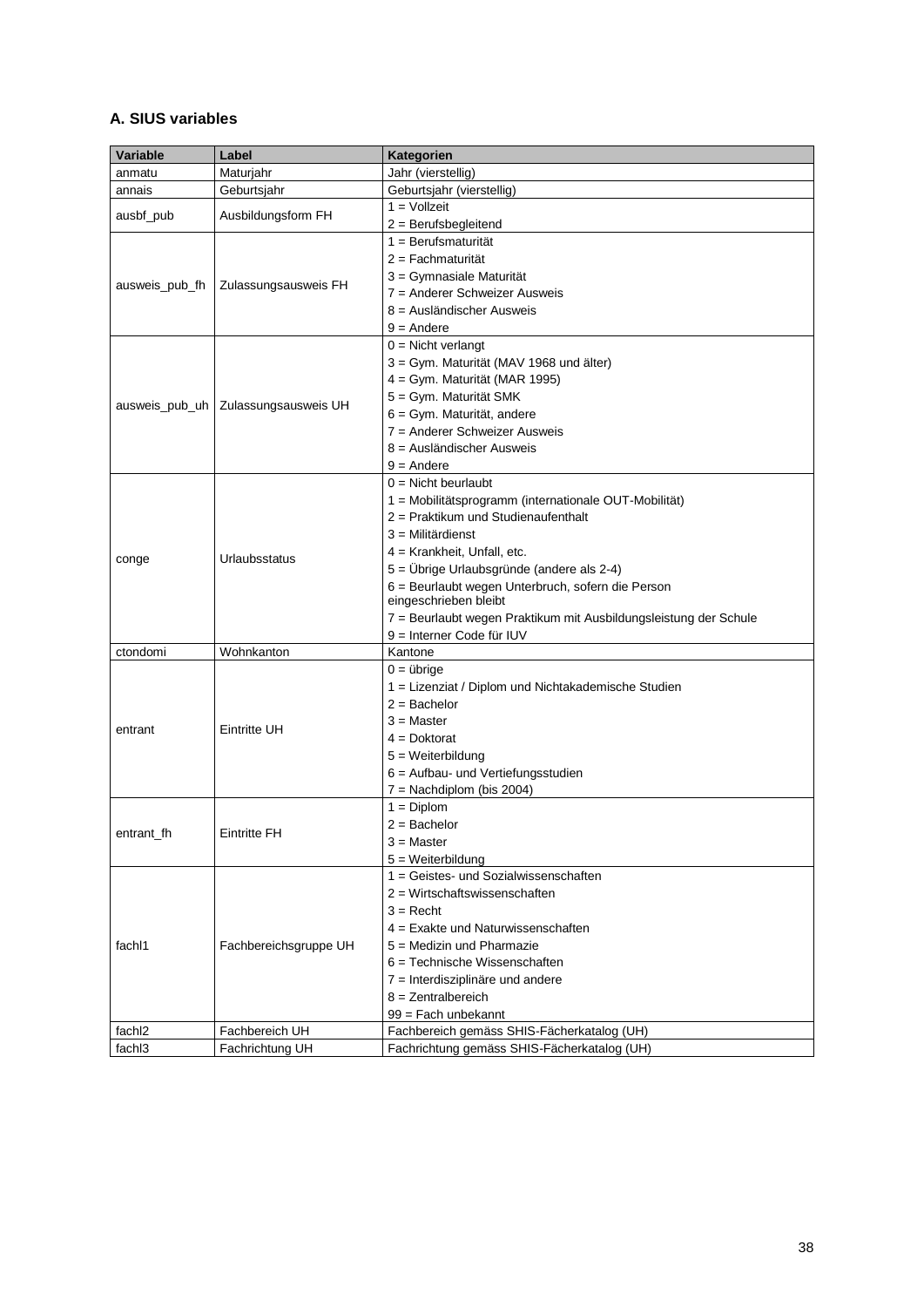### A. SIUS variables

| Variable | Label | Kategorien |
|---|---|---|
| anmatu | Maturjahr | Jahr (vierstellig) |
| annais | Geburtsjahr | Geburtsjahr (vierstellig) |
| ausbf_pub | Ausbildungsform FH | 1 = Vollzeit<br>2 = Berufsbegleitend |
| ausweis_pub_fh | Zulassungsausweis FH | 1 = Berufsmaturität<br>2 = Fachmaturität<br>3 = Gymnasiale Maturität<br>7 = Anderer Schweizer Ausweis<br>8 = Ausländischer Ausweis<br>9 = Andere |
| ausweis_pub_uh | Zulassungsausweis UH | 0 = Nicht verlangt<br>3 = Gym. Maturität (MAV 1968 und älter)<br>4 = Gym. Maturität (MAR 1995)<br>5 = Gym. Maturität SMK<br>6 = Gym. Maturität, andere<br>7 = Anderer Schweizer Ausweis<br>8 = Ausländischer Ausweis<br>9 = Andere |
| conge | Urlaubsstatus | 0 = Nicht beurlaubt<br>1 = Mobilitätsprogramm (internationale OUT-Mobilität)<br>2 = Praktikum und Studienaufenthalt<br>3 = Militärdienst<br>4 = Krankheit, Unfall, etc.<br>5 = Übrige Urlaubsgründe (andere als 2-4)<br>6 = Beurlaubt wegen Unterbruch, sofern die Person eingeschrieben bleibt<br>7 = Beurlaubt wegen Praktikum mit Ausbildungsleistung der Schule<br>9 = Interner Code für IUV |
| ctondomi | Wohnkanton | Kantone |
| entrant | Eintritte UH | 0 = übrige<br>1 = Lizenziat / Diplom und Nichtakademische Studien<br>2 = Bachelor<br>3 = Master<br>4 = Doktorat<br>5 = Weiterbildung<br>6 = Aufbau- und Vertiefungsstudien<br>7 = Nachdiplom (bis 2004) |
| entrant_fh | Eintritte FH | 1 = Diplom<br>2 = Bachelor<br>3 = Master<br>5 = Weiterbildung |
| fachl1 | Fachbereichsgruppe UH | 1 = Geistes- und Sozialwissenschaften<br>2 = Wirtschaftswissenschaften<br>3 = Recht<br>4 = Exakte und Naturwissenschaften<br>5 = Medizin und Pharmazie<br>6 = Technische Wissenschaften<br>7 = Interdisziplinäre und andere<br>8 = Zentralbereich<br>99 = Fach unbekannt |
| fachl2 | Fachbereich UH | Fachbereich gemäss SHIS-Fächerkatalog (UH) |
| fachl3 | Fachrichtung UH | Fachrichtung gemäss SHIS-Fächerkatalog (UH) |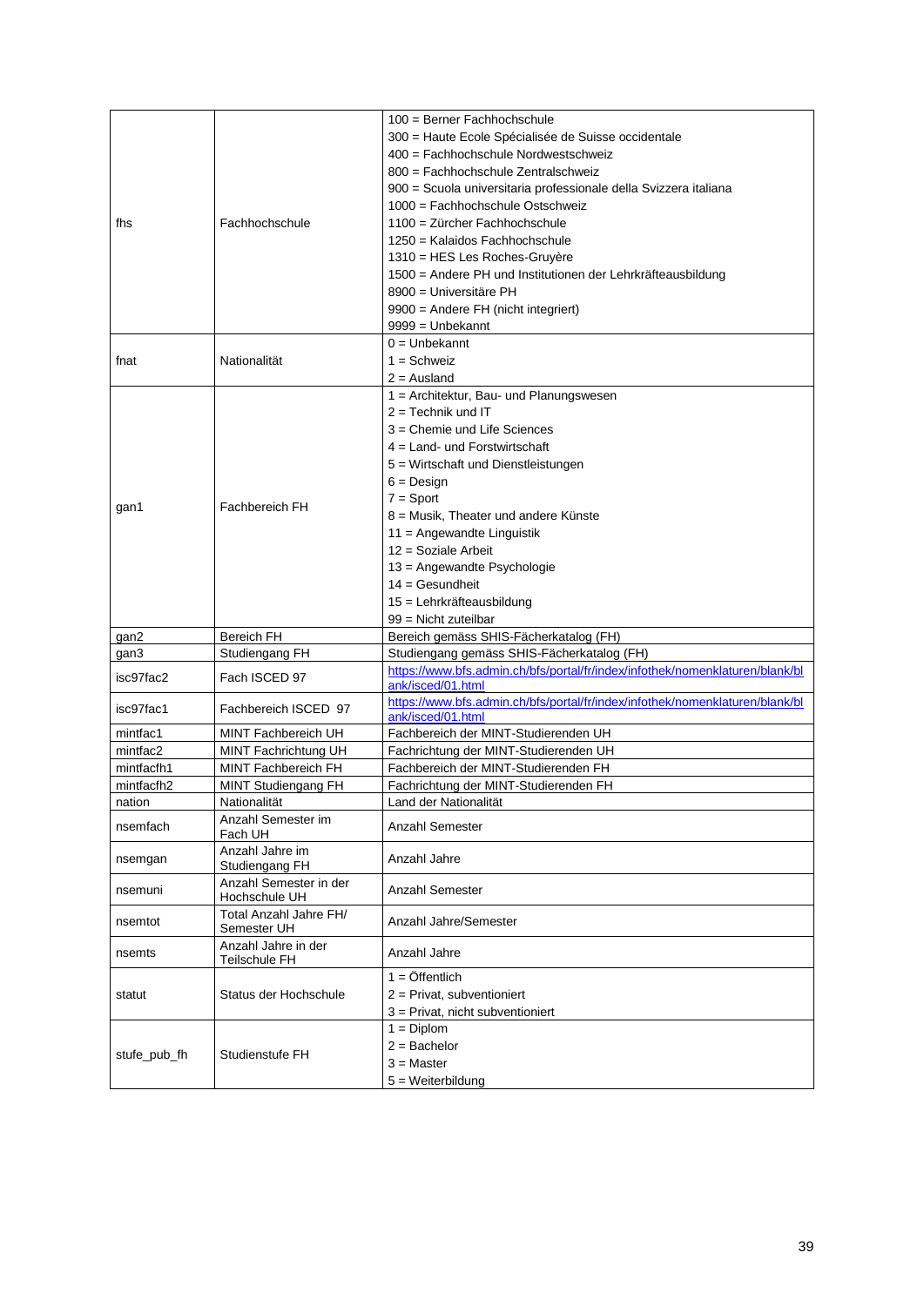| | | |
|---|---|---|
| fhs | Fachhochschule | 100 = Berner Fachhochschule<br>300 = Haute Ecole Spécialisée de Suisse occidentale<br>400 = Fachhochschule Nordwestschweiz<br>800 = Fachhochschule Zentralschweiz<br>900 = Scuola universitaria professionale della Svizzera italiana<br>1000 = Fachhochschule Ostschweiz<br>1100 = Zürcher Fachhochschule<br>1250 = Kalaidos Fachhochschule<br>1310 = HES Les Roches-Gruyère<br>1500 = Andere PH und Institutionen der Lehrkräfteausbildung<br>8900 = Universitäre PH<br>9900 = Andere FH (nicht integriert)<br>9999 = Unbekannt |
| fnat | Nationalität | 0 = Unbekannt<br>1 = Schweiz<br>2 = Ausland |
| gan1 | Fachbereich FH | 1 = Architektur, Bau- und Planungswesen<br>2 = Technik und IT<br>3 = Chemie und Life Sciences<br>4 = Land- und Forstwirtschaft<br>5 = Wirtschaft und Dienstleistungen<br>6 = Design<br>7 = Sport<br>8 = Musik, Theater und andere Künste<br>11 = Angewandte Linguistik<br>12 = Soziale Arbeit<br>13 = Angewandte Psychologie<br>14 = Gesundheit<br>15 = Lehrkräfteausbildung<br>99 = Nicht zuteilbar |
| gan2 | Bereich FH | Bereich gemäss SHIS-Fächerkatalog (FH) |
| gan3 | Studiengang FH | Studiengang gemäss SHIS-Fächerkatalog (FH) |
| isc97fac2 | Fach ISCED 97 | https://www.bfs.admin.ch/bfs/portal/fr/index/infothek/nomenklaturen/blank/blank/isced/01.html |
| isc97fac1 | Fachbereich ISCED 97 | https://www.bfs.admin.ch/bfs/portal/fr/index/infothek/nomenklaturen/blank/blank/isced/01.html |
| mintfac1 | MINT Fachbereich UH | Fachbereich der MINT-Studierenden UH |
| mintfac2 | MINT Fachrichtung UH | Fachrichtung der MINT-Studierenden UH |
| mintfacfh1 | MINT Fachbereich FH | Fachbereich der MINT-Studierenden FH |
| mintfacfh2 | MINT Studiengang FH | Fachrichtung der MINT-Studierenden FH |
| nation | Nationalität | Land der Nationalität |
| nsemfach | Anzahl Semester im Fach UH | Anzahl Semester |
| nsemgan | Anzahl Jahre im Studiengang FH | Anzahl Jahre |
| nsemuni | Anzahl Semester in der Hochschule UH | Anzahl Semester |
| nsemtot | Total Anzahl Jahre FH/ Semester UH | Anzahl Jahre/Semester |
| nsemts | Anzahl Jahre in der Teilschule FH | Anzahl Jahre |
| statut | Status der Hochschule | 1 = Öffentlich<br>2 = Privat, subventioniert<br>3 = Privat, nicht subventioniert |
| stufe_pub_fh | Studienstufe FH | 1 = Diplom<br>2 = Bachelor<br>3 = Master<br>5 = Weiterbildung |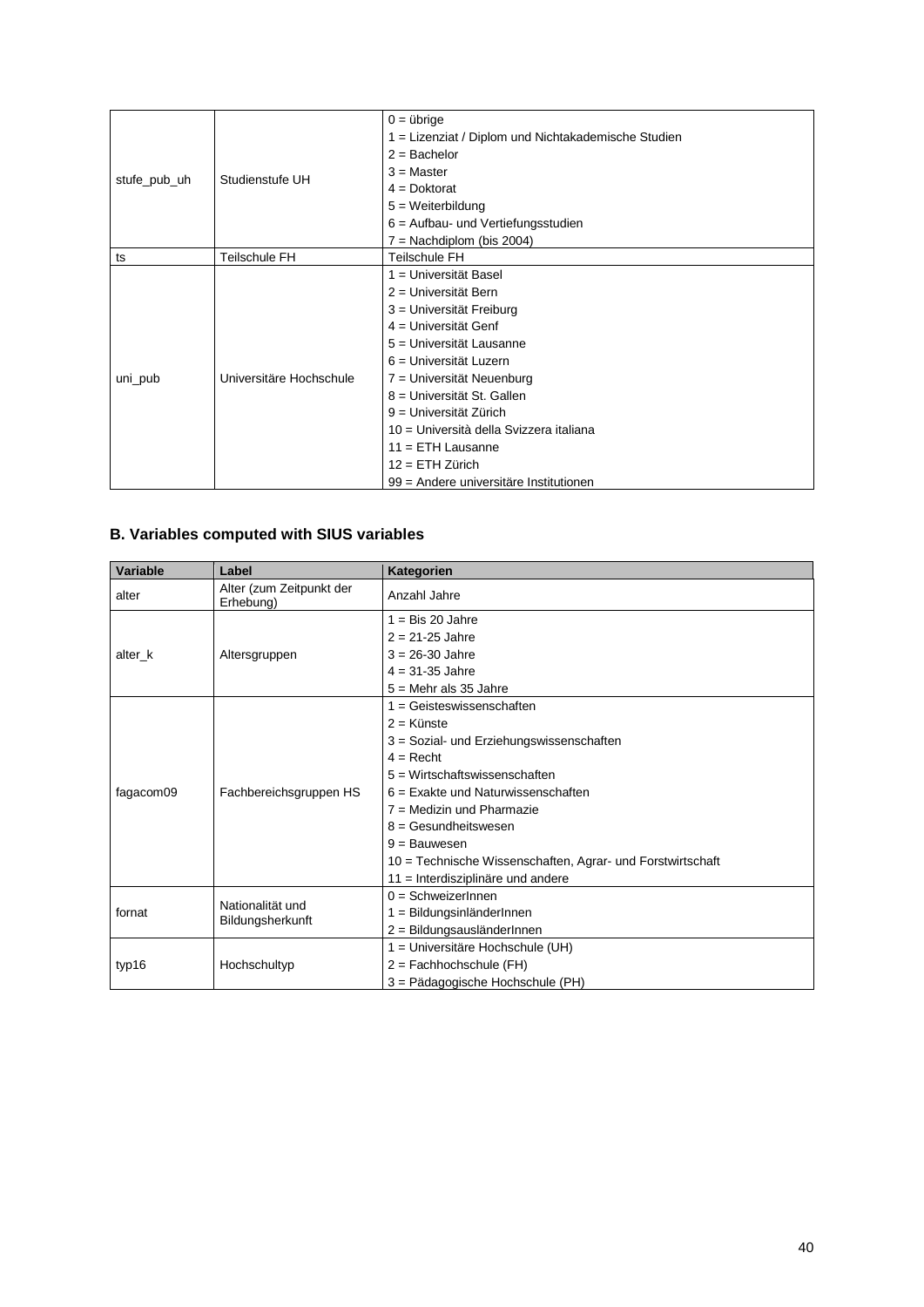| | | |
|---|---|---|
| stufe_pub_uh | Studienstufe UH | 0 = übrige<br>1 = Lizenziat / Diplom und Nichtakademische Studien<br>2 = Bachelor<br>3 = Master<br>4 = Doktorat<br>5 = Weiterbildung<br>6 = Aufbau- und Vertiefungsstudien<br>7 = Nachdiplom (bis 2004) |
| ts | Teilschule FH | Teilschule FH |
| uni_pub | Universitäre Hochschule | 1 = Universität Basel<br>2 = Universität Bern<br>3 = Universität Freiburg<br>4 = Universität Genf<br>5 = Universität Lausanne<br>6 = Universität Luzern<br>7 = Universität Neuenburg<br>8 = Universität St. Gallen<br>9 = Universität Zürich<br>10 = Università della Svizzera italiana<br>11 = ETH Lausanne<br>12 = ETH Zürich<br>99 = Andere universitäre Institutionen |

### B. Variables computed with SIUS variables

| Variable | Label | Kategorien |
|---|---|---|
| alter | Alter (zum Zeitpunkt der Erhebung) | Anzahl Jahre |
| alter_k | Altersgruppen | 1 = Bis 20 Jahre<br>2 = 21-25 Jahre<br>3 = 26-30 Jahre<br>4 = 31-35 Jahre<br>5 = Mehr als 35 Jahre |
| fagacom09 | Fachbereichsgruppen HS | 1 = Geisteswissenschaften<br>2 = Künste<br>3 = Sozial- und Erziehungswissenschaften<br>4 = Recht<br>5 = Wirtschaftswissenschaften<br>6 = Exakte und Naturwissenschaften<br>7 = Medizin und Pharmazie<br>8 = Gesundheitswesen<br>9 = Bauwesen<br>10 = Technische Wissenschaften, Agrar- und Forstwirtschaft<br>11 = Interdisziplinäre und andere |
| fornat | Nationalität und Bildungsherkunft | 0 = SchweizerInnen<br>1 = BildungsinländerInnen<br>2 = BildungsausländerInnen |
| typ16 | Hochschultyp | 1 = Universitäre Hochschule (UH)<br>2 = Fachhochschule (FH)<br>3 = Pädagogische Hochschule (PH) |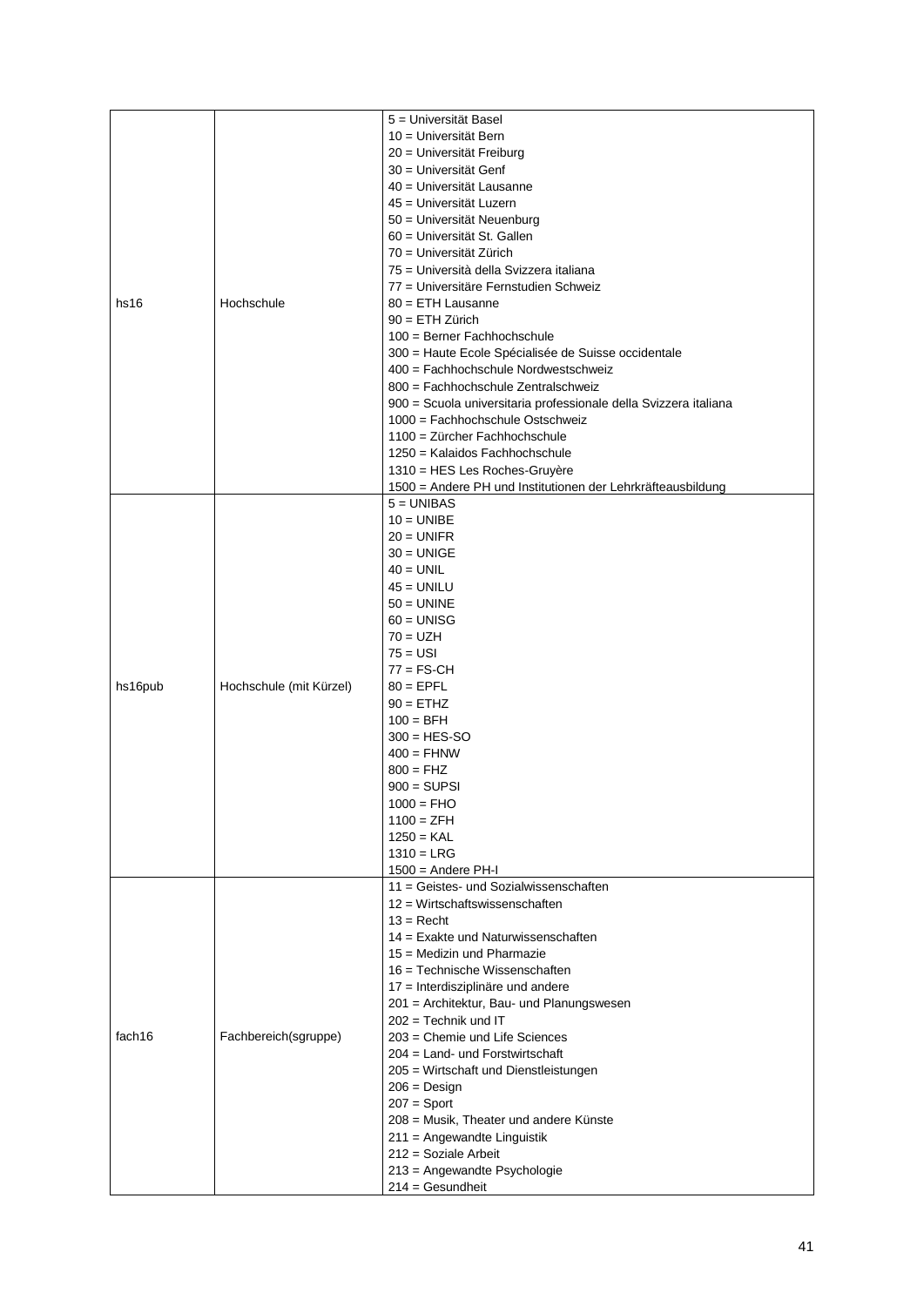| | | |
|---|---|---|
| hs16 | Hochschule | 5 = Universität Basel<br>10 = Universität Bern<br>20 = Universität Freiburg<br>30 = Universität Genf<br>40 = Universität Lausanne<br>45 = Universität Luzern<br>50 = Universität Neuenburg<br>60 = Universität St. Gallen<br>70 = Universität Zürich<br>75 = Università della Svizzera italiana<br>77 = Universitäre Fernstudien Schweiz<br>80 = ETH Lausanne<br>90 = ETH Zürich<br>100 = Berner Fachhochschule<br>300 = Haute Ecole Spécialisée de Suisse occidentale<br>400 = Fachhochschule Nordwestschweiz<br>800 = Fachhochschule Zentralschweiz<br>900 = Scuola universitaria professionale della Svizzera italiana<br>1000 = Fachhochschule Ostschweiz<br>1100 = Zürcher Fachhochschule<br>1250 = Kalaidos Fachhochschule<br>1310 = HES Les Roches-Gruyère<br>1500 = Andere PH und Institutionen der Lehrkräfteausbildung |
| hs16pub | Hochschule (mit Kürzel) | 5 = UNIBAS<br>10 = UNIBE<br>20 = UNIFR<br>30 = UNIGE<br>40 = UNIL<br>45 = UNILU<br>50 = UNINE<br>60 = UNISG<br>70 = UZH<br>75 = USI<br>77 = FS-CH<br>80 = EPFL<br>90 = ETHZ<br>100 = BFH<br>300 = HES-SO<br>400 = FHNW<br>800 = FHZ<br>900 = SUPSI<br>1000 = FHO<br>1100 = ZFH<br>1250 = KAL<br>1310 = LRG<br>1500 = Andere PH-I |
| fach16 | Fachbereich(sgruppe) | 11 = Geistes- und Sozialwissenschaften<br>12 = Wirtschaftswissenschaften<br>13 = Recht<br>14 = Exakte und Naturwissenschaften<br>15 = Medizin und Pharmazie<br>16 = Technische Wissenschaften<br>17 = Interdisziplinäre und andere<br>201 = Architektur, Bau- und Planungswesen<br>202 = Technik und IT<br>203 = Chemie und Life Sciences<br>204 = Land- und Forstwirtschaft<br>205 = Wirtschaft und Dienstleistungen<br>206 = Design<br>207 = Sport<br>208 = Musik, Theater und andere Künste<br>211 = Angewandte Linguistik<br>212 = Soziale Arbeit<br>213 = Angewandte Psychologie<br>214 = Gesundheit |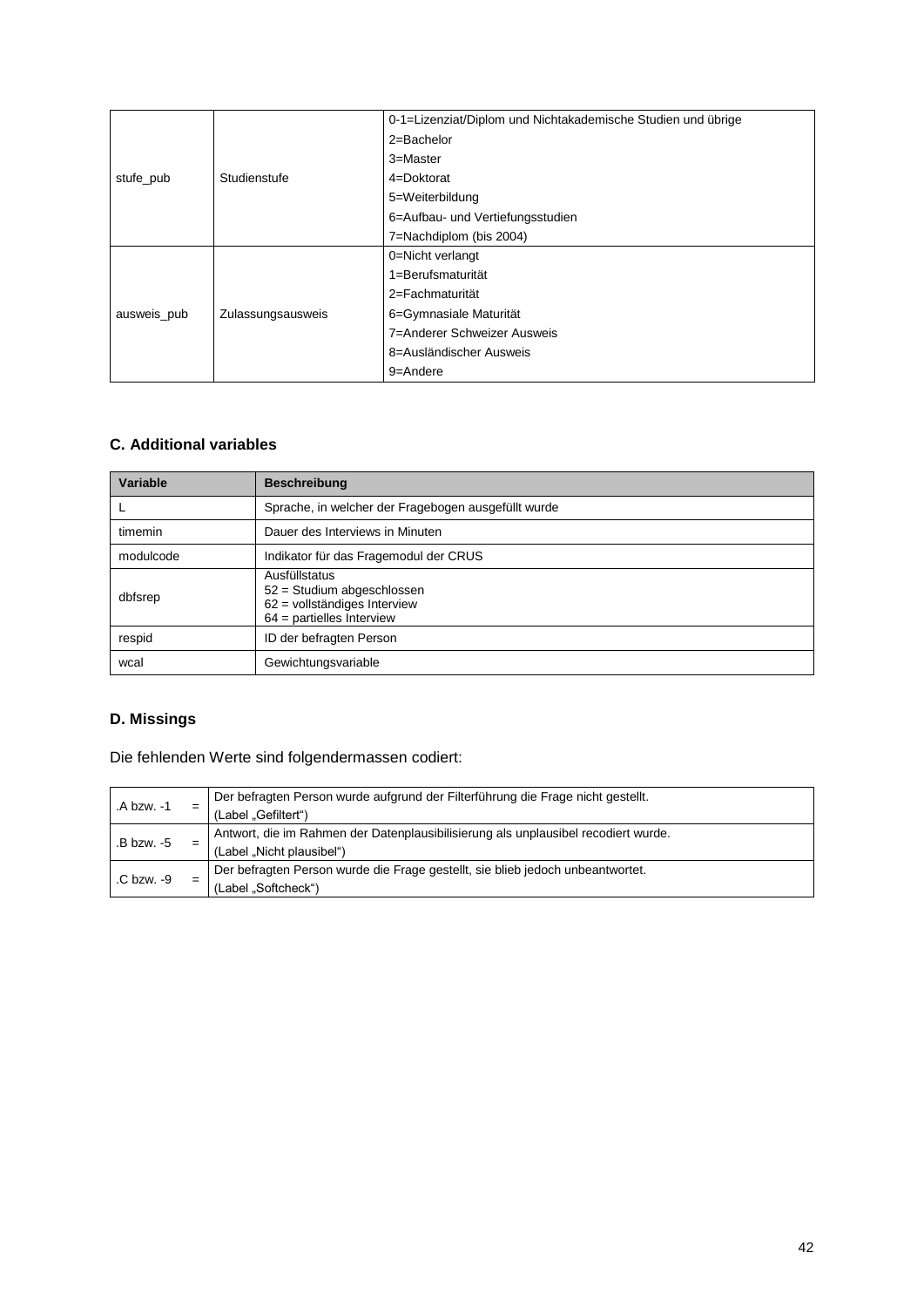| | | |
|---|---|---|
| stufe_pub | Studienstufe | 0-1=Lizenziat/Diplom und Nichtakademische Studien und übrige<br>2=Bachelor<br>3=Master<br>4=Doktorat<br>5=Weiterbildung<br>6=Aufbau- und Vertiefungsstudien<br>7=Nachdiplom (bis 2004) |
| ausweis_pub | Zulassungsausweis | 0=Nicht verlangt<br>1=Berufsmaturität<br>2=Fachmaturität<br>6=Gymnasiale Maturität<br>7=Anderer Schweizer Ausweis<br>8=Ausländischer Ausweis<br>9=Andere |

### C. Additional variables

| Variable | Beschreibung |
|---|---|
| L | Sprache, in welcher der Fragebogen ausgefüllt wurde |
| timemin | Dauer des Interviews in Minuten |
| modulcode | Indikator für das Fragemodul der CRUS |
| dbfsrep | Ausfüllstatus<br>52 = Studium abgeschlossen<br>62 = vollständiges Interview<br>64 = partielles Interview |
| respid | ID der befragten Person |
| wcal | Gewichtungsvariable |

### D. Missings

Die fehlenden Werte sind folgendermassen codiert:

| | | |
|---|---|---|
| .A bzw. -1 | = | Der befragten Person wurde aufgrund der Filterführung die Frage nicht gestellt.<br>(Label „Gefiltert“) |
| .B bzw. -5 | = | Antwort, die im Rahmen der Datenplausibilisierung als unplausibel recodiert wurde.<br>(Label „Nicht plausibel“) |
| .C bzw. -9 | = | Der befragten Person wurde die Frage gestellt, sie blieb jedoch unbeantwortet.<br>(Label „Softcheck“) |